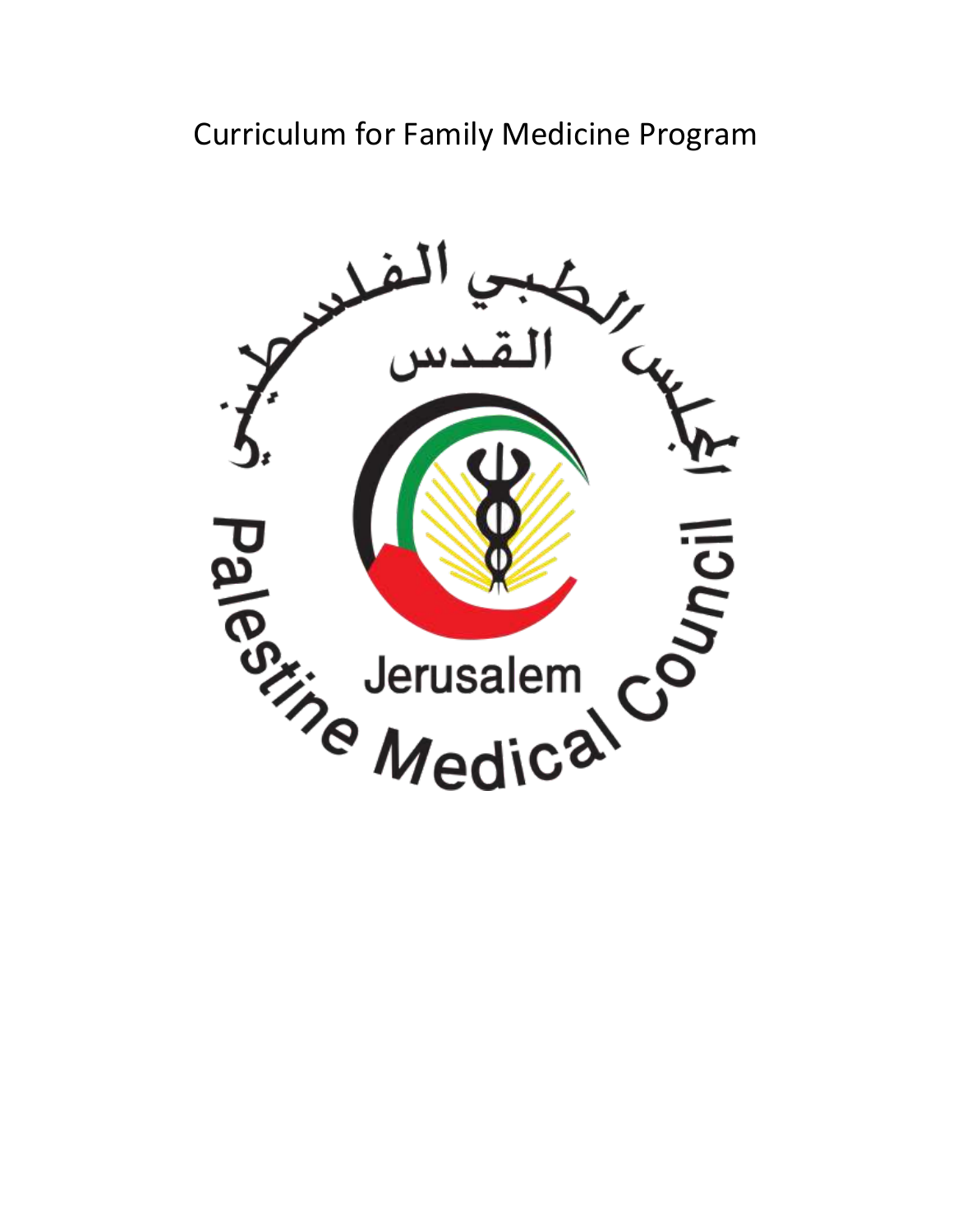# Curriculum for Family Medicine Program

المجلس الطبي الفلسطيني

القدس

Jerusalem

Palestine Medical Council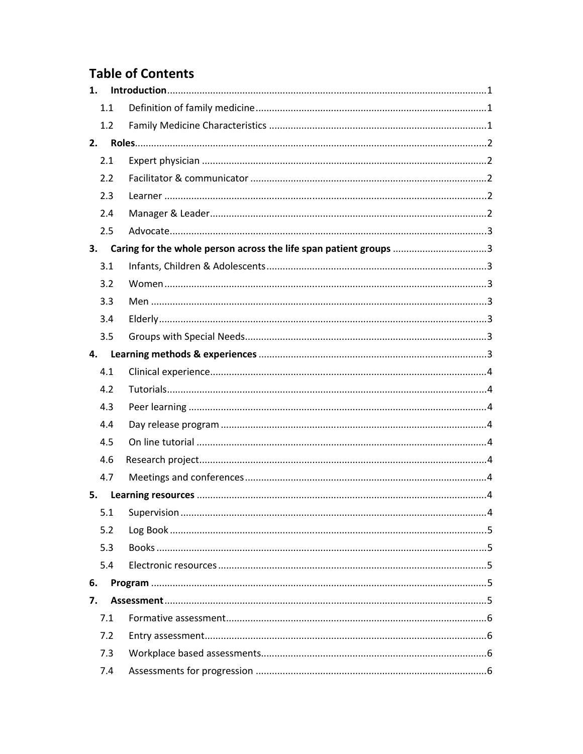# Table of Contents

**1. Introduction** ..... 1

- 1.1 Definition of family medicine ..... 1
- 1.2 Family Medicine Characteristics ..... 1

**2. Roles** ..... 2

- 2.1 Expert physician ..... 2
- 2.2 Facilitator & communicator ..... 2
- 2.3 Learner ..... 2
- 2.4 Manager & Leader ..... 2
- 2.5 Advocate ..... 3

**3. Caring for the whole person across the life span patient groups** ..... 3

- 3.1 Infants, Children & Adolescents ..... 3
- 3.2 Women ..... 3
- 3.3 Men ..... 3
- 3.4 Elderly ..... 3
- 3.5 Groups with Special Needs ..... 3

**4. Learning methods & experiences** ..... 3

- 4.1 Clinical experience ..... 4
- 4.2 Tutorials ..... 4
- 4.3 Peer learning ..... 4
- 4.4 Day release program ..... 4
- 4.5 On line tutorial ..... 4
- 4.6 Research project ..... 4
- 4.7 Meetings and conferences ..... 4

**5. Learning resources** ..... 4

- 5.1 Supervision ..... 4
- 5.2 Log Book ..... 5
- 5.3 Books ..... 5
- 5.4 Electronic resources ..... 5

**6. Program** ..... 5

**7. Assessment** ..... 5

- 7.1 Formative assessment ..... 6
- 7.2 Entry assessment ..... 6
- 7.3 Workplace based assessments ..... 6
- 7.4 Assessments for progression ..... 6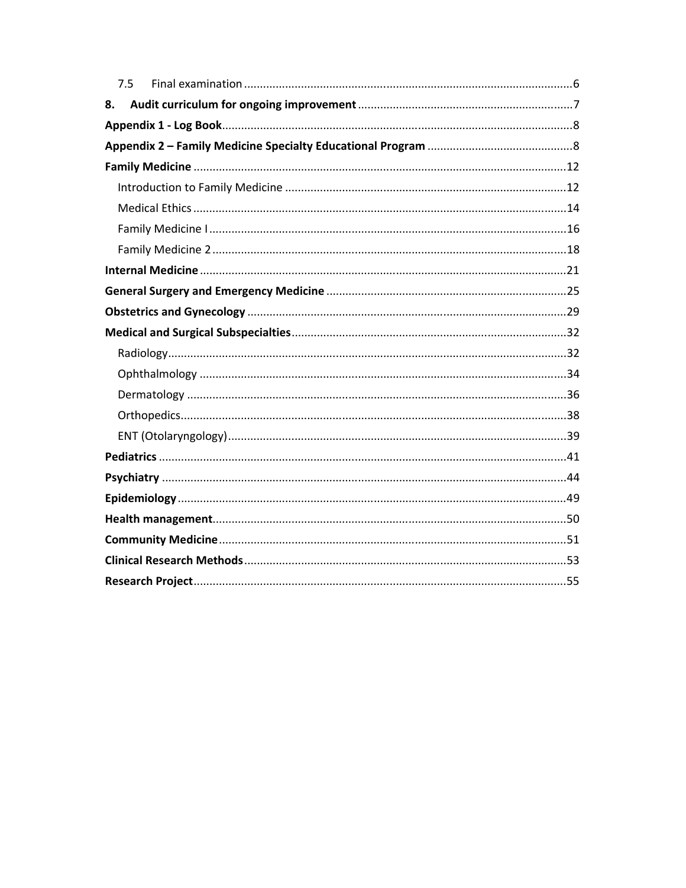7.5 Final examination ........................................................................................................6

**8. Audit curriculum for ongoing improvement** ....................................................................7

**Appendix 1 - Log Book**..............................................................................................................8

**Appendix 2 – Family Medicine Specialty Educational Program** ..............................................8

**Family Medicine** .....................................................................................................................12

Introduction to Family Medicine ........................................................................................12

Medical Ethics .....................................................................................................................14

Family Medicine I ................................................................................................................16

Family Medicine 2 ...............................................................................................................18

**Internal Medicine** ....................................................................................................................21

**General Surgery and Emergency Medicine** ............................................................................25

**Obstetrics and Gynecology** .....................................................................................................29

**Medical and Surgical Subspecialties**.......................................................................................32

Radiology..............................................................................................................................32

Ophthalmology ....................................................................................................................34

Dermatology ........................................................................................................................36

Orthopedics..........................................................................................................................38

ENT (Otolaryngology)...........................................................................................................39

**Pediatrics** ................................................................................................................................41

**Psychiatry** ................................................................................................................................44

**Epidemiology**...........................................................................................................................49

**Health management**................................................................................................................50

**Community Medicine**..............................................................................................................51

**Clinical Research Methods**......................................................................................................53

**Research Project**......................................................................................................................55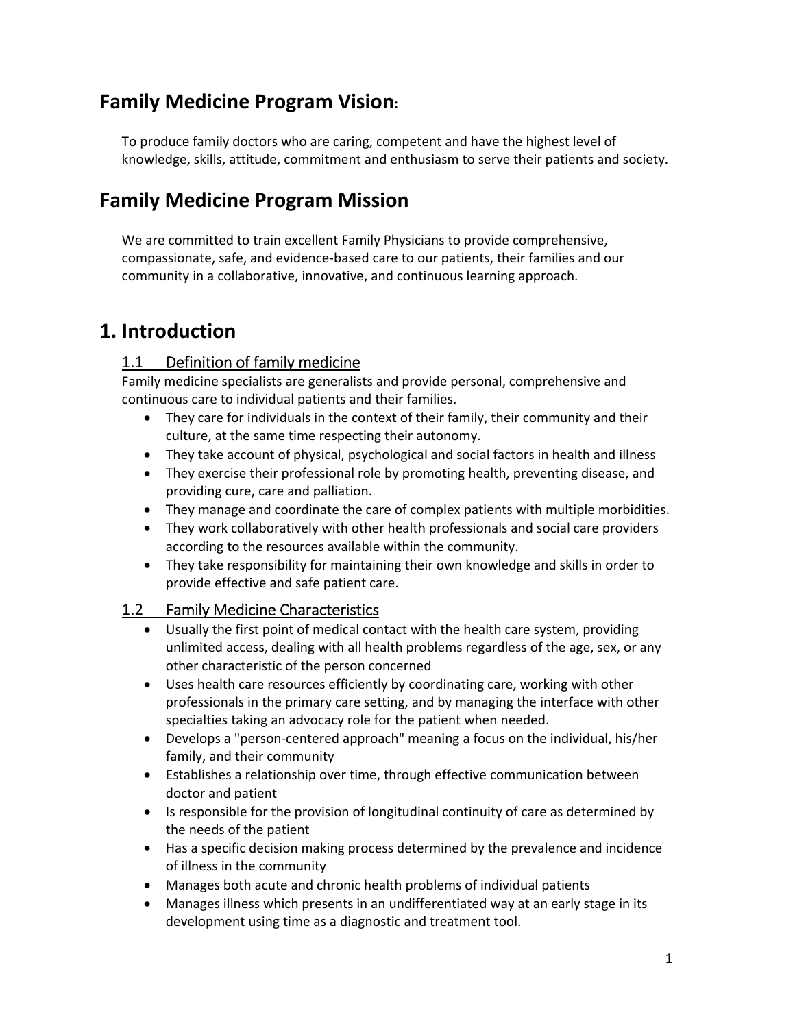## Family Medicine Program Vision:

To produce family doctors who are caring, competent and have the highest level of knowledge, skills, attitude, commitment and enthusiasm to serve their patients and society.

## Family Medicine Program Mission

We are committed to train excellent Family Physicians to provide comprehensive, compassionate, safe, and evidence-based care to our patients, their families and our community in a collaborative, innovative, and continuous learning approach.

# 1. Introduction

### 1.1 Definition of family medicine

Family medicine specialists are generalists and provide personal, comprehensive and continuous care to individual patients and their families.

- They care for individuals in the context of their family, their community and their culture, at the same time respecting their autonomy.
- They take account of physical, psychological and social factors in health and illness
- They exercise their professional role by promoting health, preventing disease, and providing cure, care and palliation.
- They manage and coordinate the care of complex patients with multiple morbidities.
- They work collaboratively with other health professionals and social care providers according to the resources available within the community.
- They take responsibility for maintaining their own knowledge and skills in order to provide effective and safe patient care.

### 1.2 Family Medicine Characteristics

- Usually the first point of medical contact with the health care system, providing unlimited access, dealing with all health problems regardless of the age, sex, or any other characteristic of the person concerned
- Uses health care resources efficiently by coordinating care, working with other professionals in the primary care setting, and by managing the interface with other specialties taking an advocacy role for the patient when needed.
- Develops a "person-centered approach" meaning a focus on the individual, his/her family, and their community
- Establishes a relationship over time, through effective communication between doctor and patient
- Is responsible for the provision of longitudinal continuity of care as determined by the needs of the patient
- Has a specific decision making process determined by the prevalence and incidence of illness in the community
- Manages both acute and chronic health problems of individual patients
- Manages illness which presents in an undifferentiated way at an early stage in its development using time as a diagnostic and treatment tool.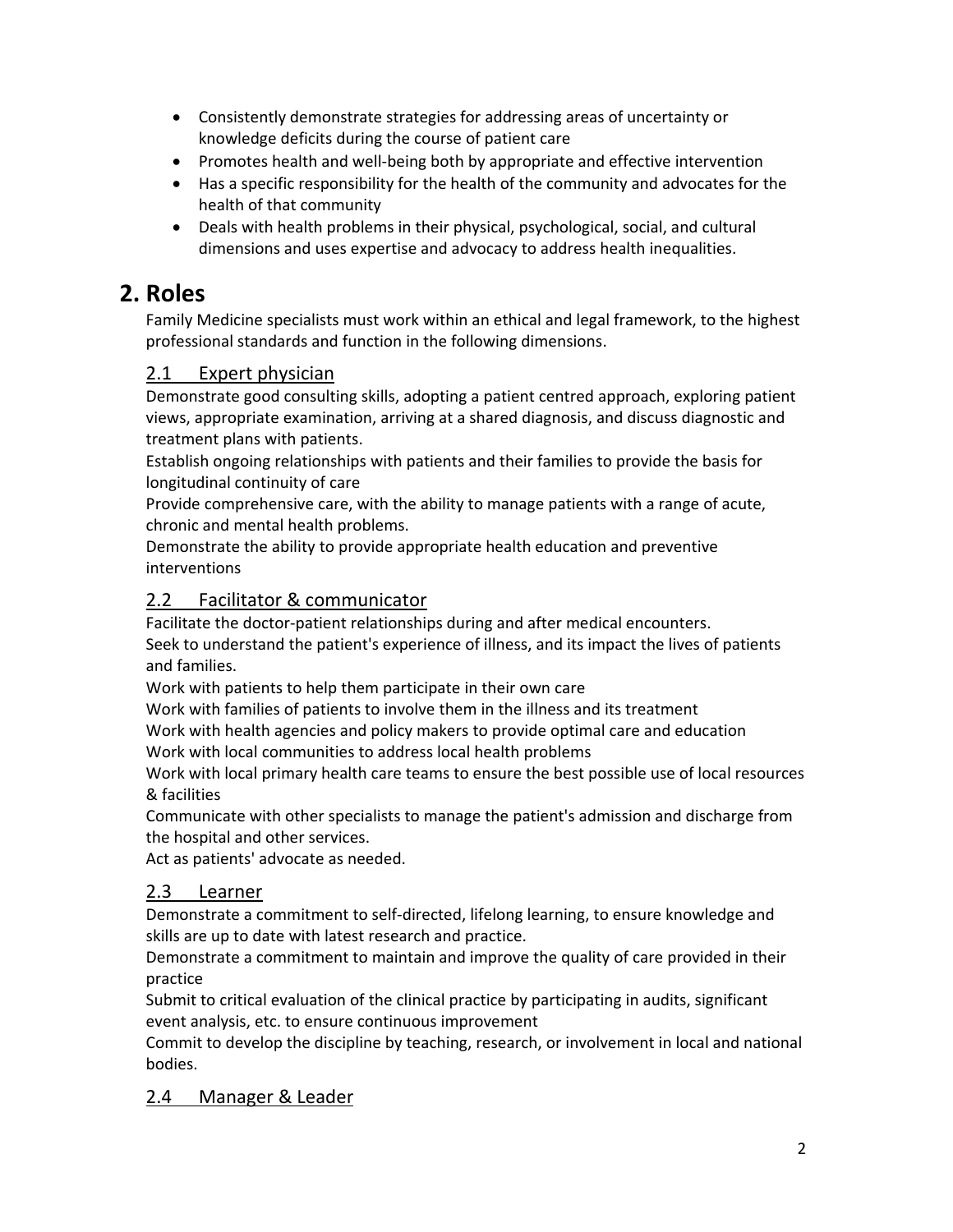- Consistently demonstrate strategies for addressing areas of uncertainty or knowledge deficits during the course of patient care
- Promotes health and well-being both by appropriate and effective intervention
- Has a specific responsibility for the health of the community and advocates for the health of that community
- Deals with health problems in their physical, psychological, social, and cultural dimensions and uses expertise and advocacy to address health inequalities.

# 2. Roles

Family Medicine specialists must work within an ethical and legal framework, to the highest professional standards and function in the following dimensions.

## 2.1 Expert physician

Demonstrate good consulting skills, adopting a patient centred approach, exploring patient views, appropriate examination, arriving at a shared diagnosis, and discuss diagnostic and treatment plans with patients.

Establish ongoing relationships with patients and their families to provide the basis for longitudinal continuity of care

Provide comprehensive care, with the ability to manage patients with a range of acute, chronic and mental health problems.

Demonstrate the ability to provide appropriate health education and preventive interventions

## 2.2 Facilitator & communicator

Facilitate the doctor-patient relationships during and after medical encounters.

Seek to understand the patient's experience of illness, and its impact the lives of patients and families.

Work with patients to help them participate in their own care

Work with families of patients to involve them in the illness and its treatment

Work with health agencies and policy makers to provide optimal care and education

Work with local communities to address local health problems

Work with local primary health care teams to ensure the best possible use of local resources & facilities

Communicate with other specialists to manage the patient's admission and discharge from the hospital and other services.

Act as patients' advocate as needed.

## 2.3 Learner

Demonstrate a commitment to self-directed, lifelong learning, to ensure knowledge and skills are up to date with latest research and practice.

Demonstrate a commitment to maintain and improve the quality of care provided in their practice

Submit to critical evaluation of the clinical practice by participating in audits, significant event analysis, etc. to ensure continuous improvement

Commit to develop the discipline by teaching, research, or involvement in local and national bodies.

## 2.4 Manager & Leader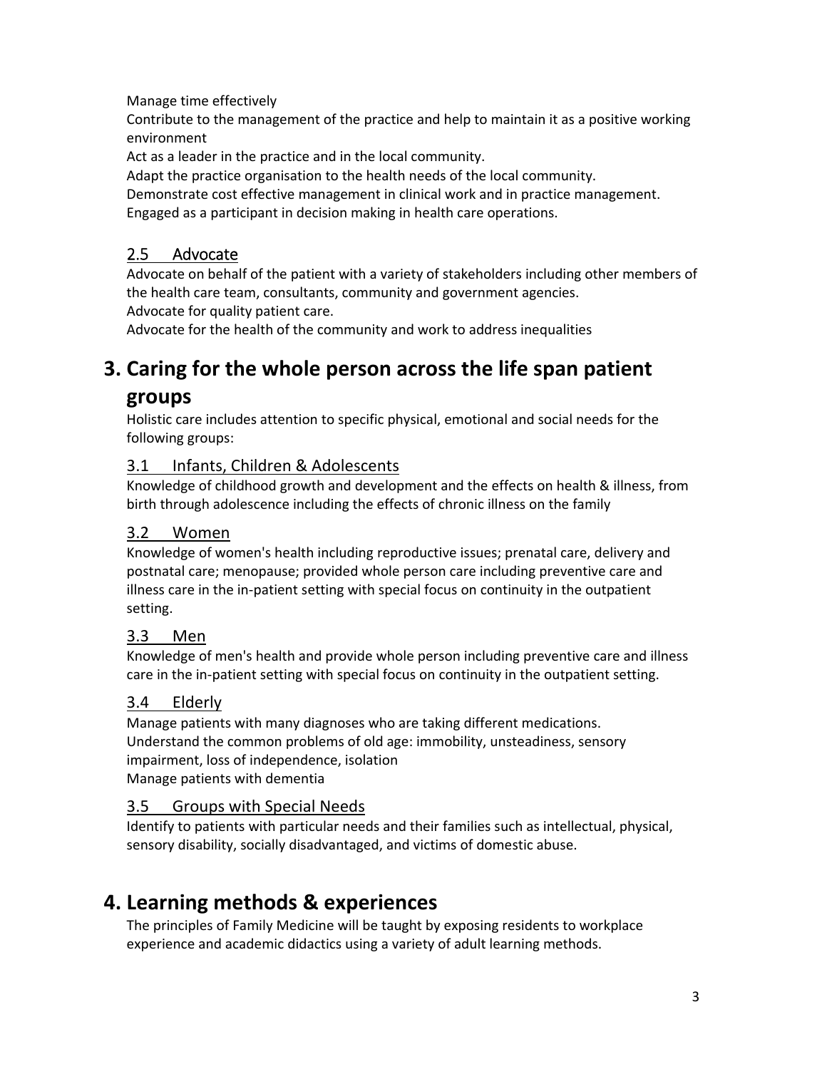Manage time effectively

Contribute to the management of the practice and help to maintain it as a positive working environment

Act as a leader in the practice and in the local community.

Adapt the practice organisation to the health needs of the local community.

Demonstrate cost effective management in clinical work and in practice management.

Engaged as a participant in decision making in health care operations.

### 2.5 Advocate

Advocate on behalf of the patient with a variety of stakeholders including other members of the health care team, consultants, community and government agencies.

Advocate for quality patient care.

Advocate for the health of the community and work to address inequalities

## 3. Caring for the whole person across the life span patient groups

Holistic care includes attention to specific physical, emotional and social needs for the following groups:

### 3.1 Infants, Children & Adolescents

Knowledge of childhood growth and development and the effects on health & illness, from birth through adolescence including the effects of chronic illness on the family

### 3.2 Women

Knowledge of women's health including reproductive issues; prenatal care, delivery and postnatal care; menopause; provided whole person care including preventive care and illness care in the in-patient setting with special focus on continuity in the outpatient setting.

### 3.3 Men

Knowledge of men's health and provide whole person including preventive care and illness care in the in-patient setting with special focus on continuity in the outpatient setting.

### 3.4 Elderly

Manage patients with many diagnoses who are taking different medications.

Understand the common problems of old age: immobility, unsteadiness, sensory impairment, loss of independence, isolation

Manage patients with dementia

### 3.5 Groups with Special Needs

Identify to patients with particular needs and their families such as intellectual, physical, sensory disability, socially disadvantaged, and victims of domestic abuse.

## 4. Learning methods & experiences

The principles of Family Medicine will be taught by exposing residents to workplace experience and academic didactics using a variety of adult learning methods.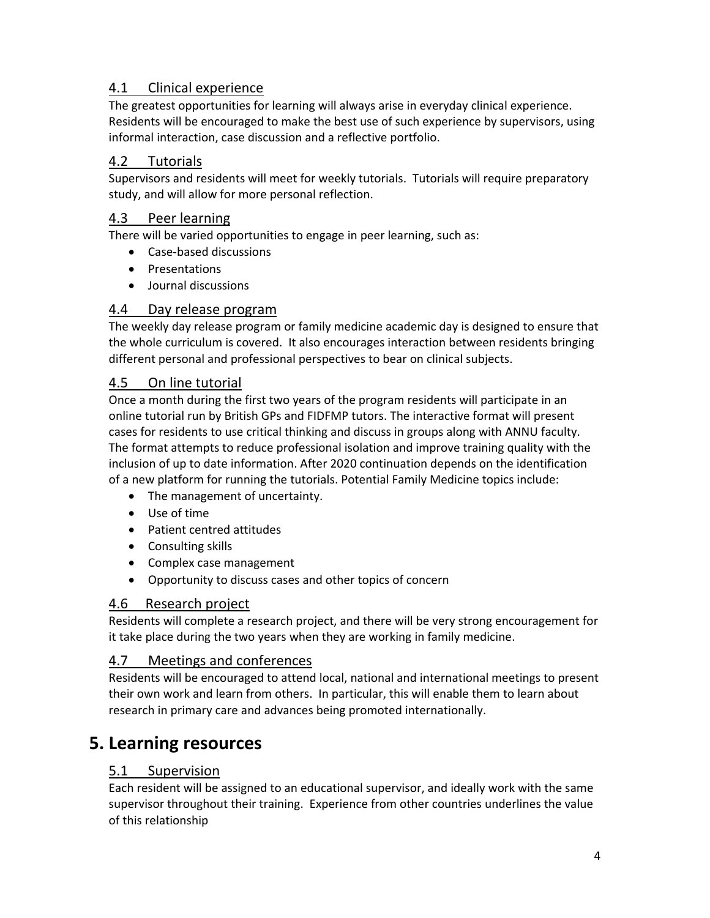### 4.1 Clinical experience

The greatest opportunities for learning will always arise in everyday clinical experience. Residents will be encouraged to make the best use of such experience by supervisors, using informal interaction, case discussion and a reflective portfolio.

### 4.2 Tutorials

Supervisors and residents will meet for weekly tutorials. Tutorials will require preparatory study, and will allow for more personal reflection.

### 4.3 Peer learning

There will be varied opportunities to engage in peer learning, such as:

- Case-based discussions
- Presentations
- Journal discussions

### 4.4 Day release program

The weekly day release program or family medicine academic day is designed to ensure that the whole curriculum is covered. It also encourages interaction between residents bringing different personal and professional perspectives to bear on clinical subjects.

### 4.5 On line tutorial

Once a month during the first two years of the program residents will participate in an online tutorial run by British GPs and FIDFMP tutors. The interactive format will present cases for residents to use critical thinking and discuss in groups along with ANNU faculty. The format attempts to reduce professional isolation and improve training quality with the inclusion of up to date information. After 2020 continuation depends on the identification of a new platform for running the tutorials. Potential Family Medicine topics include:

- The management of uncertainty.
- Use of time
- Patient centred attitudes
- Consulting skills
- Complex case management
- Opportunity to discuss cases and other topics of concern

### 4.6 Research project

Residents will complete a research project, and there will be very strong encouragement for it take place during the two years when they are working in family medicine.

### 4.7 Meetings and conferences

Residents will be encouraged to attend local, national and international meetings to present their own work and learn from others. In particular, this will enable them to learn about research in primary care and advances being promoted internationally.

## 5. Learning resources

### 5.1 Supervision

Each resident will be assigned to an educational supervisor, and ideally work with the same supervisor throughout their training. Experience from other countries underlines the value of this relationship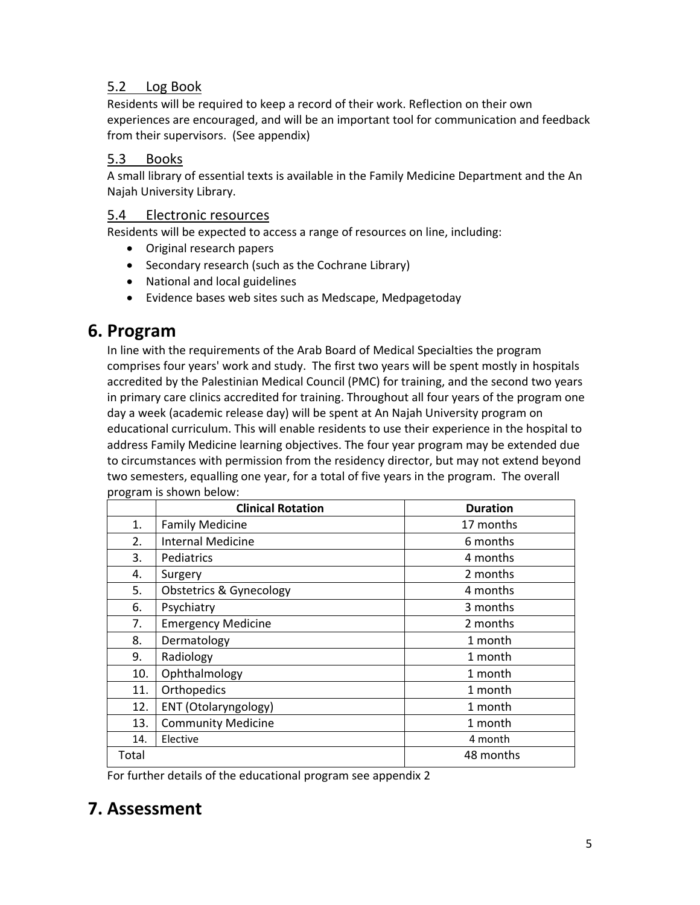### 5.2 Log Book

Residents will be required to keep a record of their work. Reflection on their own experiences are encouraged, and will be an important tool for communication and feedback from their supervisors. (See appendix)

### 5.3 Books

A small library of essential texts is available in the Family Medicine Department and the An Najah University Library.

### 5.4 Electronic resources

Residents will be expected to access a range of resources on line, including:

- Original research papers
- Secondary research (such as the Cochrane Library)
- National and local guidelines
- Evidence bases web sites such as Medscape, Medpagetoday

# 6. Program

In line with the requirements of the Arab Board of Medical Specialties the program comprises four years' work and study. The first two years will be spent mostly in hospitals accredited by the Palestinian Medical Council (PMC) for training, and the second two years in primary care clinics accredited for training. Throughout all four years of the program one day a week (academic release day) will be spent at An Najah University program on educational curriculum. This will enable residents to use their experience in the hospital to address Family Medicine learning objectives. The four year program may be extended due to circumstances with permission from the residency director, but may not extend beyond two semesters, equalling one year, for a total of five years in the program. The overall program is shown below:

| | Clinical Rotation | Duration |
|---|---|---|
| 1. | Family Medicine | 17 months |
| 2. | Internal Medicine | 6 months |
| 3. | Pediatrics | 4 months |
| 4. | Surgery | 2 months |
| 5. | Obstetrics & Gynecology | 4 months |
| 6. | Psychiatry | 3 months |
| 7. | Emergency Medicine | 2 months |
| 8. | Dermatology | 1 month |
| 9. | Radiology | 1 month |
| 10. | Ophthalmology | 1 month |
| 11. | Orthopedics | 1 month |
| 12. | ENT (Otolaryngology) | 1 month |
| 13. | Community Medicine | 1 month |
| 14. | Elective | 4 month |
| Total | | 48 months |

For further details of the educational program see appendix 2

# 7. Assessment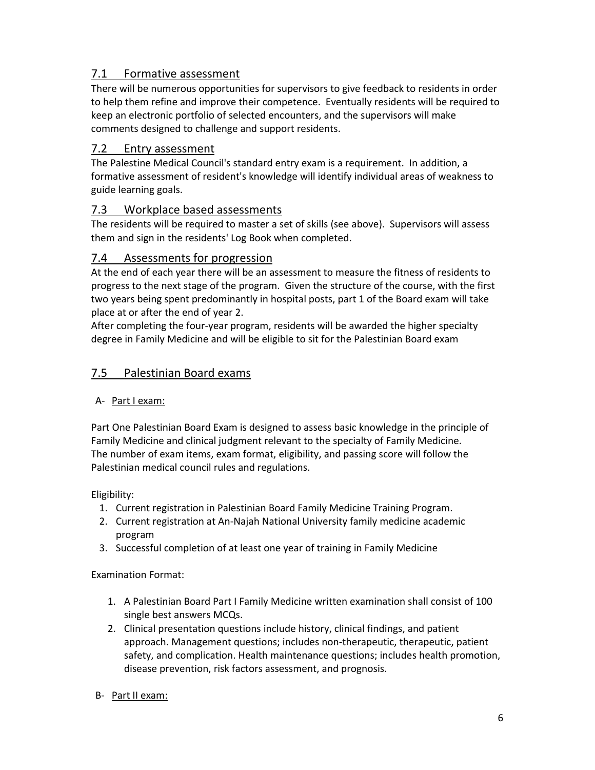## 7.1 Formative assessment

There will be numerous opportunities for supervisors to give feedback to residents in order to help them refine and improve their competence. Eventually residents will be required to keep an electronic portfolio of selected encounters, and the supervisors will make comments designed to challenge and support residents.

## 7.2 Entry assessment

The Palestine Medical Council's standard entry exam is a requirement. In addition, a formative assessment of resident's knowledge will identify individual areas of weakness to guide learning goals.

## 7.3 Workplace based assessments

The residents will be required to master a set of skills (see above). Supervisors will assess them and sign in the residents' Log Book when completed.

## 7.4 Assessments for progression

At the end of each year there will be an assessment to measure the fitness of residents to progress to the next stage of the program. Given the structure of the course, with the first two years being spent predominantly in hospital posts, part 1 of the Board exam will take place at or after the end of year 2.

After completing the four-year program, residents will be awarded the higher specialty degree in Family Medicine and will be eligible to sit for the Palestinian Board exam

## 7.5 Palestinian Board exams

### A- Part I exam:

Part One Palestinian Board Exam is designed to assess basic knowledge in the principle of Family Medicine and clinical judgment relevant to the specialty of Family Medicine.
The number of exam items, exam format, eligibility, and passing score will follow the Palestinian medical council rules and regulations.

Eligibility:

1. Current registration in Palestinian Board Family Medicine Training Program.
2. Current registration at An-Najah National University family medicine academic program
3. Successful completion of at least one year of training in Family Medicine

Examination Format:

1. A Palestinian Board Part I Family Medicine written examination shall consist of 100 single best answers MCQs.
2. Clinical presentation questions include history, clinical findings, and patient approach. Management questions; includes non-therapeutic, therapeutic, patient safety, and complication. Health maintenance questions; includes health promotion, disease prevention, risk factors assessment, and prognosis.

### B- Part II exam: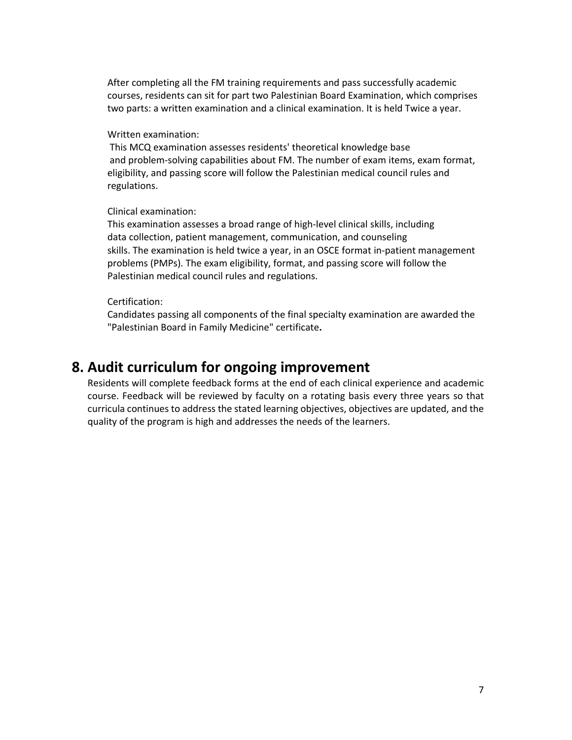After completing all the FM training requirements and pass successfully academic courses, residents can sit for part two Palestinian Board Examination, which comprises two parts: a written examination and a clinical examination. It is held Twice a year.

Written examination:
This MCQ examination assesses residents' theoretical knowledge base and problem-solving capabilities about FM. The number of exam items, exam format, eligibility, and passing score will follow the Palestinian medical council rules and regulations.

Clinical examination:
This examination assesses a broad range of high-level clinical skills, including data collection, patient management, communication, and counseling skills. The examination is held twice a year, in an OSCE format in-patient management problems (PMPs). The exam eligibility, format, and passing score will follow the Palestinian medical council rules and regulations.

Certification:
Candidates passing all components of the final specialty examination are awarded the "Palestinian Board in Family Medicine" certificate**.**

## 8. Audit curriculum for ongoing improvement

Residents will complete feedback forms at the end of each clinical experience and academic course. Feedback will be reviewed by faculty on a rotating basis every three years so that curricula continues to address the stated learning objectives, objectives are updated, and the quality of the program is high and addresses the needs of the learners.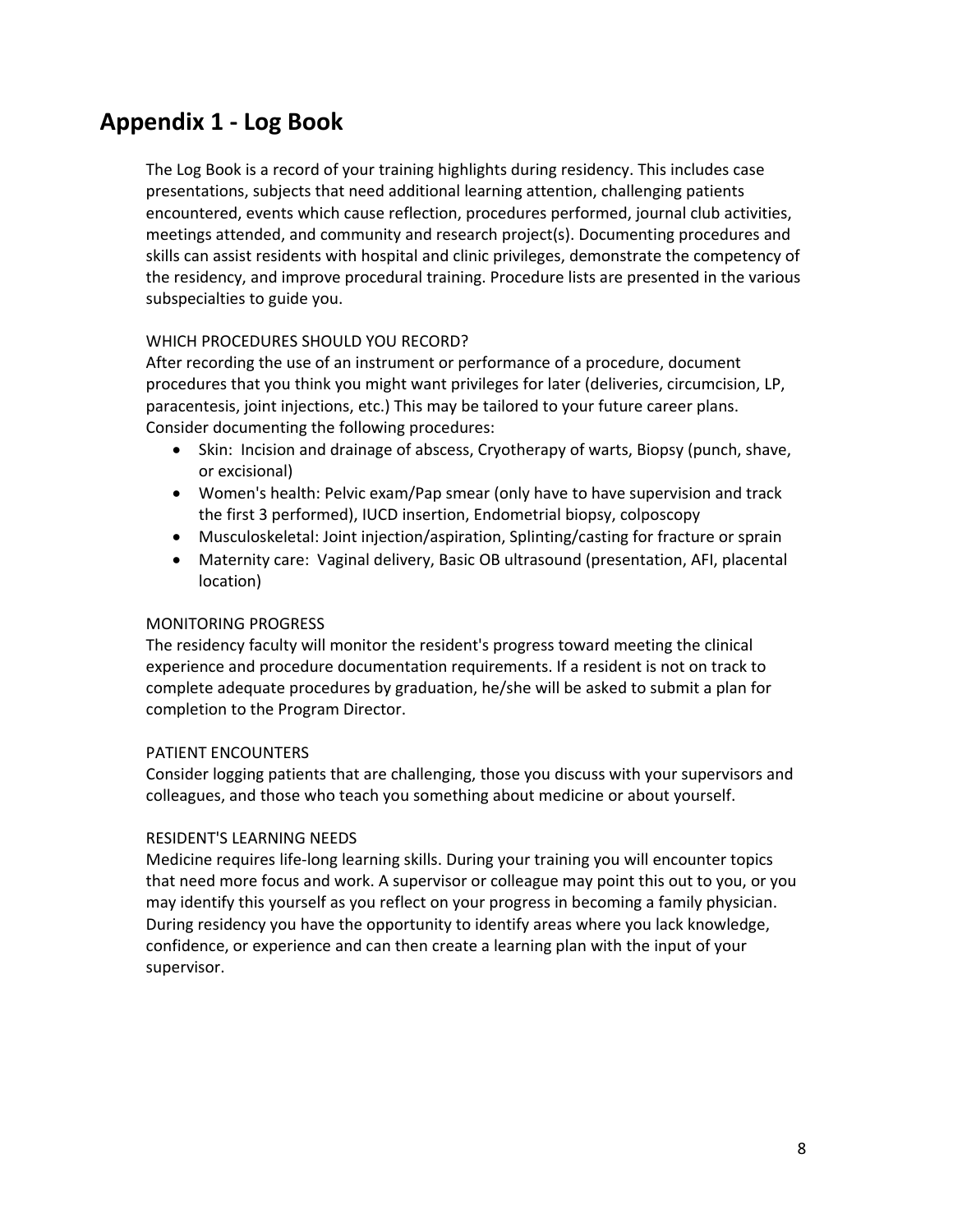## Appendix 1 - Log Book

The Log Book is a record of your training highlights during residency. This includes case presentations, subjects that need additional learning attention, challenging patients encountered, events which cause reflection, procedures performed, journal club activities, meetings attended, and community and research project(s). Documenting procedures and skills can assist residents with hospital and clinic privileges, demonstrate the competency of the residency, and improve procedural training. Procedure lists are presented in the various subspecialties to guide you.

WHICH PROCEDURES SHOULD YOU RECORD?

After recording the use of an instrument or performance of a procedure, document procedures that you think you might want privileges for later (deliveries, circumcision, LP, paracentesis, joint injections, etc.) This may be tailored to your future career plans. Consider documenting the following procedures:

- Skin: Incision and drainage of abscess, Cryotherapy of warts, Biopsy (punch, shave, or excisional)
- Women's health: Pelvic exam/Pap smear (only have to have supervision and track the first 3 performed), IUCD insertion, Endometrial biopsy, colposcopy
- Musculoskeletal: Joint injection/aspiration, Splinting/casting for fracture or sprain
- Maternity care: Vaginal delivery, Basic OB ultrasound (presentation, AFI, placental location)

MONITORING PROGRESS

The residency faculty will monitor the resident's progress toward meeting the clinical experience and procedure documentation requirements. If a resident is not on track to complete adequate procedures by graduation, he/she will be asked to submit a plan for completion to the Program Director.

PATIENT ENCOUNTERS

Consider logging patients that are challenging, those you discuss with your supervisors and colleagues, and those who teach you something about medicine or about yourself.

RESIDENT'S LEARNING NEEDS

Medicine requires life-long learning skills. During your training you will encounter topics that need more focus and work. A supervisor or colleague may point this out to you, or you may identify this yourself as you reflect on your progress in becoming a family physician. During residency you have the opportunity to identify areas where you lack knowledge, confidence, or experience and can then create a learning plan with the input of your supervisor.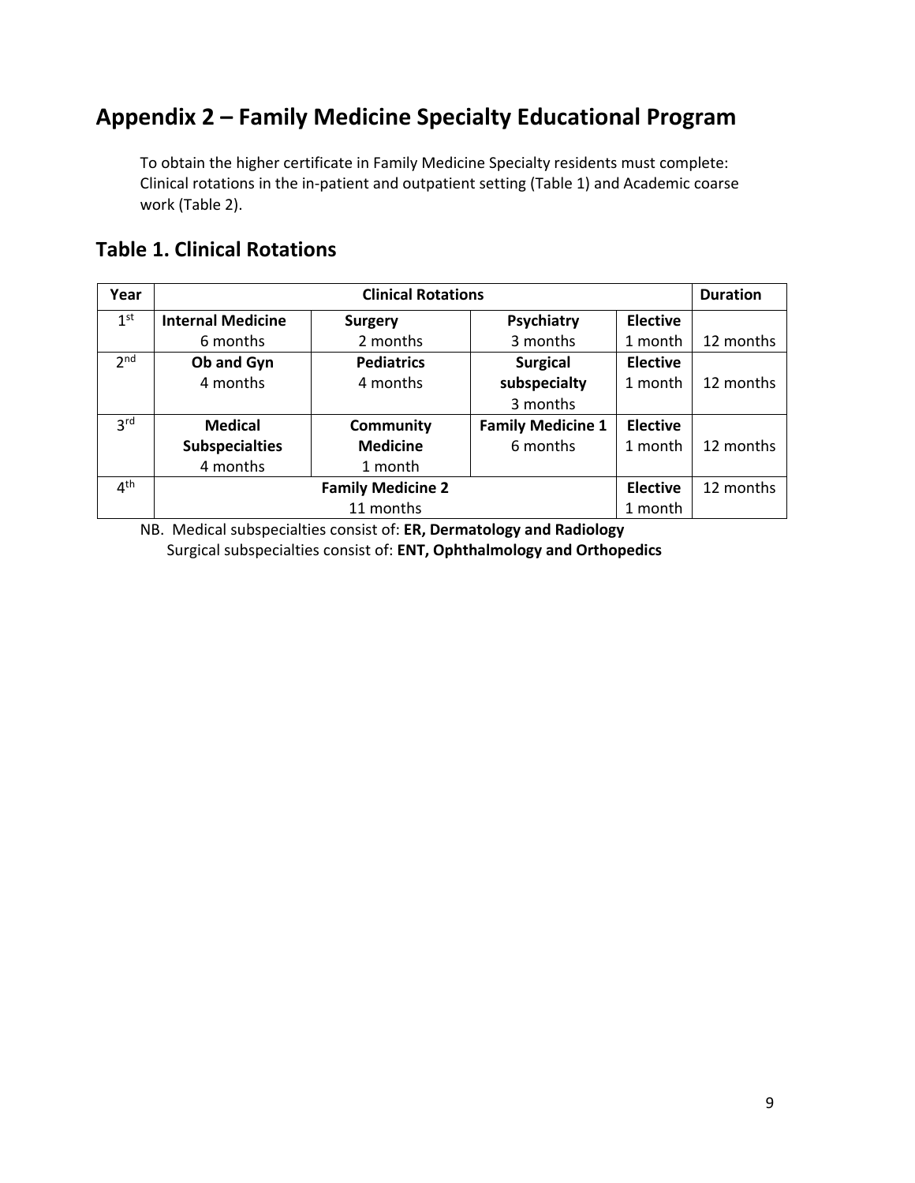## Appendix 2 – Family Medicine Specialty Educational Program

To obtain the higher certificate in Family Medicine Specialty residents must complete: Clinical rotations in the in-patient and outpatient setting (Table 1) and Academic coarse work (Table 2).

### Table 1. Clinical Rotations

| Year | Clinical Rotations | | | | Duration |
|---|---|---|---|---|---|
| 1st | **Internal Medicine** 6 months | **Surgery** 2 months | **Psychiatry** 3 months | **Elective** 1 month | 12 months |
| 2nd | **Ob and Gyn** 4 months | **Pediatrics** 4 months | **Surgical subspecialty** 3 months | **Elective** 1 month | 12 months |
| 3rd | **Medical Subspecialties** 4 months | **Community Medicine** 1 month | **Family Medicine 1** 6 months | **Elective** 1 month | 12 months |
| 4th | **Family Medicine 2** 11 months | | | **Elective** 1 month | 12 months |

NB. Medical subspecialties consist of: **ER, Dermatology and Radiology**
Surgical subspecialties consist of: **ENT, Ophthalmology and Orthopedics**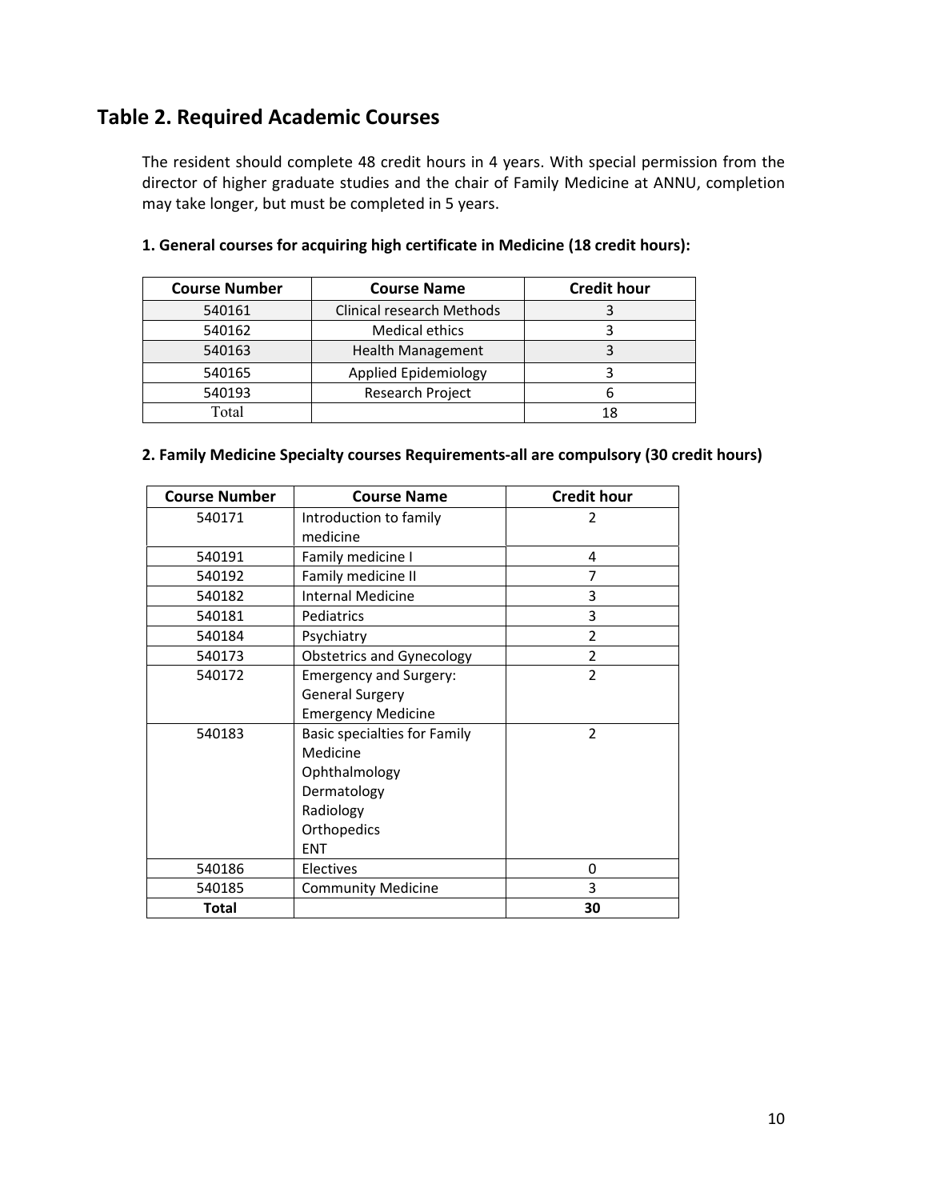## Table 2. Required Academic Courses

The resident should complete 48 credit hours in 4 years. With special permission from the director of higher graduate studies and the chair of Family Medicine at ANNU, completion may take longer, but must be completed in 5 years.

### 1. General courses for acquiring high certificate in Medicine (18 credit hours):

| Course Number | Course Name | Credit hour |
|---|---|---|
| 540161 | Clinical research Methods | 3 |
| 540162 | Medical ethics | 3 |
| 540163 | Health Management | 3 |
| 540165 | Applied Epidemiology | 3 |
| 540193 | Research Project | 6 |
| Total | | 18 |

### 2. Family Medicine Specialty courses Requirements-all are compulsory (30 credit hours)

| Course Number | Course Name | Credit hour |
|---|---|---|
| 540171 | Introduction to family medicine | 2 |
| 540191 | Family medicine I | 4 |
| 540192 | Family medicine II | 7 |
| 540182 | Internal Medicine | 3 |
| 540181 | Pediatrics | 3 |
| 540184 | Psychiatry | 2 |
| 540173 | Obstetrics and Gynecology | 2 |
| 540172 | Emergency and Surgery: General Surgery Emergency Medicine | 2 |
| 540183 | Basic specialties for Family Medicine Ophthalmology Dermatology Radiology Orthopedics ENT | 2 |
| 540186 | Electives | 0 |
| 540185 | Community Medicine | 3 |
| **Total** | | **30** |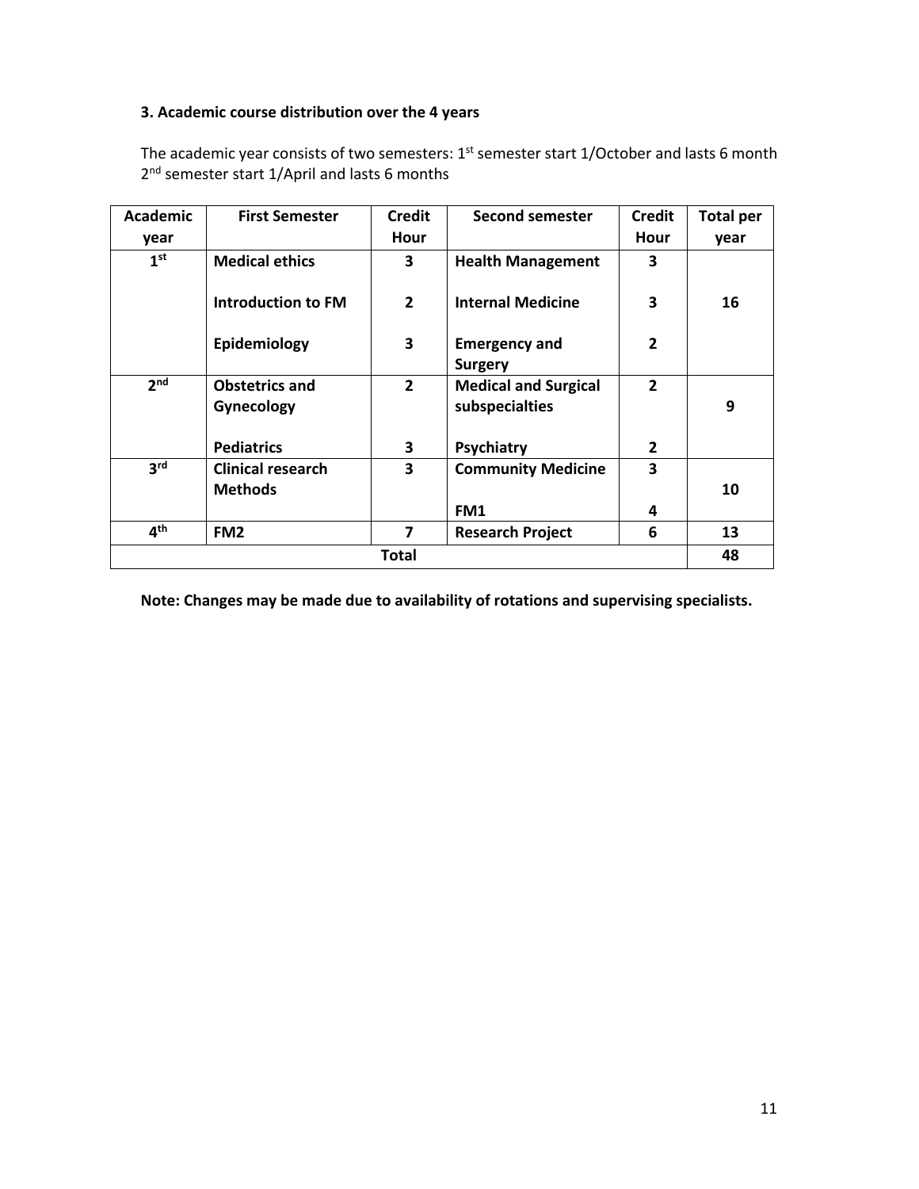### 3. Academic course distribution over the 4 years

The academic year consists of two semesters: 1st semester start 1/October and lasts 6 month 2nd semester start 1/April and lasts 6 months

| Academic year | First Semester | Credit Hour | Second semester | Credit Hour | Total per year |
|---|---|---|---|---|---|
| 1st | **Medical ethics** | **3** | **Health Management** | **3** | **16** |
| | **Introduction to FM** | **2** | **Internal Medicine** | **3** | |
| | **Epidemiology** | **3** | **Emergency and Surgery** | **2** | |
| 2nd | **Obstetrics and Gynecology** | **2** | **Medical and Surgical subspecialties** | **2** | **9** |
| | **Pediatrics** | **3** | **Psychiatry** | **2** | |
| 3rd | **Clinical research Methods** | **3** | **Community Medicine** | **3** | **10** |
| | | | **FM1** | **4** | |
| 4th | **FM2** | **7** | **Research Project** | **6** | **13** |
| **Total** | | | | | **48** |

**Note: Changes may be made due to availability of rotations and supervising specialists.**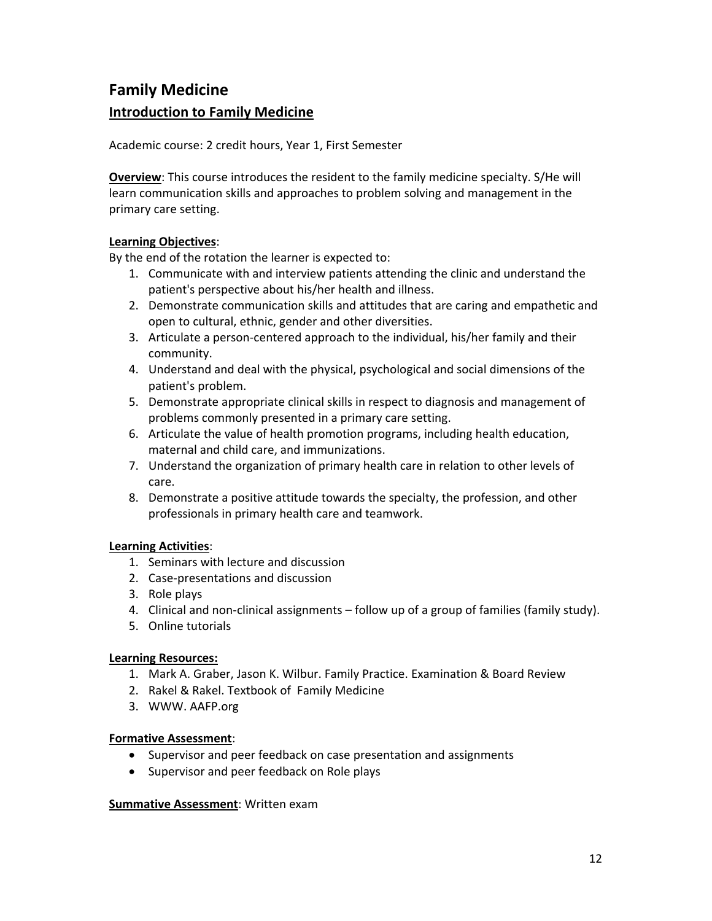# Family Medicine

## Introduction to Family Medicine

Academic course: 2 credit hours, Year 1, First Semester

**Overview**: This course introduces the resident to the family medicine specialty. S/He will learn communication skills and approaches to problem solving and management in the primary care setting.

**Learning Objectives**:

By the end of the rotation the learner is expected to:

1. Communicate with and interview patients attending the clinic and understand the patient's perspective about his/her health and illness.
2. Demonstrate communication skills and attitudes that are caring and empathetic and open to cultural, ethnic, gender and other diversities.
3. Articulate a person-centered approach to the individual, his/her family and their community.
4. Understand and deal with the physical, psychological and social dimensions of the patient's problem.
5. Demonstrate appropriate clinical skills in respect to diagnosis and management of problems commonly presented in a primary care setting.
6. Articulate the value of health promotion programs, including health education, maternal and child care, and immunizations.
7. Understand the organization of primary health care in relation to other levels of care.
8. Demonstrate a positive attitude towards the specialty, the profession, and other professionals in primary health care and teamwork.

**Learning Activities**:

1. Seminars with lecture and discussion
2. Case-presentations and discussion
3. Role plays
4. Clinical and non-clinical assignments – follow up of a group of families (family study).
5. Online tutorials

**Learning Resources:**

1. Mark A. Graber, Jason K. Wilbur. Family Practice. Examination & Board Review
2. Rakel & Rakel. Textbook of Family Medicine
3. WWW. AAFP.org

**Formative Assessment**:

- Supervisor and peer feedback on case presentation and assignments
- Supervisor and peer feedback on Role plays

**Summative Assessment**: Written exam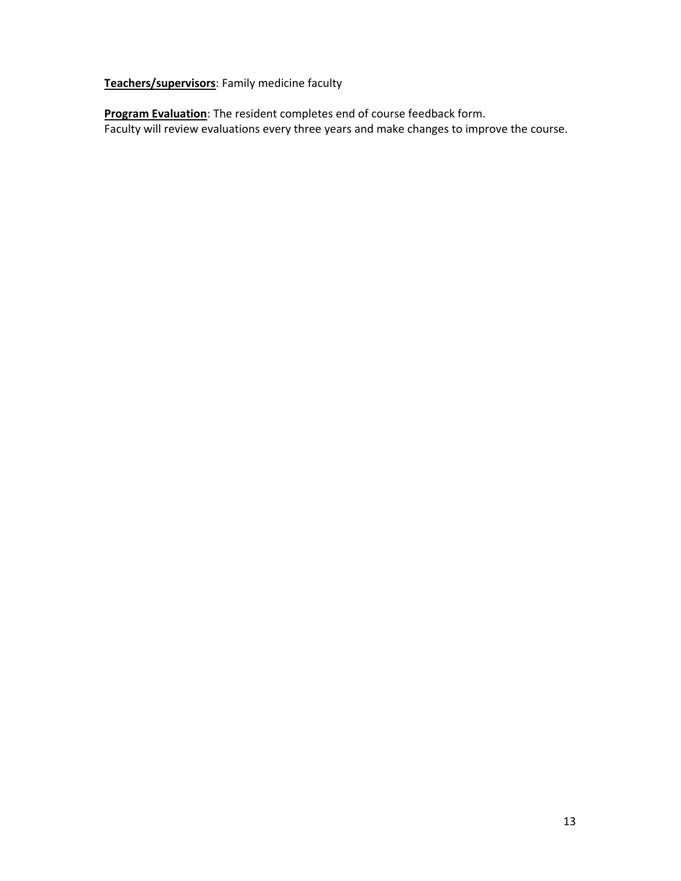**Teachers/supervisors**: Family medicine faculty

**Program Evaluation**: The resident completes end of course feedback form.
Faculty will review evaluations every three years and make changes to improve the course.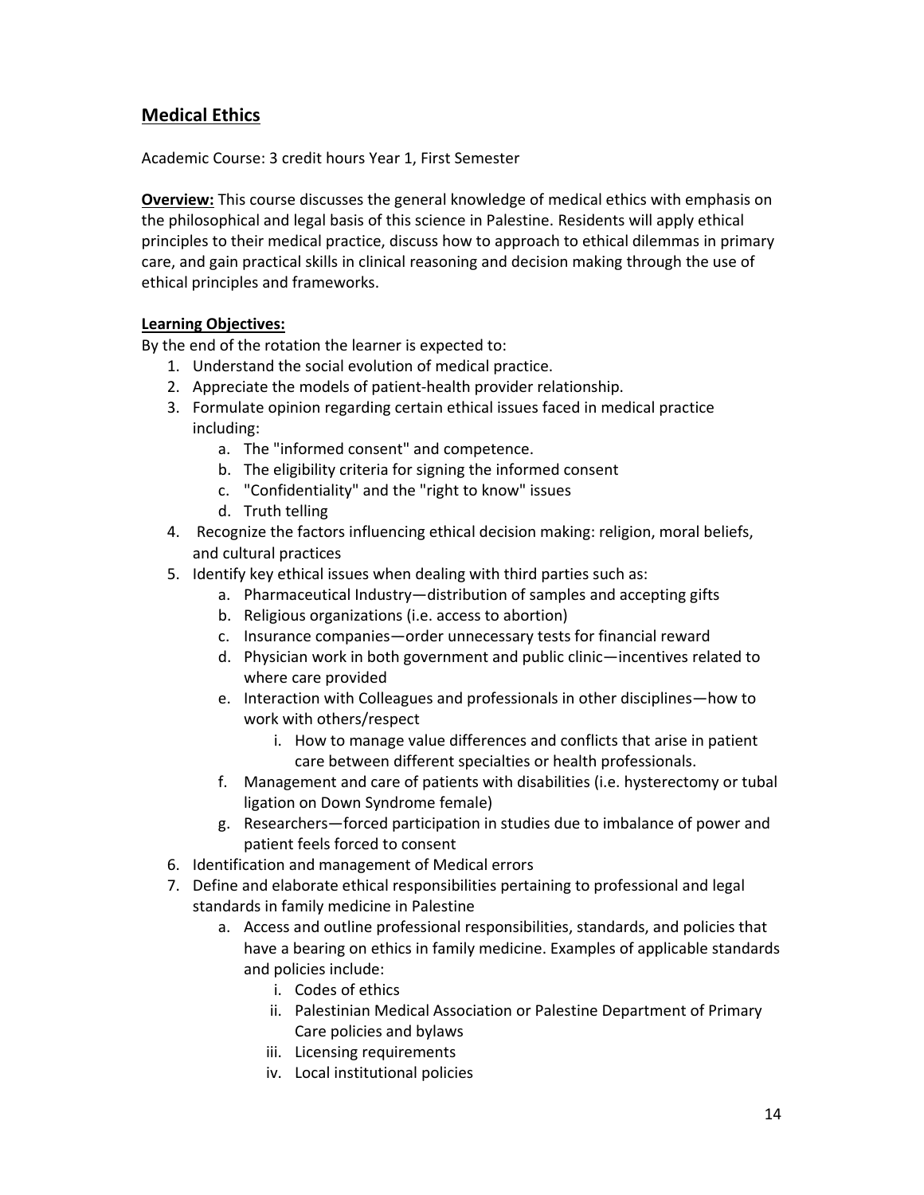## Medical Ethics

Academic Course: 3 credit hours Year 1, First Semester

**Overview:** This course discusses the general knowledge of medical ethics with emphasis on the philosophical and legal basis of this science in Palestine. Residents will apply ethical principles to their medical practice, discuss how to approach to ethical dilemmas in primary care, and gain practical skills in clinical reasoning and decision making through the use of ethical principles and frameworks.

**Learning Objectives:**

By the end of the rotation the learner is expected to:

1. Understand the social evolution of medical practice.
2. Appreciate the models of patient-health provider relationship.
3. Formulate opinion regarding certain ethical issues faced in medical practice including:
   a. The "informed consent" and competence.
   b. The eligibility criteria for signing the informed consent
   c. "Confidentiality" and the "right to know" issues
   d. Truth telling
4. Recognize the factors influencing ethical decision making: religion, moral beliefs, and cultural practices
5. Identify key ethical issues when dealing with third parties such as:
   a. Pharmaceutical Industry—distribution of samples and accepting gifts
   b. Religious organizations (i.e. access to abortion)
   c. Insurance companies—order unnecessary tests for financial reward
   d. Physician work in both government and public clinic—incentives related to where care provided
   e. Interaction with Colleagues and professionals in other disciplines—how to work with others/respect
      i. How to manage value differences and conflicts that arise in patient care between different specialties or health professionals.
   f. Management and care of patients with disabilities (i.e. hysterectomy or tubal ligation on Down Syndrome female)
   g. Researchers—forced participation in studies due to imbalance of power and patient feels forced to consent
6. Identification and management of Medical errors
7. Define and elaborate ethical responsibilities pertaining to professional and legal standards in family medicine in Palestine
   a. Access and outline professional responsibilities, standards, and policies that have a bearing on ethics in family medicine. Examples of applicable standards and policies include:
      i. Codes of ethics
      ii. Palestinian Medical Association or Palestine Department of Primary Care policies and bylaws
      iii. Licensing requirements
      iv. Local institutional policies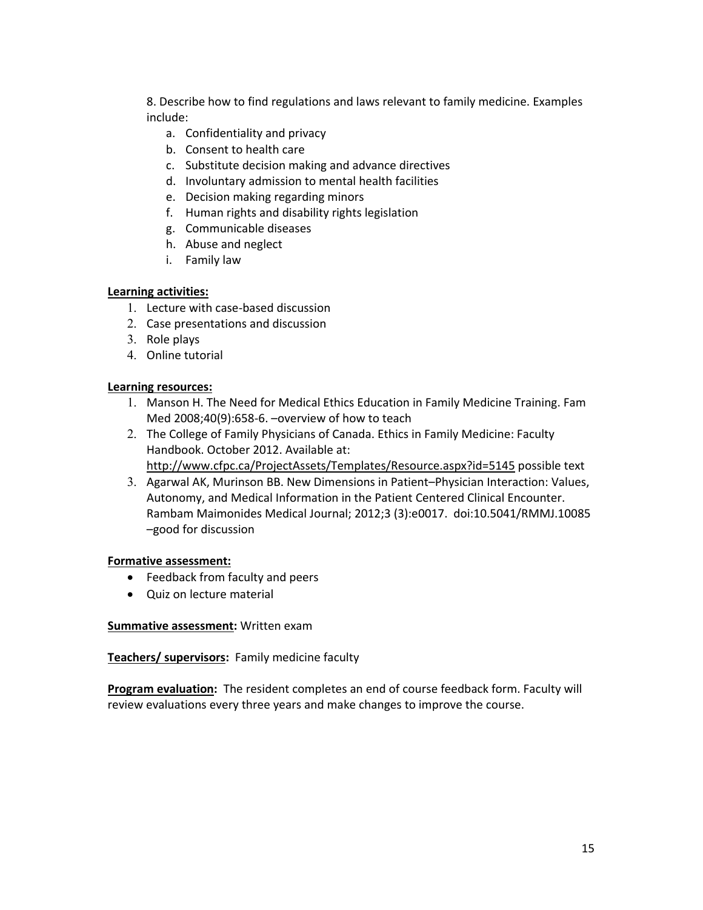8. Describe how to find regulations and laws relevant to family medicine. Examples include:
   a. Confidentiality and privacy
   b. Consent to health care
   c. Substitute decision making and advance directives
   d. Involuntary admission to mental health facilities
   e. Decision making regarding minors
   f. Human rights and disability rights legislation
   g. Communicable diseases
   h. Abuse and neglect
   i. Family law

**Learning activities:**

1. Lecture with case-based discussion
2. Case presentations and discussion
3. Role plays
4. Online tutorial

**Learning resources:**

1. Manson H. The Need for Medical Ethics Education in Family Medicine Training. Fam Med 2008;40(9):658-6. –overview of how to teach
2. The College of Family Physicians of Canada. Ethics in Family Medicine: Faculty Handbook. October 2012. Available at: http://www.cfpc.ca/ProjectAssets/Templates/Resource.aspx?id=5145 possible text
3. Agarwal AK, Murinson BB. New Dimensions in Patient–Physician Interaction: Values, Autonomy, and Medical Information in the Patient Centered Clinical Encounter. Rambam Maimonides Medical Journal; 2012;3 (3):e0017. doi:10.5041/RMMJ.10085 –good for discussion

**Formative assessment:**

- Feedback from faculty and peers
- Quiz on lecture material

**Summative assessment:** Written exam

**Teachers/ supervisors:** Family medicine faculty

**Program evaluation:** The resident completes an end of course feedback form. Faculty will review evaluations every three years and make changes to improve the course.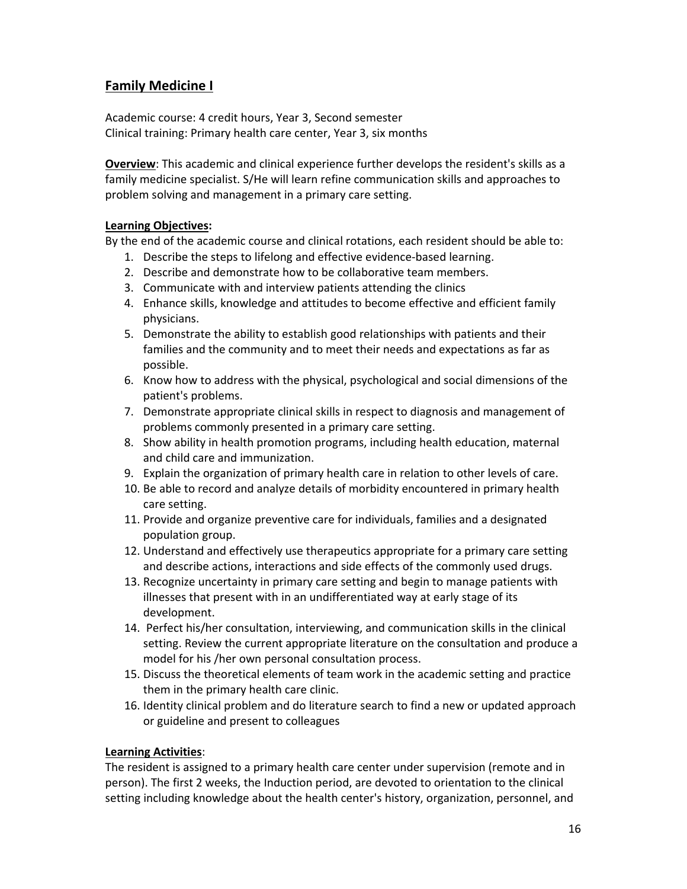## Family Medicine I

Academic course: 4 credit hours, Year 3, Second semester
Clinical training: Primary health care center, Year 3, six months

**Overview**: This academic and clinical experience further develops the resident's skills as a family medicine specialist. S/He will learn refine communication skills and approaches to problem solving and management in a primary care setting.

**Learning Objectives:**
By the end of the academic course and clinical rotations, each resident should be able to:

1. Describe the steps to lifelong and effective evidence-based learning.
2. Describe and demonstrate how to be collaborative team members.
3. Communicate with and interview patients attending the clinics
4. Enhance skills, knowledge and attitudes to become effective and efficient family physicians.
5. Demonstrate the ability to establish good relationships with patients and their families and the community and to meet their needs and expectations as far as possible.
6. Know how to address with the physical, psychological and social dimensions of the patient's problems.
7. Demonstrate appropriate clinical skills in respect to diagnosis and management of problems commonly presented in a primary care setting.
8. Show ability in health promotion programs, including health education, maternal and child care and immunization.
9. Explain the organization of primary health care in relation to other levels of care.
10. Be able to record and analyze details of morbidity encountered in primary health care setting.
11. Provide and organize preventive care for individuals, families and a designated population group.
12. Understand and effectively use therapeutics appropriate for a primary care setting and describe actions, interactions and side effects of the commonly used drugs.
13. Recognize uncertainty in primary care setting and begin to manage patients with illnesses that present with in an undifferentiated way at early stage of its development.
14. Perfect his/her consultation, interviewing, and communication skills in the clinical setting. Review the current appropriate literature on the consultation and produce a model for his /her own personal consultation process.
15. Discuss the theoretical elements of team work in the academic setting and practice them in the primary health care clinic.
16. Identity clinical problem and do literature search to find a new or updated approach or guideline and present to colleagues

**Learning Activities**:
The resident is assigned to a primary health care center under supervision (remote and in person). The first 2 weeks, the Induction period, are devoted to orientation to the clinical setting including knowledge about the health center's history, organization, personnel, and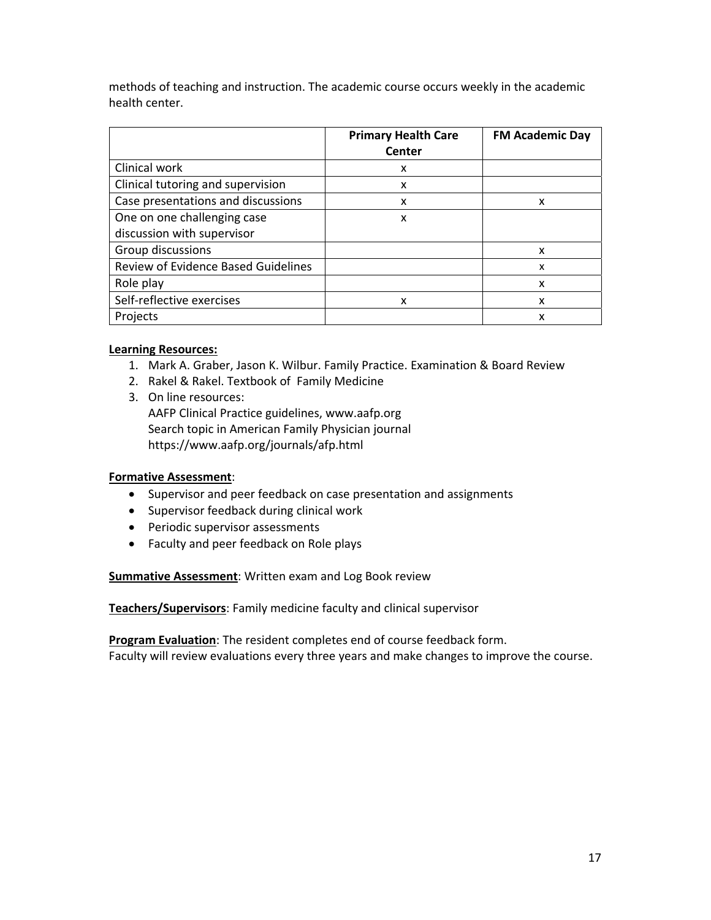methods of teaching and instruction. The academic course occurs weekly in the academic health center.

| | Primary Health Care Center | FM Academic Day |
|---|---|---|
| Clinical work | x | |
| Clinical tutoring and supervision | x | |
| Case presentations and discussions | x | x |
| One on one challenging case discussion with supervisor | x | |
| Group discussions | | x |
| Review of Evidence Based Guidelines | | x |
| Role play | | x |
| Self-reflective exercises | x | x |
| Projects | | x |

**Learning Resources:**

1. Mark A. Graber, Jason K. Wilbur. Family Practice. Examination & Board Review
2. Rakel & Rakel. Textbook of Family Medicine
3. On line resources:
   AAFP Clinical Practice guidelines, www.aafp.org
   Search topic in American Family Physician journal
   https://www.aafp.org/journals/afp.html

**Formative Assessment**:

- Supervisor and peer feedback on case presentation and assignments
- Supervisor feedback during clinical work
- Periodic supervisor assessments
- Faculty and peer feedback on Role plays

**Summative Assessment**: Written exam and Log Book review

**Teachers/Supervisors**: Family medicine faculty and clinical supervisor

**Program Evaluation**: The resident completes end of course feedback form.
Faculty will review evaluations every three years and make changes to improve the course.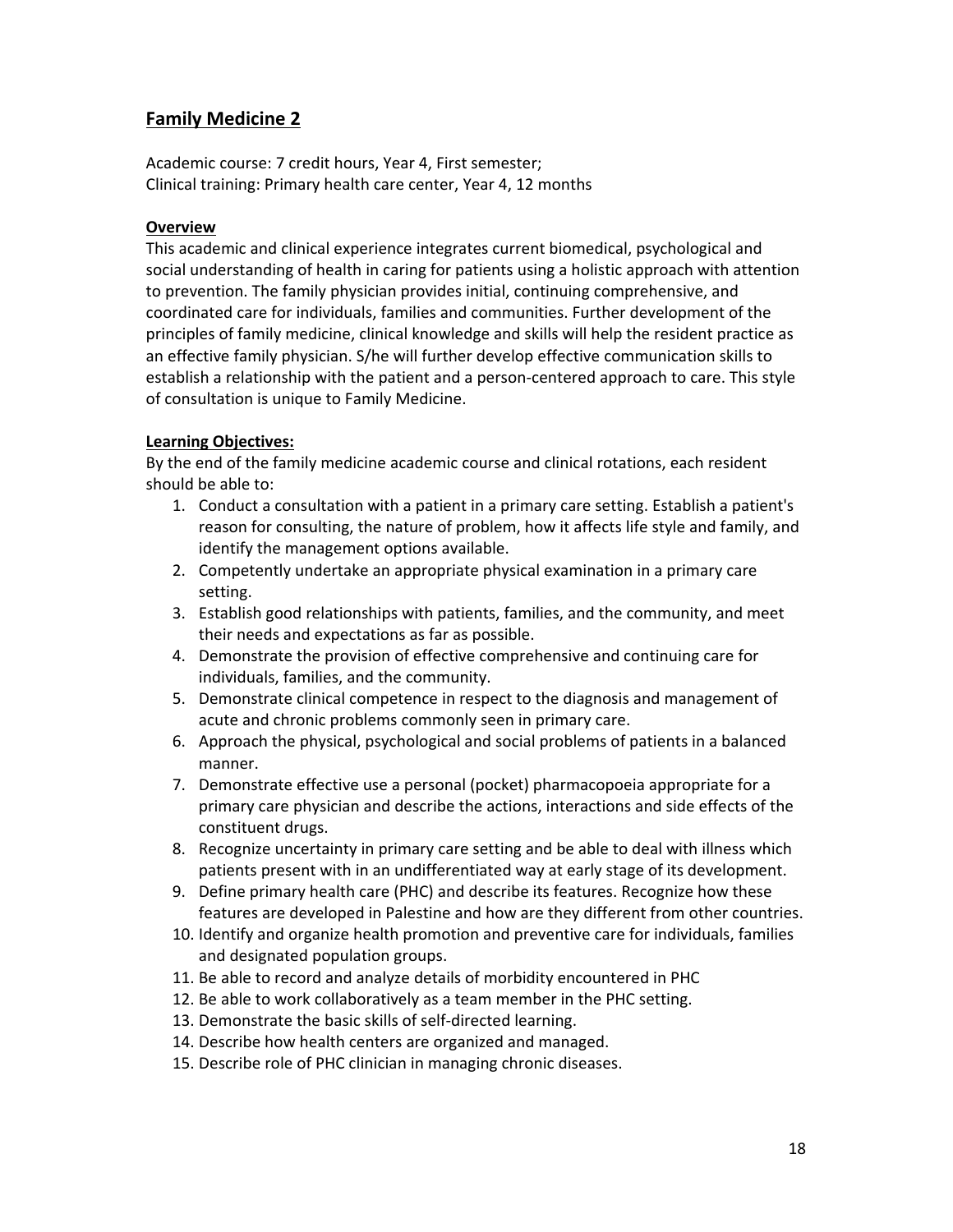## Family Medicine 2

Academic course: 7 credit hours, Year 4, First semester;
Clinical training: Primary health care center, Year 4, 12 months

### Overview

This academic and clinical experience integrates current biomedical, psychological and social understanding of health in caring for patients using a holistic approach with attention to prevention. The family physician provides initial, continuing comprehensive, and coordinated care for individuals, families and communities. Further development of the principles of family medicine, clinical knowledge and skills will help the resident practice as an effective family physician. S/he will further develop effective communication skills to establish a relationship with the patient and a person-centered approach to care. This style of consultation is unique to Family Medicine.

### Learning Objectives:

By the end of the family medicine academic course and clinical rotations, each resident should be able to:

1. Conduct a consultation with a patient in a primary care setting. Establish a patient's reason for consulting, the nature of problem, how it affects life style and family, and identify the management options available.
2. Competently undertake an appropriate physical examination in a primary care setting.
3. Establish good relationships with patients, families, and the community, and meet their needs and expectations as far as possible.
4. Demonstrate the provision of effective comprehensive and continuing care for individuals, families, and the community.
5. Demonstrate clinical competence in respect to the diagnosis and management of acute and chronic problems commonly seen in primary care.
6. Approach the physical, psychological and social problems of patients in a balanced manner.
7. Demonstrate effective use a personal (pocket) pharmacopoeia appropriate for a primary care physician and describe the actions, interactions and side effects of the constituent drugs.
8. Recognize uncertainty in primary care setting and be able to deal with illness which patients present with in an undifferentiated way at early stage of its development.
9. Define primary health care (PHC) and describe its features. Recognize how these features are developed in Palestine and how are they different from other countries.
10. Identify and organize health promotion and preventive care for individuals, families and designated population groups.
11. Be able to record and analyze details of morbidity encountered in PHC
12. Be able to work collaboratively as a team member in the PHC setting.
13. Demonstrate the basic skills of self-directed learning.
14. Describe how health centers are organized and managed.
15. Describe role of PHC clinician in managing chronic diseases.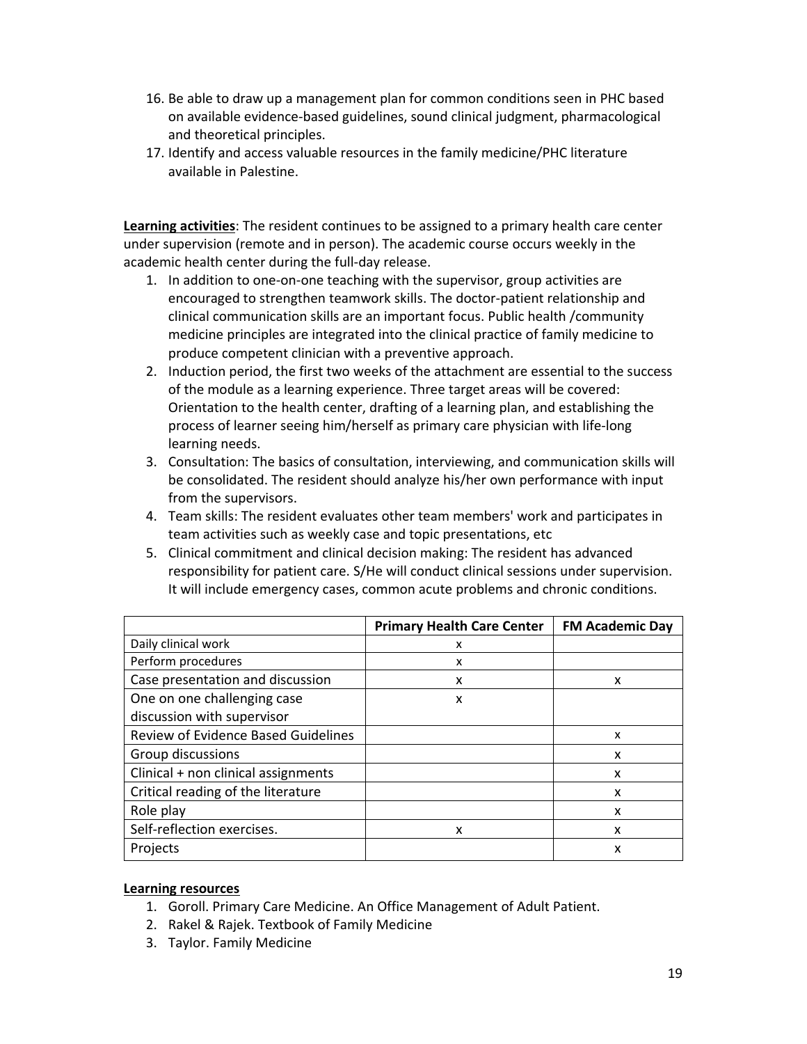16. Be able to draw up a management plan for common conditions seen in PHC based on available evidence-based guidelines, sound clinical judgment, pharmacological and theoretical principles.
17. Identify and access valuable resources in the family medicine/PHC literature available in Palestine.

**Learning activities**: The resident continues to be assigned to a primary health care center under supervision (remote and in person). The academic course occurs weekly in the academic health center during the full-day release.

1. In addition to one-on-one teaching with the supervisor, group activities are encouraged to strengthen teamwork skills. The doctor-patient relationship and clinical communication skills are an important focus. Public health /community medicine principles are integrated into the clinical practice of family medicine to produce competent clinician with a preventive approach.
2. Induction period, the first two weeks of the attachment are essential to the success of the module as a learning experience. Three target areas will be covered: Orientation to the health center, drafting of a learning plan, and establishing the process of learner seeing him/herself as primary care physician with life-long learning needs.
3. Consultation: The basics of consultation, interviewing, and communication skills will be consolidated. The resident should analyze his/her own performance with input from the supervisors.
4. Team skills: The resident evaluates other team members' work and participates in team activities such as weekly case and topic presentations, etc
5. Clinical commitment and clinical decision making: The resident has advanced responsibility for patient care. S/He will conduct clinical sessions under supervision. It will include emergency cases, common acute problems and chronic conditions.

| | **Primary Health Care Center** | **FM Academic Day** |
|---|---|---|
| Daily clinical work | x | |
| Perform procedures | x | |
| Case presentation and discussion | x | x |
| One on one challenging case discussion with supervisor | x | |
| Review of Evidence Based Guidelines | | x |
| Group discussions | | x |
| Clinical + non clinical assignments | | x |
| Critical reading of the literature | | x |
| Role play | | x |
| Self-reflection exercises. | x | x |
| Projects | | x |

**Learning resources**

1. Goroll. Primary Care Medicine. An Office Management of Adult Patient.
2. Rakel & Rajek. Textbook of Family Medicine
3. Taylor. Family Medicine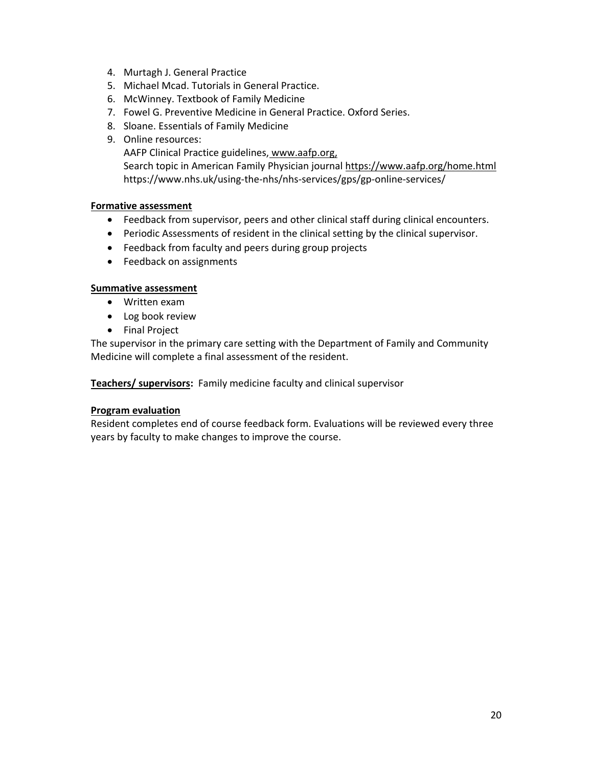4. Murtagh J. General Practice
5. Michael Mcad. Tutorials in General Practice.
6. McWinney. Textbook of Family Medicine
7. Fowel G. Preventive Medicine in General Practice. Oxford Series.
8. Sloane. Essentials of Family Medicine
9. Online resources:
   AAFP Clinical Practice guidelines, www.aafp.org,
   Search topic in American Family Physician journal https://www.aafp.org/home.html
   https://www.nhs.uk/using-the-nhs/nhs-services/gps/gp-online-services/

**Formative assessment**

- Feedback from supervisor, peers and other clinical staff during clinical encounters.
- Periodic Assessments of resident in the clinical setting by the clinical supervisor.
- Feedback from faculty and peers during group projects
- Feedback on assignments

**Summative assessment**

- Written exam
- Log book review
- Final Project

The supervisor in the primary care setting with the Department of Family and Community Medicine will complete a final assessment of the resident.

**Teachers/ supervisors:** Family medicine faculty and clinical supervisor

**Program evaluation**

Resident completes end of course feedback form. Evaluations will be reviewed every three years by faculty to make changes to improve the course.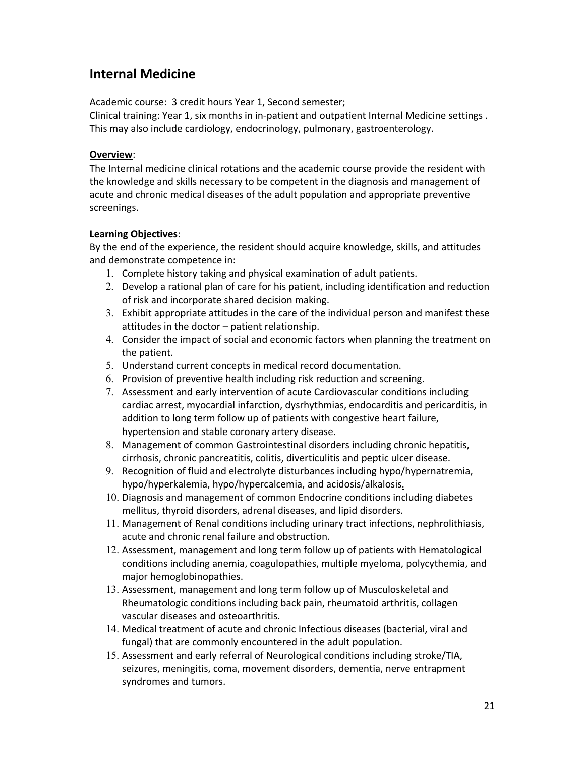## Internal Medicine

Academic course: 3 credit hours Year 1, Second semester;
Clinical training: Year 1, six months in in-patient and outpatient Internal Medicine settings . This may also include cardiology, endocrinology, pulmonary, gastroenterology.

**Overview**:
The Internal medicine clinical rotations and the academic course provide the resident with the knowledge and skills necessary to be competent in the diagnosis and management of acute and chronic medical diseases of the adult population and appropriate preventive screenings.

**Learning Objectives**:
By the end of the experience, the resident should acquire knowledge, skills, and attitudes and demonstrate competence in:

1. Complete history taking and physical examination of adult patients.
2. Develop a rational plan of care for his patient, including identification and reduction of risk and incorporate shared decision making.
3. Exhibit appropriate attitudes in the care of the individual person and manifest these attitudes in the doctor – patient relationship.
4. Consider the impact of social and economic factors when planning the treatment on the patient.
5. Understand current concepts in medical record documentation.
6. Provision of preventive health including risk reduction and screening.
7. Assessment and early intervention of acute Cardiovascular conditions including cardiac arrest, myocardial infarction, dysrhythmias, endocarditis and pericarditis, in addition to long term follow up of patients with congestive heart failure, hypertension and stable coronary artery disease.
8. Management of common Gastrointestinal disorders including chronic hepatitis, cirrhosis, chronic pancreatitis, colitis, diverticulitis and peptic ulcer disease.
9. Recognition of fluid and electrolyte disturbances including hypo/hypernatremia, hypo/hyperkalemia, hypo/hypercalcemia, and acidosis/alkalosis.
10. Diagnosis and management of common Endocrine conditions including diabetes mellitus, thyroid disorders, adrenal diseases, and lipid disorders.
11. Management of Renal conditions including urinary tract infections, nephrolithiasis, acute and chronic renal failure and obstruction.
12. Assessment, management and long term follow up of patients with Hematological conditions including anemia, coagulopathies, multiple myeloma, polycythemia, and major hemoglobinopathies.
13. Assessment, management and long term follow up of Musculoskeletal and Rheumatologic conditions including back pain, rheumatoid arthritis, collagen vascular diseases and osteoarthritis.
14. Medical treatment of acute and chronic Infectious diseases (bacterial, viral and fungal) that are commonly encountered in the adult population.
15. Assessment and early referral of Neurological conditions including stroke/TIA, seizures, meningitis, coma, movement disorders, dementia, nerve entrapment syndromes and tumors.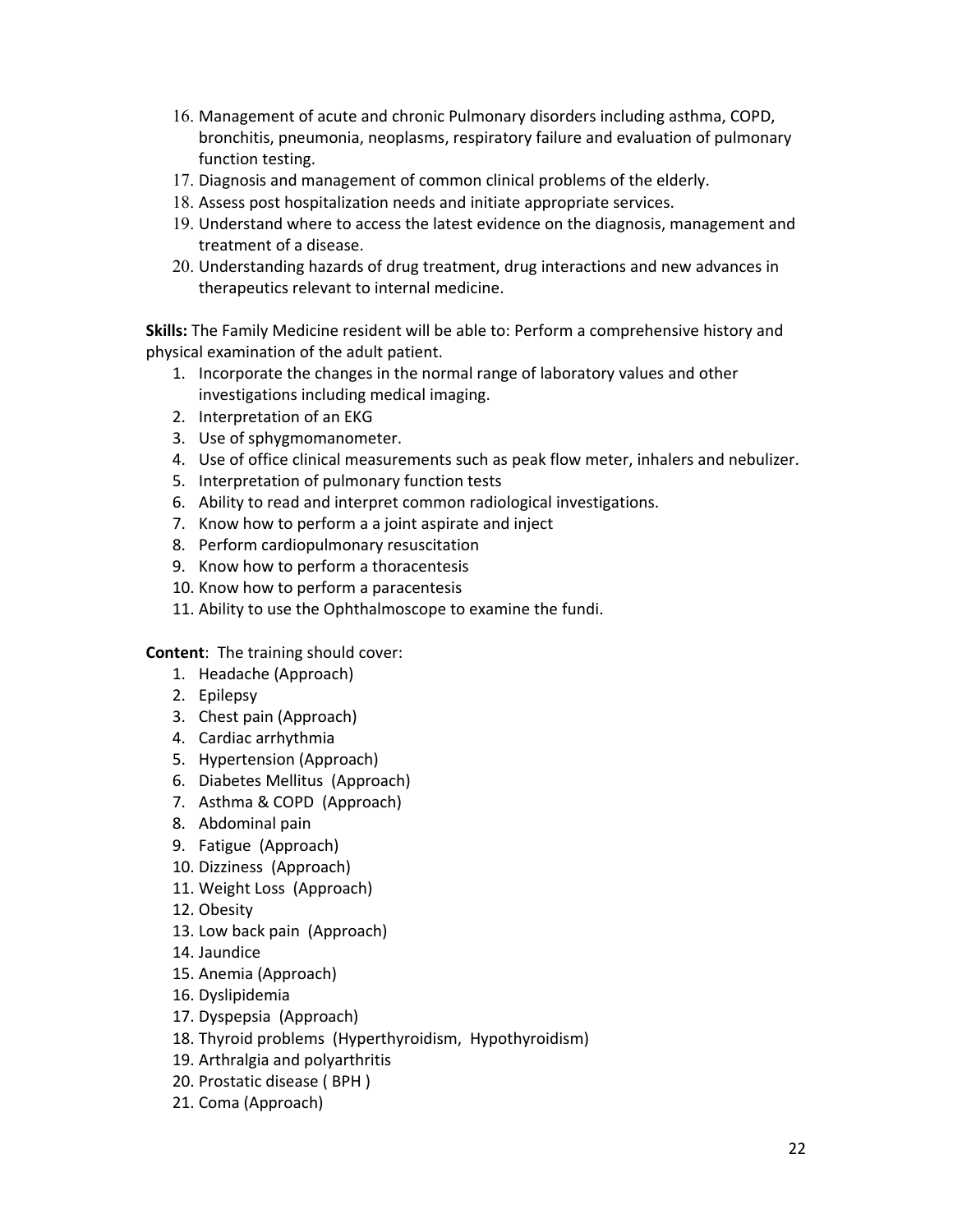16. Management of acute and chronic Pulmonary disorders including asthma, COPD, bronchitis, pneumonia, neoplasms, respiratory failure and evaluation of pulmonary function testing.
17. Diagnosis and management of common clinical problems of the elderly.
18. Assess post hospitalization needs and initiate appropriate services.
19. Understand where to access the latest evidence on the diagnosis, management and treatment of a disease.
20. Understanding hazards of drug treatment, drug interactions and new advances in therapeutics relevant to internal medicine.

**Skills:** The Family Medicine resident will be able to: Perform a comprehensive history and physical examination of the adult patient.

1. Incorporate the changes in the normal range of laboratory values and other investigations including medical imaging.
2. Interpretation of an EKG
3. Use of sphygmomanometer.
4. Use of office clinical measurements such as peak flow meter, inhalers and nebulizer.
5. Interpretation of pulmonary function tests
6. Ability to read and interpret common radiological investigations.
7. Know how to perform a a joint aspirate and inject
8. Perform cardiopulmonary resuscitation
9. Know how to perform a thoracentesis
10. Know how to perform a paracentesis
11. Ability to use the Ophthalmoscope to examine the fundi.

**Content**: The training should cover:

1. Headache (Approach)
2. Epilepsy
3. Chest pain (Approach)
4. Cardiac arrhythmia
5. Hypertension (Approach)
6. Diabetes Mellitus (Approach)
7. Asthma & COPD (Approach)
8. Abdominal pain
9. Fatigue (Approach)
10. Dizziness (Approach)
11. Weight Loss (Approach)
12. Obesity
13. Low back pain (Approach)
14. Jaundice
15. Anemia (Approach)
16. Dyslipidemia
17. Dyspepsia (Approach)
18. Thyroid problems (Hyperthyroidism, Hypothyroidism)
19. Arthralgia and polyarthritis
20. Prostatic disease ( BPH )
21. Coma (Approach)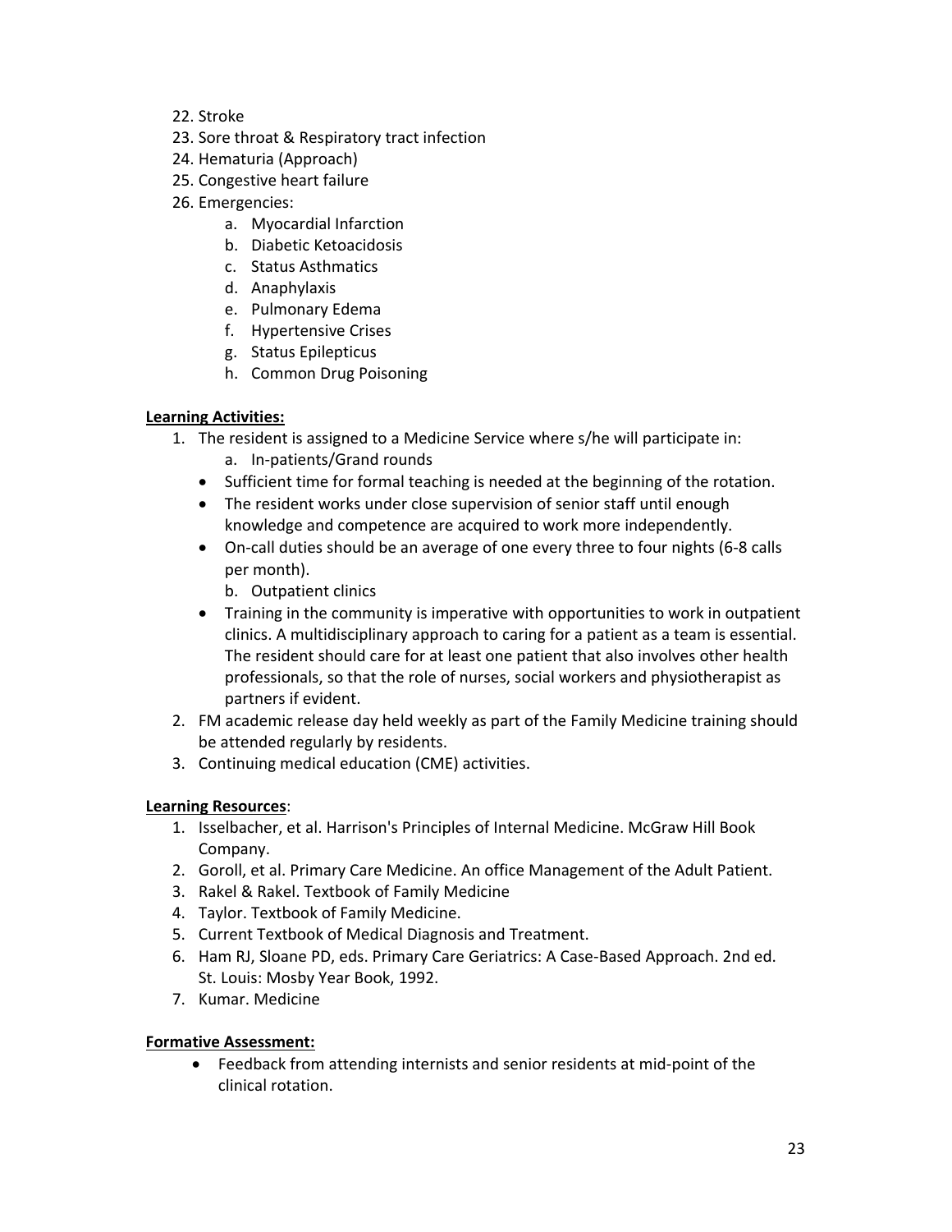22. Stroke
23. Sore throat & Respiratory tract infection
24. Hematuria (Approach)
25. Congestive heart failure
26. Emergencies:
    a. Myocardial Infarction
    b. Diabetic Ketoacidosis
    c. Status Asthmatics
    d. Anaphylaxis
    e. Pulmonary Edema
    f. Hypertensive Crises
    g. Status Epilepticus
    h. Common Drug Poisoning

**Learning Activities:**

1. The resident is assigned to a Medicine Service where s/he will participate in:
    a. In-patients/Grand rounds
    - Sufficient time for formal teaching is needed at the beginning of the rotation.
    - The resident works under close supervision of senior staff until enough knowledge and competence are acquired to work more independently.
    - On-call duties should be an average of one every three to four nights (6-8 calls per month).

    b. Outpatient clinics
    - Training in the community is imperative with opportunities to work in outpatient clinics. A multidisciplinary approach to caring for a patient as a team is essential. The resident should care for at least one patient that also involves other health professionals, so that the role of nurses, social workers and physiotherapist as partners if evident.
2. FM academic release day held weekly as part of the Family Medicine training should be attended regularly by residents.
3. Continuing medical education (CME) activities.

**Learning Resources**:

1. Isselbacher, et al. Harrison's Principles of Internal Medicine. McGraw Hill Book Company.
2. Goroll, et al. Primary Care Medicine. An office Management of the Adult Patient.
3. Rakel & Rakel. Textbook of Family Medicine
4. Taylor. Textbook of Family Medicine.
5. Current Textbook of Medical Diagnosis and Treatment.
6. Ham RJ, Sloane PD, eds. Primary Care Geriatrics: A Case-Based Approach. 2nd ed. St. Louis: Mosby Year Book, 1992.
7. Kumar. Medicine

**Formative Assessment:**

- Feedback from attending internists and senior residents at mid-point of the clinical rotation.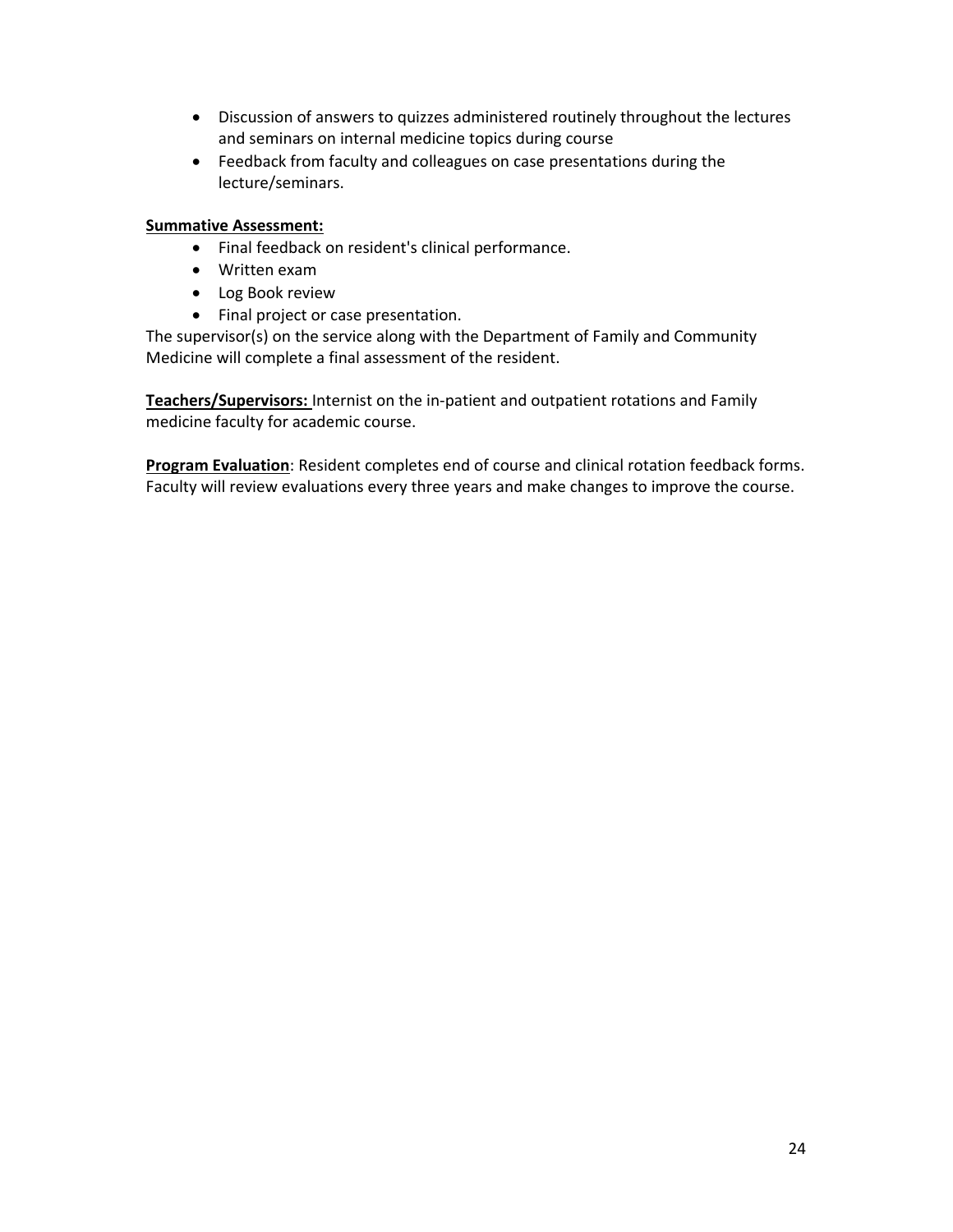- Discussion of answers to quizzes administered routinely throughout the lectures and seminars on internal medicine topics during course
- Feedback from faculty and colleagues on case presentations during the lecture/seminars.

**Summative Assessment:**

- Final feedback on resident's clinical performance.
- Written exam
- Log Book review
- Final project or case presentation.

The supervisor(s) on the service along with the Department of Family and Community Medicine will complete a final assessment of the resident.

**Teachers/Supervisors:** Internist on the in-patient and outpatient rotations and Family medicine faculty for academic course.

**Program Evaluation**: Resident completes end of course and clinical rotation feedback forms. Faculty will review evaluations every three years and make changes to improve the course.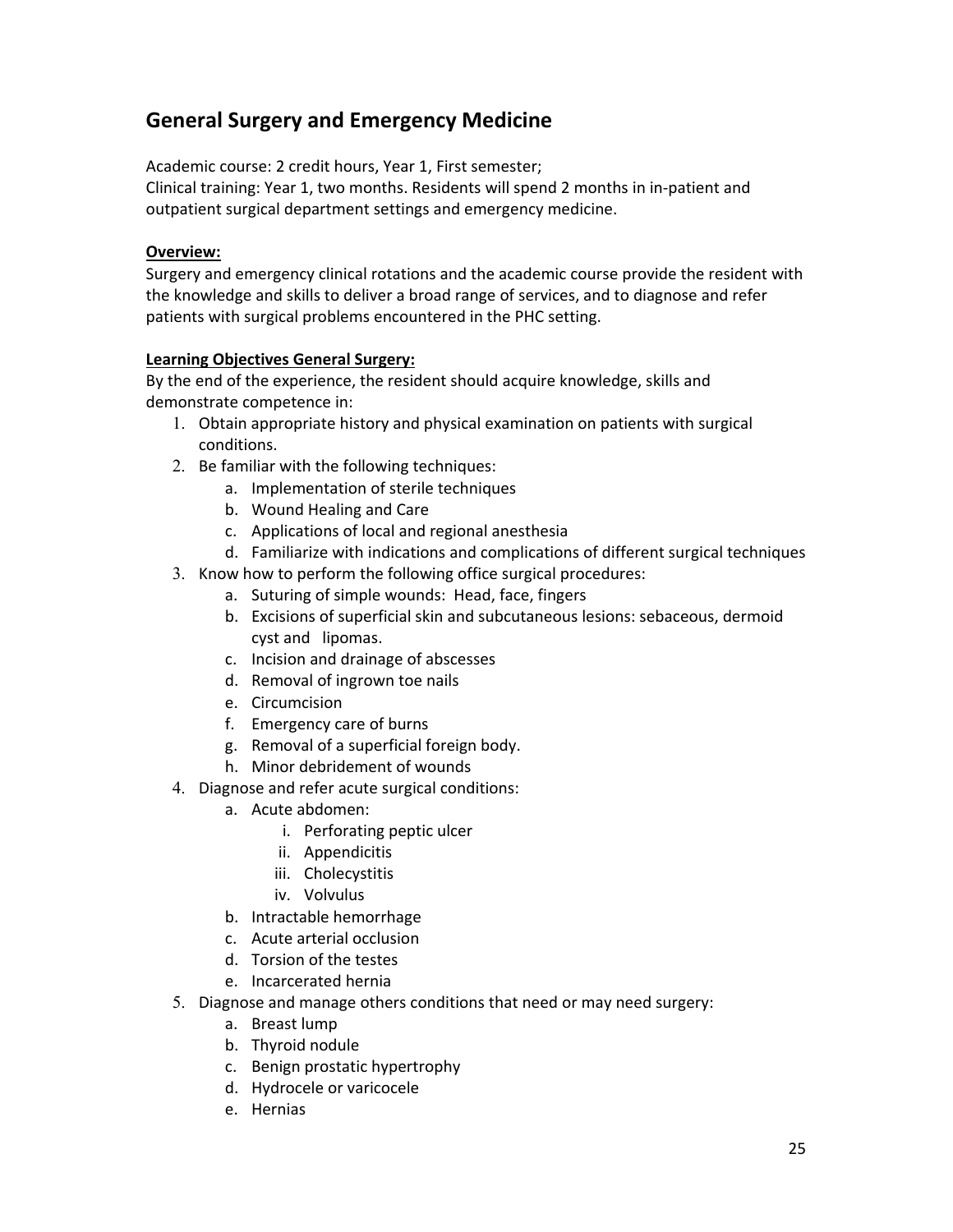## General Surgery and Emergency Medicine

Academic course: 2 credit hours, Year 1, First semester;
Clinical training: Year 1, two months. Residents will spend 2 months in in-patient and outpatient surgical department settings and emergency medicine.

**Overview:**
Surgery and emergency clinical rotations and the academic course provide the resident with the knowledge and skills to deliver a broad range of services, and to diagnose and refer patients with surgical problems encountered in the PHC setting.

**Learning Objectives General Surgery:**
By the end of the experience, the resident should acquire knowledge, skills and demonstrate competence in:

1. Obtain appropriate history and physical examination on patients with surgical conditions.
2. Be familiar with the following techniques:
   a. Implementation of sterile techniques
   b. Wound Healing and Care
   c. Applications of local and regional anesthesia
   d. Familiarize with indications and complications of different surgical techniques
3. Know how to perform the following office surgical procedures:
   a. Suturing of simple wounds: Head, face, fingers
   b. Excisions of superficial skin and subcutaneous lesions: sebaceous, dermoid cyst and lipomas.
   c. Incision and drainage of abscesses
   d. Removal of ingrown toe nails
   e. Circumcision
   f. Emergency care of burns
   g. Removal of a superficial foreign body.
   h. Minor debridement of wounds
4. Diagnose and refer acute surgical conditions:
   a. Acute abdomen:
      i. Perforating peptic ulcer
      ii. Appendicitis
      iii. Cholecystitis
      iv. Volvulus
   b. Intractable hemorrhage
   c. Acute arterial occlusion
   d. Torsion of the testes
   e. Incarcerated hernia
5. Diagnose and manage others conditions that need or may need surgery:
   a. Breast lump
   b. Thyroid nodule
   c. Benign prostatic hypertrophy
   d. Hydrocele or varicocele
   e. Hernias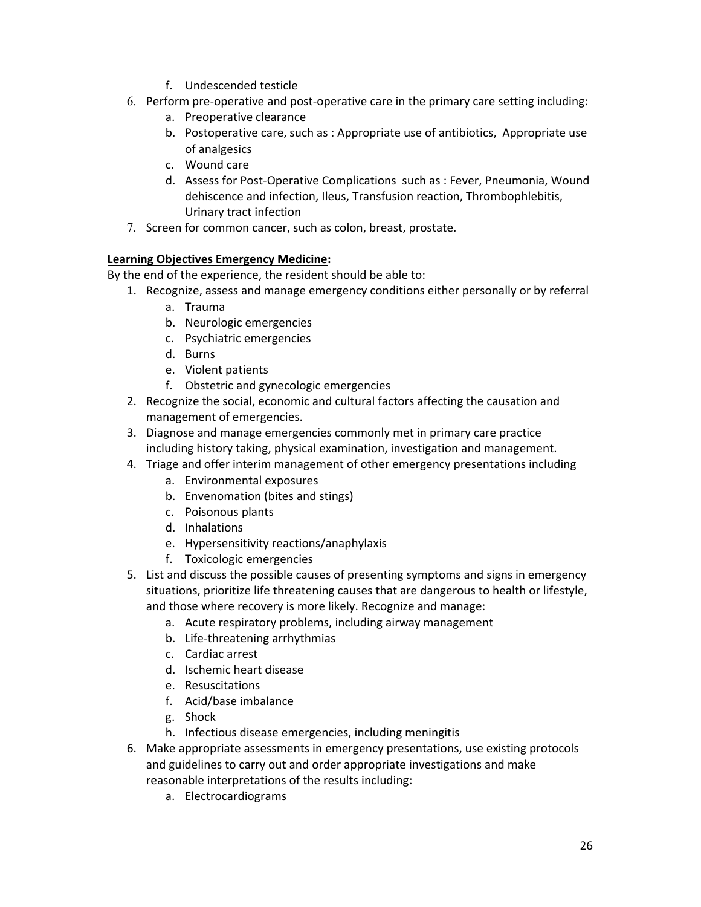f. Undescended testicle
6. Perform pre-operative and post-operative care in the primary care setting including:
   a. Preoperative clearance
   b. Postoperative care, such as : Appropriate use of antibiotics,  Appropriate use of analgesics
   c. Wound care
   d. Assess for Post-Operative Complications  such as : Fever, Pneumonia, Wound dehiscence and infection, Ileus, Transfusion reaction, Thrombophlebitis, Urinary tract infection
7. Screen for common cancer, such as colon, breast, prostate.

**Learning Objectives Emergency Medicine:**

By the end of the experience, the resident should be able to:

1. Recognize, assess and manage emergency conditions either personally or by referral
   a. Trauma
   b. Neurologic emergencies
   c. Psychiatric emergencies
   d. Burns
   e. Violent patients
   f. Obstetric and gynecologic emergencies
2. Recognize the social, economic and cultural factors affecting the causation and management of emergencies.
3. Diagnose and manage emergencies commonly met in primary care practice including history taking, physical examination, investigation and management.
4. Triage and offer interim management of other emergency presentations including
   a. Environmental exposures
   b. Envenomation (bites and stings)
   c. Poisonous plants
   d. Inhalations
   e. Hypersensitivity reactions/anaphylaxis
   f. Toxicologic emergencies
5. List and discuss the possible causes of presenting symptoms and signs in emergency situations, prioritize life threatening causes that are dangerous to health or lifestyle, and those where recovery is more likely. Recognize and manage:
   a. Acute respiratory problems, including airway management
   b. Life-threatening arrhythmias
   c. Cardiac arrest
   d. Ischemic heart disease
   e. Resuscitations
   f. Acid/base imbalance
   g. Shock
   h. Infectious disease emergencies, including meningitis
6. Make appropriate assessments in emergency presentations, use existing protocols and guidelines to carry out and order appropriate investigations and make reasonable interpretations of the results including:
   a. Electrocardiograms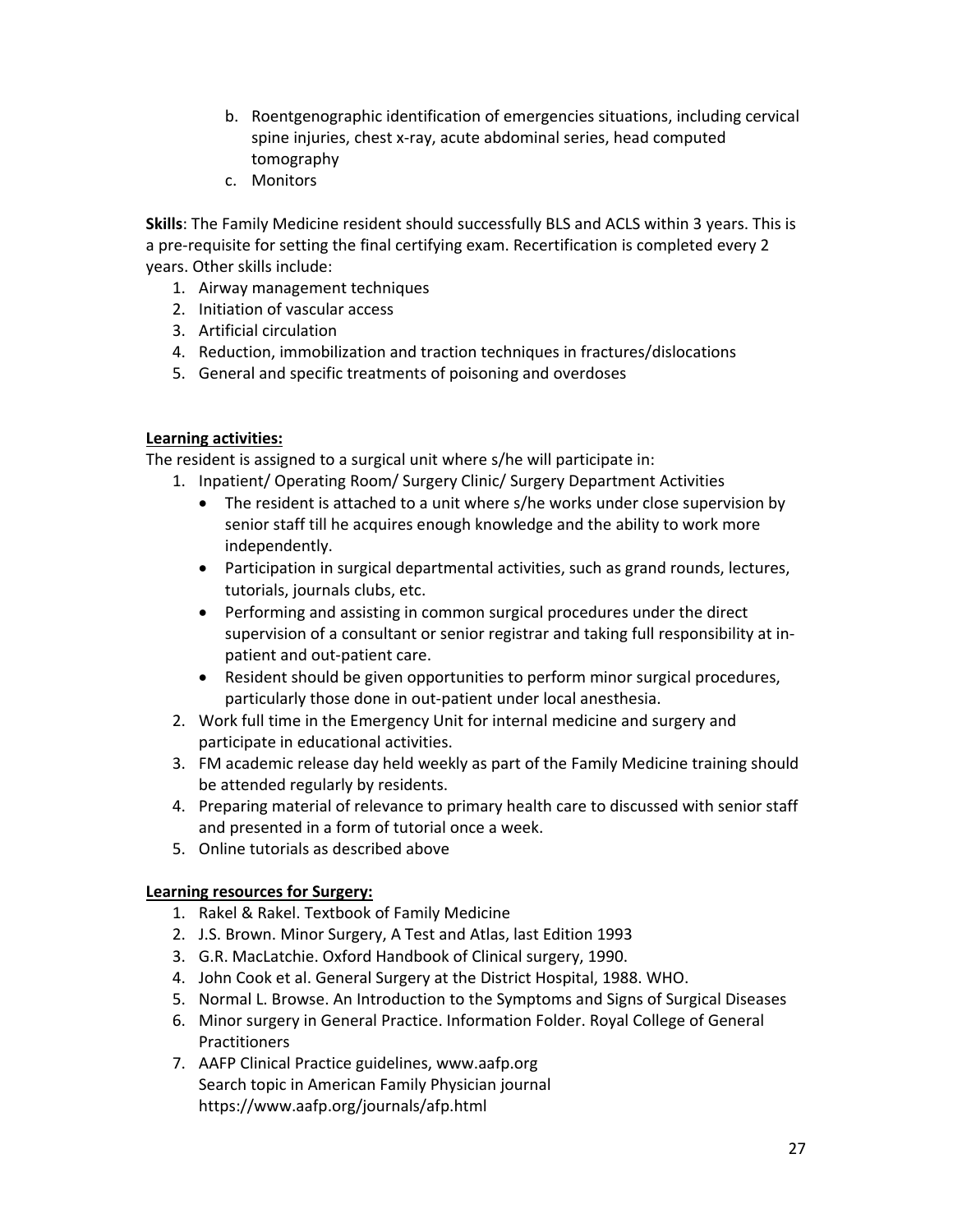b. Roentgenographic identification of emergencies situations, including cervical spine injuries, chest x-ray, acute abdominal series, head computed tomography
c. Monitors

**Skills**: The Family Medicine resident should successfully BLS and ACLS within 3 years. This is a pre-requisite for setting the final certifying exam. Recertification is completed every 2 years. Other skills include:

1. Airway management techniques
2. Initiation of vascular access
3. Artificial circulation
4. Reduction, immobilization and traction techniques in fractures/dislocations
5. General and specific treatments of poisoning and overdoses

**Learning activities:**

The resident is assigned to a surgical unit where s/he will participate in:

1. Inpatient/ Operating Room/ Surgery Clinic/ Surgery Department Activities
   - The resident is attached to a unit where s/he works under close supervision by senior staff till he acquires enough knowledge and the ability to work more independently.
   - Participation in surgical departmental activities, such as grand rounds, lectures, tutorials, journals clubs, etc.
   - Performing and assisting in common surgical procedures under the direct supervision of a consultant or senior registrar and taking full responsibility at in-patient and out-patient care.
   - Resident should be given opportunities to perform minor surgical procedures, particularly those done in out-patient under local anesthesia.
2. Work full time in the Emergency Unit for internal medicine and surgery and participate in educational activities.
3. FM academic release day held weekly as part of the Family Medicine training should be attended regularly by residents.
4. Preparing material of relevance to primary health care to discussed with senior staff and presented in a form of tutorial once a week.
5. Online tutorials as described above

**Learning resources for Surgery:**

1. Rakel & Rakel. Textbook of Family Medicine
2. J.S. Brown. Minor Surgery, A Test and Atlas, last Edition 1993
3. G.R. MacLatchie. Oxford Handbook of Clinical surgery, 1990.
4. John Cook et al. General Surgery at the District Hospital, 1988. WHO.
5. Normal L. Browse. An Introduction to the Symptoms and Signs of Surgical Diseases
6. Minor surgery in General Practice. Information Folder. Royal College of General Practitioners
7. AAFP Clinical Practice guidelines, www.aafp.org
   Search topic in American Family Physician journal
   https://www.aafp.org/journals/afp.html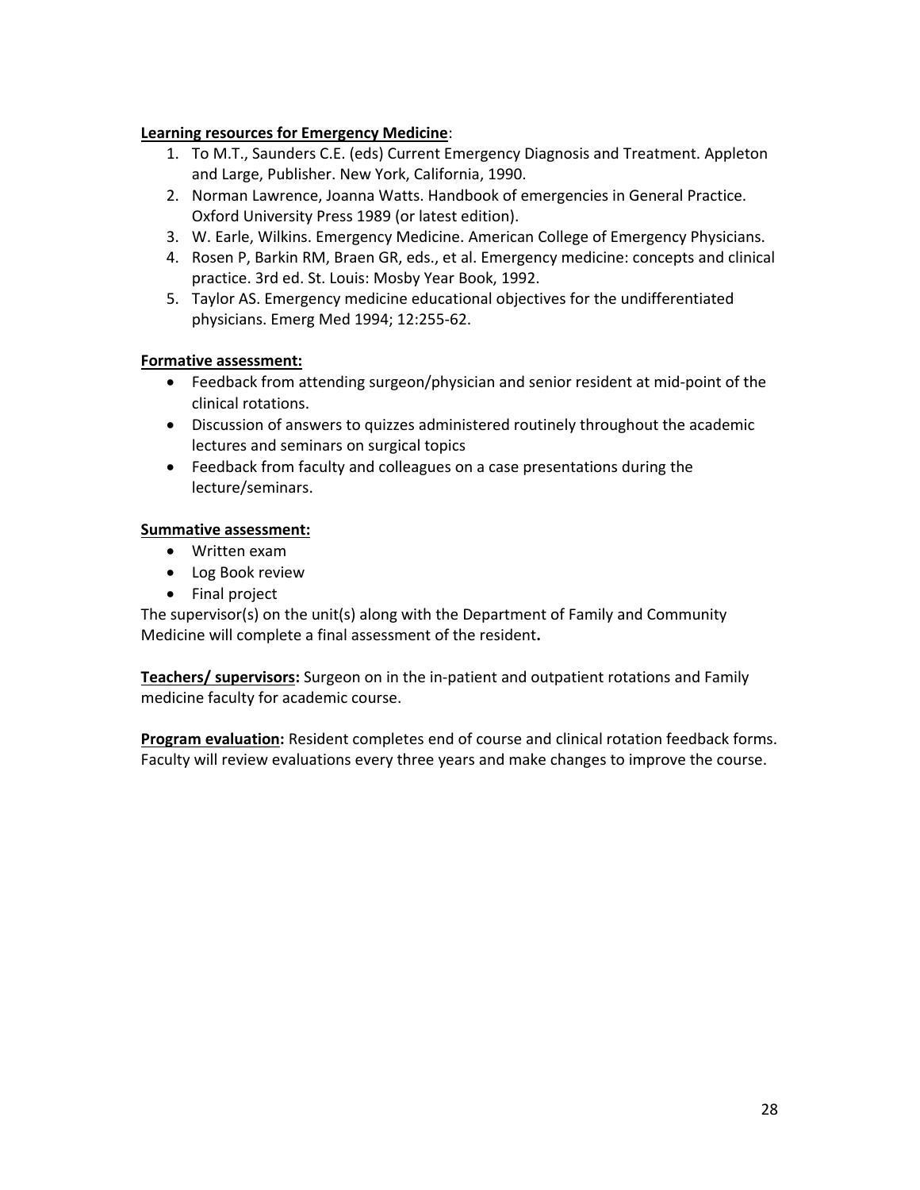**Learning resources for Emergency Medicine**:

1. To M.T., Saunders C.E. (eds) Current Emergency Diagnosis and Treatment. Appleton and Large, Publisher. New York, California, 1990.
2. Norman Lawrence, Joanna Watts. Handbook of emergencies in General Practice. Oxford University Press 1989 (or latest edition).
3. W. Earle, Wilkins. Emergency Medicine. American College of Emergency Physicians.
4. Rosen P, Barkin RM, Braen GR, eds., et al. Emergency medicine: concepts and clinical practice. 3rd ed. St. Louis: Mosby Year Book, 1992.
5. Taylor AS. Emergency medicine educational objectives for the undifferentiated physicians. Emerg Med 1994; 12:255-62.

**Formative assessment:**

- Feedback from attending surgeon/physician and senior resident at mid-point of the clinical rotations.
- Discussion of answers to quizzes administered routinely throughout the academic lectures and seminars on surgical topics
- Feedback from faculty and colleagues on a case presentations during the lecture/seminars.

**Summative assessment:**

- Written exam
- Log Book review
- Final project

The supervisor(s) on the unit(s) along with the Department of Family and Community Medicine will complete a final assessment of the resident**.**

**Teachers/ supervisors:** Surgeon on in the in-patient and outpatient rotations and Family medicine faculty for academic course.

**Program evaluation:** Resident completes end of course and clinical rotation feedback forms. Faculty will review evaluations every three years and make changes to improve the course.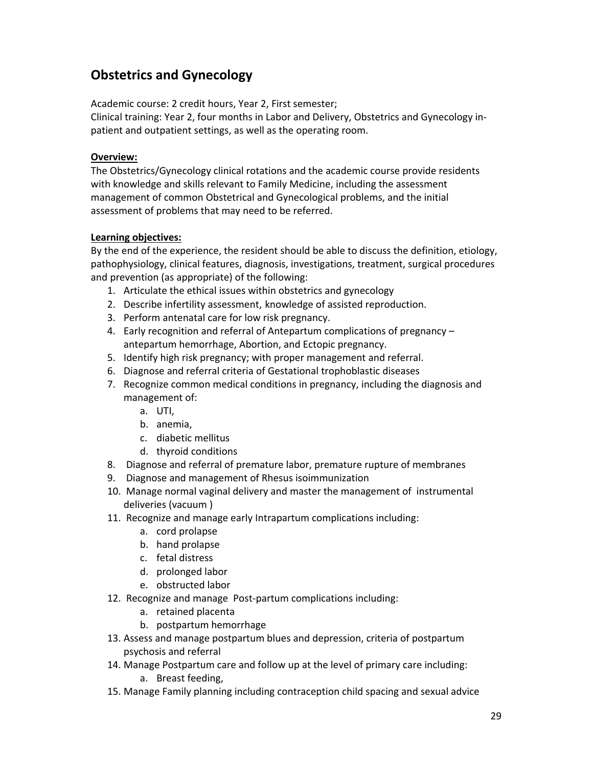## Obstetrics and Gynecology

Academic course: 2 credit hours, Year 2, First semester;
Clinical training: Year 2, four months in Labor and Delivery, Obstetrics and Gynecology in-patient and outpatient settings, as well as the operating room.

**Overview:**

The Obstetrics/Gynecology clinical rotations and the academic course provide residents with knowledge and skills relevant to Family Medicine, including the assessment management of common Obstetrical and Gynecological problems, and the initial assessment of problems that may need to be referred.

**Learning objectives:**

By the end of the experience, the resident should be able to discuss the definition, etiology, pathophysiology, clinical features, diagnosis, investigations, treatment, surgical procedures and prevention (as appropriate) of the following:

1. Articulate the ethical issues within obstetrics and gynecology
2. Describe infertility assessment, knowledge of assisted reproduction.
3. Perform antenatal care for low risk pregnancy.
4. Early recognition and referral of Antepartum complications of pregnancy – antepartum hemorrhage, Abortion, and Ectopic pregnancy.
5. Identify high risk pregnancy; with proper management and referral.
6. Diagnose and referral criteria of Gestational trophoblastic diseases
7. Recognize common medical conditions in pregnancy, including the diagnosis and management of:
    a. UTI,
    b. anemia,
    c. diabetic mellitus
    d. thyroid conditions
8. Diagnose and referral of premature labor, premature rupture of membranes
9. Diagnose and management of Rhesus isoimmunization
10. Manage normal vaginal delivery and master the management of instrumental deliveries (vacuum )
11. Recognize and manage early Intrapartum complications including:
    a. cord prolapse
    b. hand prolapse
    c. fetal distress
    d. prolonged labor
    e. obstructed labor
12. Recognize and manage Post-partum complications including:
    a. retained placenta
    b. postpartum hemorrhage
13. Assess and manage postpartum blues and depression, criteria of postpartum psychosis and referral
14. Manage Postpartum care and follow up at the level of primary care including:
    a. Breast feeding,
15. Manage Family planning including contraception child spacing and sexual advice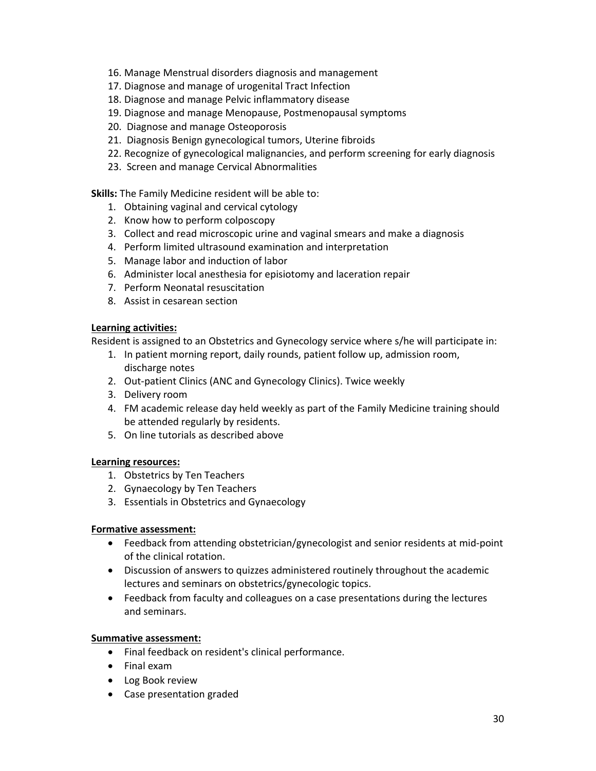16. Manage Menstrual disorders diagnosis and management
17. Diagnose and manage of urogenital Tract Infection
18. Diagnose and manage Pelvic inflammatory disease
19. Diagnose and manage Menopause, Postmenopausal symptoms
20. Diagnose and manage Osteoporosis
21. Diagnosis Benign gynecological tumors, Uterine fibroids
22. Recognize of gynecological malignancies, and perform screening for early diagnosis
23. Screen and manage Cervical Abnormalities

**Skills:** The Family Medicine resident will be able to:

1. Obtaining vaginal and cervical cytology
2. Know how to perform colposcopy
3. Collect and read microscopic urine and vaginal smears and make a diagnosis
4. Perform limited ultrasound examination and interpretation
5. Manage labor and induction of labor
6. Administer local anesthesia for episiotomy and laceration repair
7. Perform Neonatal resuscitation
8. Assist in cesarean section

**Learning activities:**

Resident is assigned to an Obstetrics and Gynecology service where s/he will participate in:

1. In patient morning report, daily rounds, patient follow up, admission room, discharge notes
2. Out-patient Clinics (ANC and Gynecology Clinics). Twice weekly
3. Delivery room
4. FM academic release day held weekly as part of the Family Medicine training should be attended regularly by residents.
5. On line tutorials as described above

**Learning resources:**

1. Obstetrics by Ten Teachers
2. Gynaecology by Ten Teachers
3. Essentials in Obstetrics and Gynaecology

**Formative assessment:**

- Feedback from attending obstetrician/gynecologist and senior residents at mid-point of the clinical rotation.
- Discussion of answers to quizzes administered routinely throughout the academic lectures and seminars on obstetrics/gynecologic topics.
- Feedback from faculty and colleagues on a case presentations during the lectures and seminars.

**Summative assessment:**

- Final feedback on resident's clinical performance.
- Final exam
- Log Book review
- Case presentation graded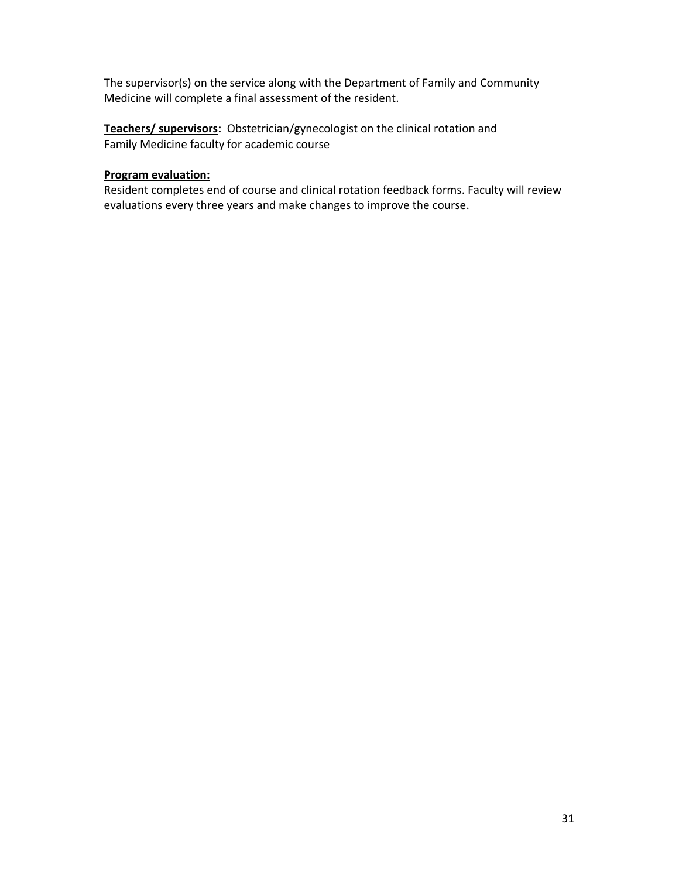The supervisor(s) on the service along with the Department of Family and Community Medicine will complete a final assessment of the resident.

**Teachers/ supervisors:** Obstetrician/gynecologist on the clinical rotation and Family Medicine faculty for academic course

**Program evaluation:**

Resident completes end of course and clinical rotation feedback forms. Faculty will review evaluations every three years and make changes to improve the course.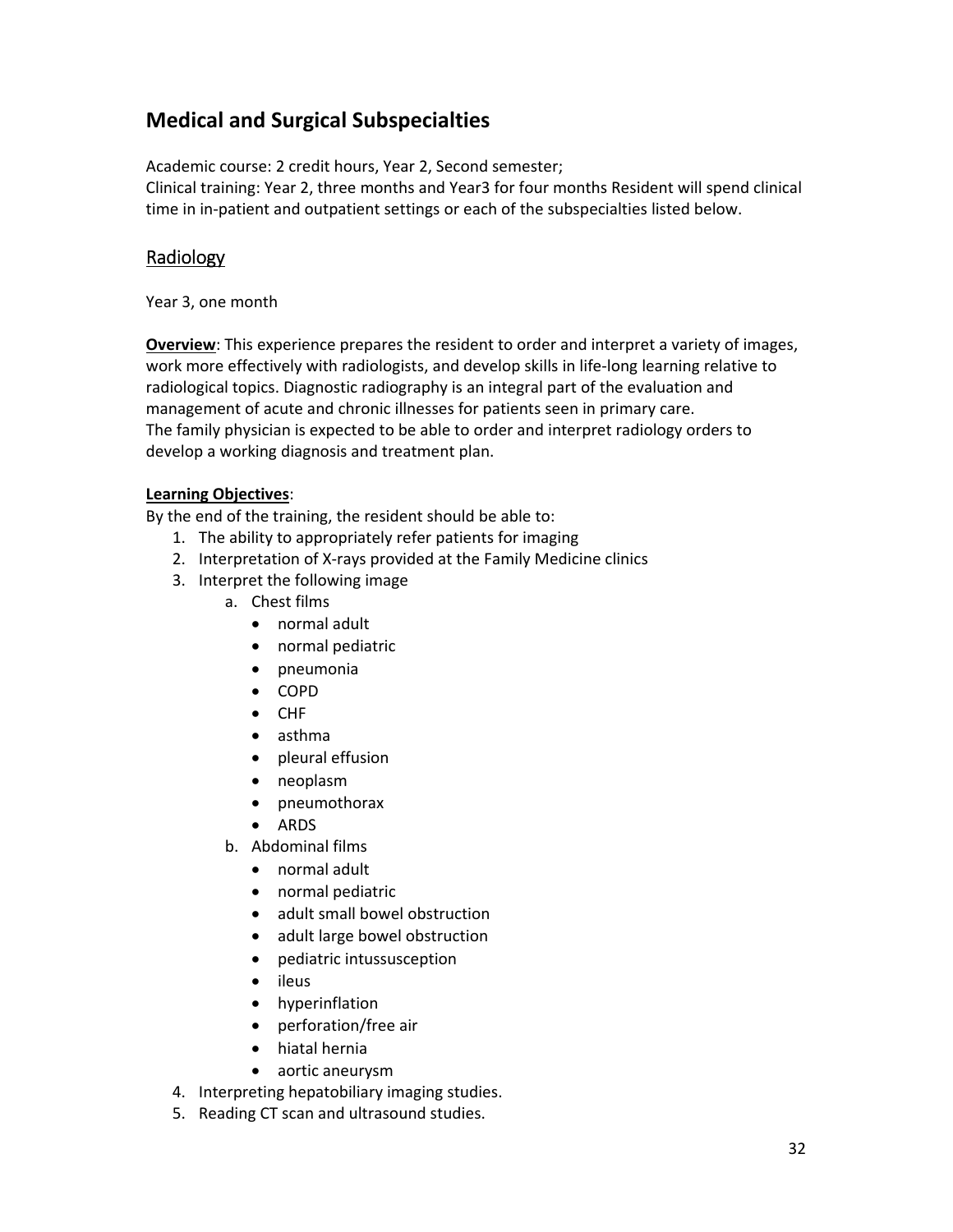## Medical and Surgical Subspecialties

Academic course: 2 credit hours, Year 2, Second semester;
Clinical training: Year 2, three months and Year3 for four months Resident will spend clinical time in in-patient and outpatient settings or each of the subspecialties listed below.

### Radiology

Year 3, one month

**Overview**: This experience prepares the resident to order and interpret a variety of images, work more effectively with radiologists, and develop skills in life-long learning relative to radiological topics. Diagnostic radiography is an integral part of the evaluation and management of acute and chronic illnesses for patients seen in primary care.
The family physician is expected to be able to order and interpret radiology orders to develop a working diagnosis and treatment plan.

**Learning Objectives**:
By the end of the training, the resident should be able to:

1. The ability to appropriately refer patients for imaging
2. Interpretation of X-rays provided at the Family Medicine clinics
3. Interpret the following image
   a. Chest films
      - normal adult
      - normal pediatric
      - pneumonia
      - COPD
      - CHF
      - asthma
      - pleural effusion
      - neoplasm
      - pneumothorax
      - ARDS
   b. Abdominal films
      - normal adult
      - normal pediatric
      - adult small bowel obstruction
      - adult large bowel obstruction
      - pediatric intussusception
      - ileus
      - hyperinflation
      - perforation/free air
      - hiatal hernia
      - aortic aneurysm
4. Interpreting hepatobiliary imaging studies.
5. Reading CT scan and ultrasound studies.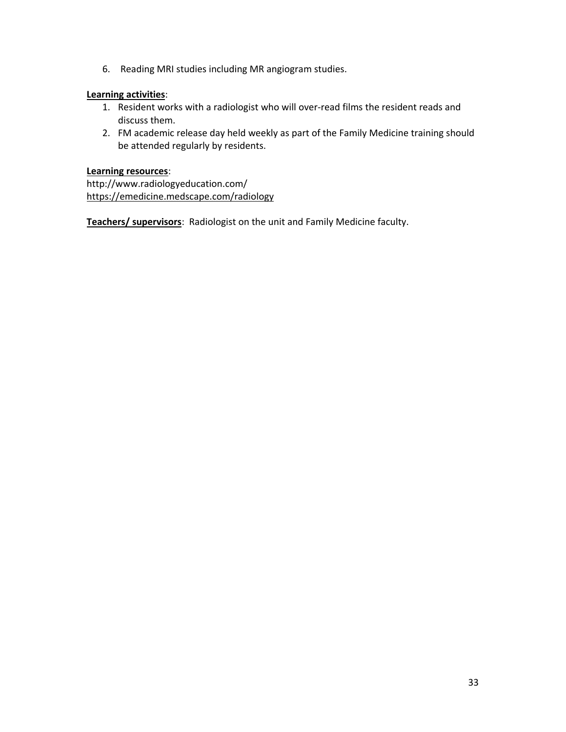6. Reading MRI studies including MR angiogram studies.

**Learning activities**:

1. Resident works with a radiologist who will over-read films the resident reads and discuss them.
2. FM academic release day held weekly as part of the Family Medicine training should be attended regularly by residents.

**Learning resources**:
http://www.radiologyeducation.com/
https://emedicine.medscape.com/radiology

**Teachers/ supervisors**: Radiologist on the unit and Family Medicine faculty.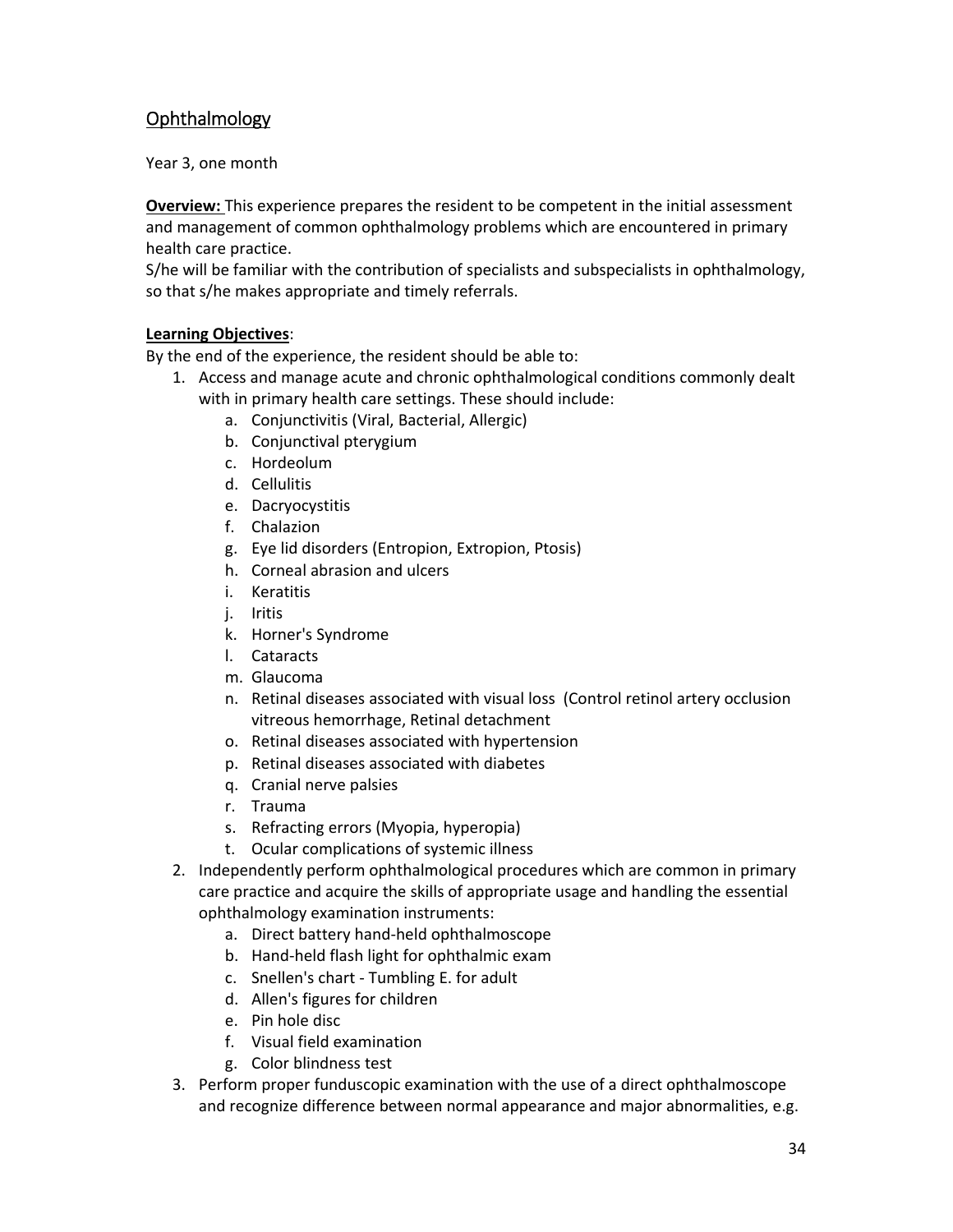## Ophthalmology

Year 3, one month

**Overview:** This experience prepares the resident to be competent in the initial assessment and management of common ophthalmology problems which are encountered in primary health care practice.
S/he will be familiar with the contribution of specialists and subspecialists in ophthalmology, so that s/he makes appropriate and timely referrals.

**Learning Objectives**:
By the end of the experience, the resident should be able to:

1. Access and manage acute and chronic ophthalmological conditions commonly dealt with in primary health care settings. These should include:
   a. Conjunctivitis (Viral, Bacterial, Allergic)
   b. Conjunctival pterygium
   c. Hordeolum
   d. Cellulitis
   e. Dacryocystitis
   f. Chalazion
   g. Eye lid disorders (Entropion, Extropion, Ptosis)
   h. Corneal abrasion and ulcers
   i. Keratitis
   j. Iritis
   k. Horner's Syndrome
   l. Cataracts
   m. Glaucoma
   n. Retinal diseases associated with visual loss (Control retinol artery occlusion vitreous hemorrhage, Retinal detachment
   o. Retinal diseases associated with hypertension
   p. Retinal diseases associated with diabetes
   q. Cranial nerve palsies
   r. Trauma
   s. Refracting errors (Myopia, hyperopia)
   t. Ocular complications of systemic illness
2. Independently perform ophthalmological procedures which are common in primary care practice and acquire the skills of appropriate usage and handling the essential ophthalmology examination instruments:
   a. Direct battery hand-held ophthalmoscope
   b. Hand-held flash light for ophthalmic exam
   c. Snellen's chart - Tumbling E. for adult
   d. Allen's figures for children
   e. Pin hole disc
   f. Visual field examination
   g. Color blindness test
3. Perform proper funduscopic examination with the use of a direct ophthalmoscope and recognize difference between normal appearance and major abnormalities, e.g.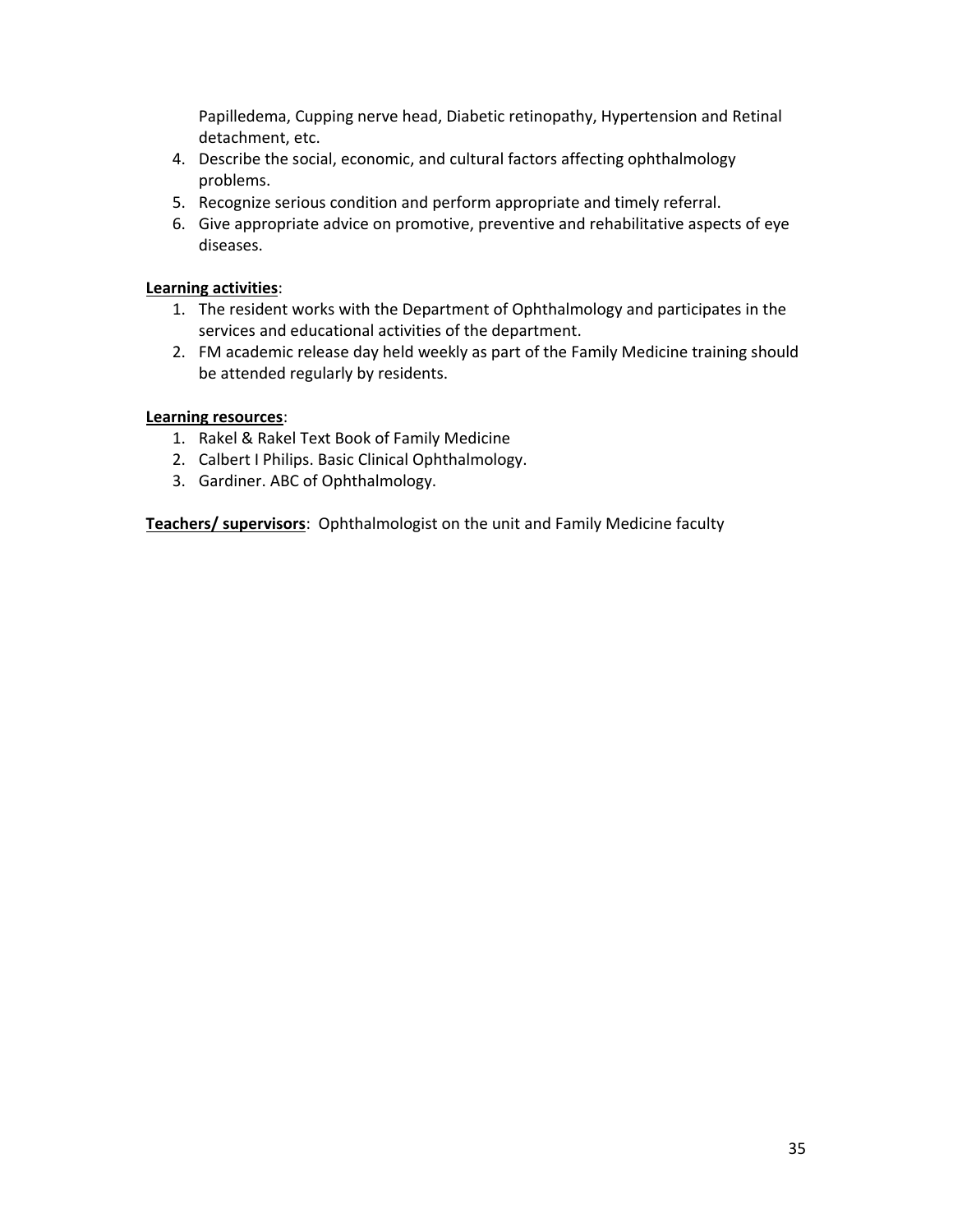Papilledema, Cupping nerve head, Diabetic retinopathy, Hypertension and Retinal detachment, etc.

4. Describe the social, economic, and cultural factors affecting ophthalmology problems.
5. Recognize serious condition and perform appropriate and timely referral.
6. Give appropriate advice on promotive, preventive and rehabilitative aspects of eye diseases.

**Learning activities**:

1. The resident works with the Department of Ophthalmology and participates in the services and educational activities of the department.
2. FM academic release day held weekly as part of the Family Medicine training should be attended regularly by residents.

**Learning resources**:

1. Rakel & Rakel Text Book of Family Medicine
2. Calbert I Philips. Basic Clinical Ophthalmology.
3. Gardiner. ABC of Ophthalmology.

**Teachers/ supervisors**: Ophthalmologist on the unit and Family Medicine faculty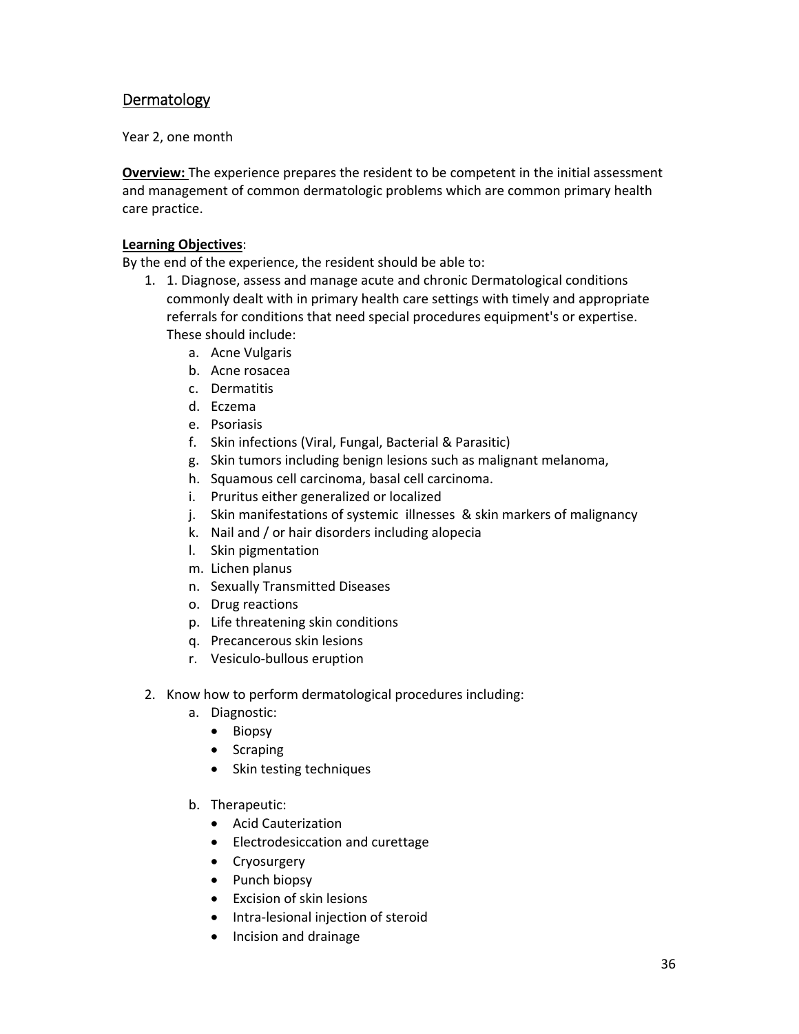## Dermatology

Year 2, one month

**Overview:** The experience prepares the resident to be competent in the initial assessment and management of common dermatologic problems which are common primary health care practice.

**Learning Objectives**:

By the end of the experience, the resident should be able to:

1. 1. Diagnose, assess and manage acute and chronic Dermatological conditions commonly dealt with in primary health care settings with timely and appropriate referrals for conditions that need special procedures equipment's or expertise. These should include:
   a. Acne Vulgaris
   b. Acne rosacea
   c. Dermatitis
   d. Eczema
   e. Psoriasis
   f. Skin infections (Viral, Fungal, Bacterial & Parasitic)
   g. Skin tumors including benign lesions such as malignant melanoma,
   h. Squamous cell carcinoma, basal cell carcinoma.
   i. Pruritus either generalized or localized
   j. Skin manifestations of systemic illnesses & skin markers of malignancy
   k. Nail and / or hair disorders including alopecia
   l. Skin pigmentation
   m. Lichen planus
   n. Sexually Transmitted Diseases
   o. Drug reactions
   p. Life threatening skin conditions
   q. Precancerous skin lesions
   r. Vesiculo-bullous eruption

2. Know how to perform dermatological procedures including:
   a. Diagnostic:
      - Biopsy
      - Scraping
      - Skin testing techniques

   b. Therapeutic:
      - Acid Cauterization
      - Electrodesiccation and curettage
      - Cryosurgery
      - Punch biopsy
      - Excision of skin lesions
      - Intra-lesional injection of steroid
      - Incision and drainage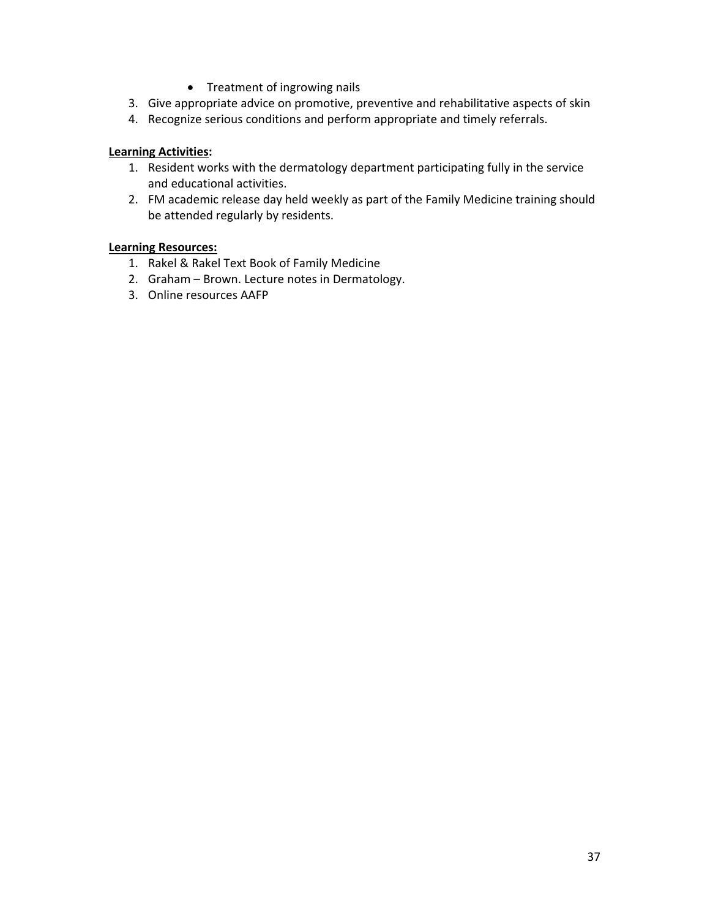- Treatment of ingrowing nails

3. Give appropriate advice on promotive, preventive and rehabilitative aspects of skin
4. Recognize serious conditions and perform appropriate and timely referrals.

**Learning Activities:**

1. Resident works with the dermatology department participating fully in the service and educational activities.
2. FM academic release day held weekly as part of the Family Medicine training should be attended regularly by residents.

**Learning Resources:**

1. Rakel & Rakel Text Book of Family Medicine
2. Graham – Brown. Lecture notes in Dermatology.
3. Online resources AAFP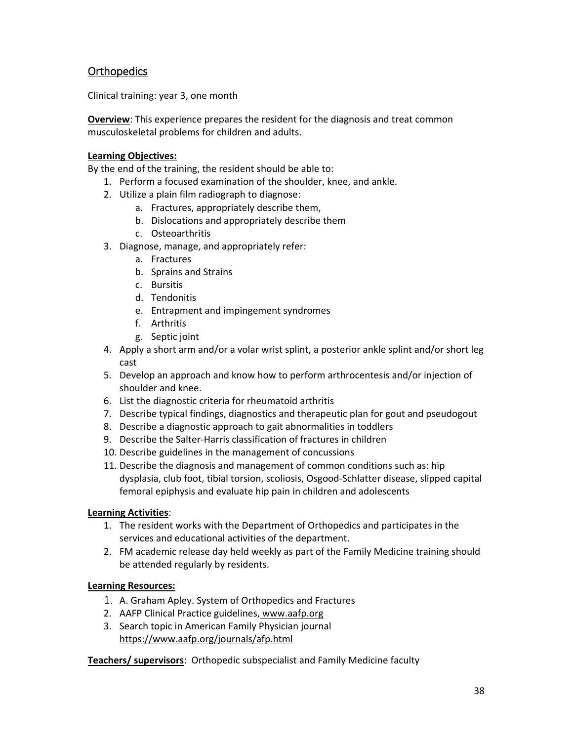## Orthopedics

Clinical training: year 3, one month

**Overview**: This experience prepares the resident for the diagnosis and treat common musculoskeletal problems for children and adults.

**Learning Objectives:**

By the end of the training, the resident should be able to:

1. Perform a focused examination of the shoulder, knee, and ankle.
2. Utilize a plain film radiograph to diagnose:
   a. Fractures, appropriately describe them,
   b. Dislocations and appropriately describe them
   c. Osteoarthritis
3. Diagnose, manage, and appropriately refer:
   a. Fractures
   b. Sprains and Strains
   c. Bursitis
   d. Tendonitis
   e. Entrapment and impingement syndromes
   f. Arthritis
   g. Septic joint
4. Apply a short arm and/or a volar wrist splint, a posterior ankle splint and/or short leg cast
5. Develop an approach and know how to perform arthrocentesis and/or injection of shoulder and knee.
6. List the diagnostic criteria for rheumatoid arthritis
7. Describe typical findings, diagnostics and therapeutic plan for gout and pseudogout
8. Describe a diagnostic approach to gait abnormalities in toddlers
9. Describe the Salter-Harris classification of fractures in children
10. Describe guidelines in the management of concussions
11. Describe the diagnosis and management of common conditions such as: hip dysplasia, club foot, tibial torsion, scoliosis, Osgood-Schlatter disease, slipped capital femoral epiphysis and evaluate hip pain in children and adolescents

**Learning Activities**:

1. The resident works with the Department of Orthopedics and participates in the services and educational activities of the department.
2. FM academic release day held weekly as part of the Family Medicine training should be attended regularly by residents.

**Learning Resources:**

1. A. Graham Apley. System of Orthopedics and Fractures
2. AAFP Clinical Practice guidelines, www.aafp.org
3. Search topic in American Family Physician journal https://www.aafp.org/journals/afp.html

**Teachers/ supervisors**: Orthopedic subspecialist and Family Medicine faculty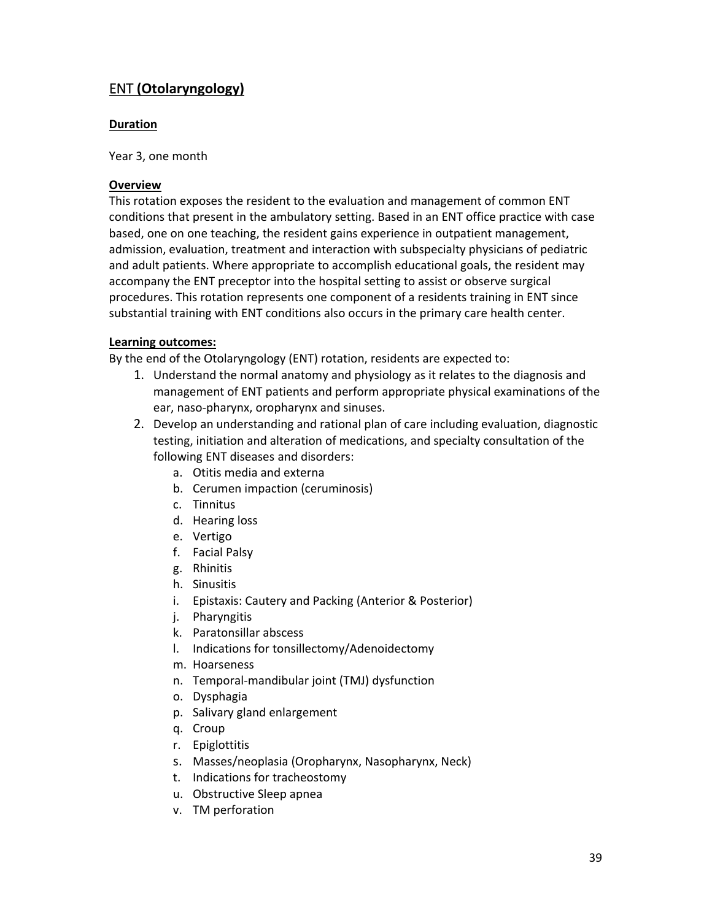## ENT **(Otolaryngology)**

### Duration

Year 3, one month

### Overview

This rotation exposes the resident to the evaluation and management of common ENT conditions that present in the ambulatory setting. Based in an ENT office practice with case based, one on one teaching, the resident gains experience in outpatient management, admission, evaluation, treatment and interaction with subspecialty physicians of pediatric and adult patients. Where appropriate to accomplish educational goals, the resident may accompany the ENT preceptor into the hospital setting to assist or observe surgical procedures. This rotation represents one component of a residents training in ENT since substantial training with ENT conditions also occurs in the primary care health center.

### Learning outcomes:

By the end of the Otolaryngology (ENT) rotation, residents are expected to:

1. Understand the normal anatomy and physiology as it relates to the diagnosis and management of ENT patients and perform appropriate physical examinations of the ear, naso-pharynx, oropharynx and sinuses.
2. Develop an understanding and rational plan of care including evaluation, diagnostic testing, initiation and alteration of medications, and specialty consultation of the following ENT diseases and disorders:
   a. Otitis media and externa
   b. Cerumen impaction (ceruminosis)
   c. Tinnitus
   d. Hearing loss
   e. Vertigo
   f. Facial Palsy
   g. Rhinitis
   h. Sinusitis
   i. Epistaxis: Cautery and Packing (Anterior & Posterior)
   j. Pharyngitis
   k. Paratonsillar abscess
   l. Indications for tonsillectomy/Adenoidectomy
   m. Hoarseness
   n. Temporal-mandibular joint (TMJ) dysfunction
   o. Dysphagia
   p. Salivary gland enlargement
   q. Croup
   r. Epiglottitis
   s. Masses/neoplasia (Oropharynx, Nasopharynx, Neck)
   t. Indications for tracheostomy
   u. Obstructive Sleep apnea
   v. TM perforation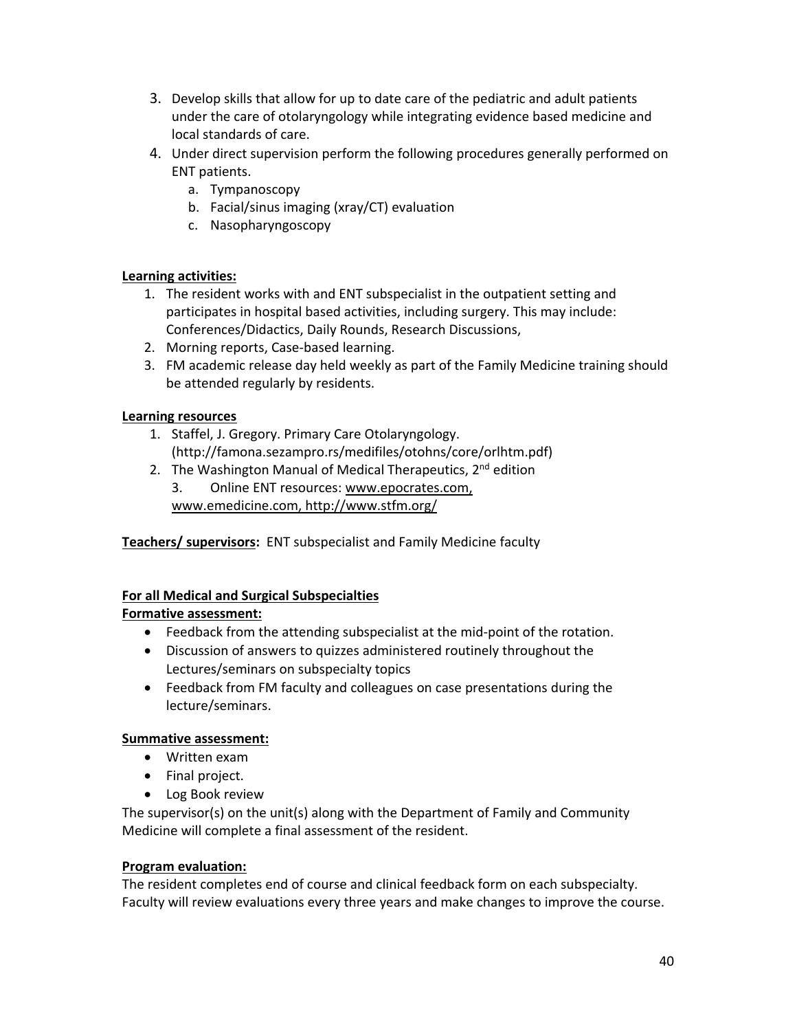3. Develop skills that allow for up to date care of the pediatric and adult patients under the care of otolaryngology while integrating evidence based medicine and local standards of care.
4. Under direct supervision perform the following procedures generally performed on ENT patients.
   a. Tympanoscopy
   b. Facial/sinus imaging (xray/CT) evaluation
   c. Nasopharyngoscopy

**Learning activities:**

1. The resident works with and ENT subspecialist in the outpatient setting and participates in hospital based activities, including surgery. This may include: Conferences/Didactics, Daily Rounds, Research Discussions,
2. Morning reports, Case-based learning.
3. FM academic release day held weekly as part of the Family Medicine training should be attended regularly by residents.

**Learning resources**

1. Staffel, J. Gregory. Primary Care Otolaryngology. (http://famona.sezampro.rs/medifiles/otohns/core/orlhtm.pdf)
2. The Washington Manual of Medical Therapeutics, 2nd edition
3. Online ENT resources: www.epocrates.com, www.emedicine.com, http://www.stfm.org/

**Teachers/ supervisors:** ENT subspecialist and Family Medicine faculty

**For all Medical and Surgical Subspecialties**

**Formative assessment:**

- Feedback from the attending subspecialist at the mid-point of the rotation.
- Discussion of answers to quizzes administered routinely throughout the Lectures/seminars on subspecialty topics
- Feedback from FM faculty and colleagues on case presentations during the lecture/seminars.

**Summative assessment:**

- Written exam
- Final project.
- Log Book review

The supervisor(s) on the unit(s) along with the Department of Family and Community Medicine will complete a final assessment of the resident.

**Program evaluation:**

The resident completes end of course and clinical feedback form on each subspecialty. Faculty will review evaluations every three years and make changes to improve the course.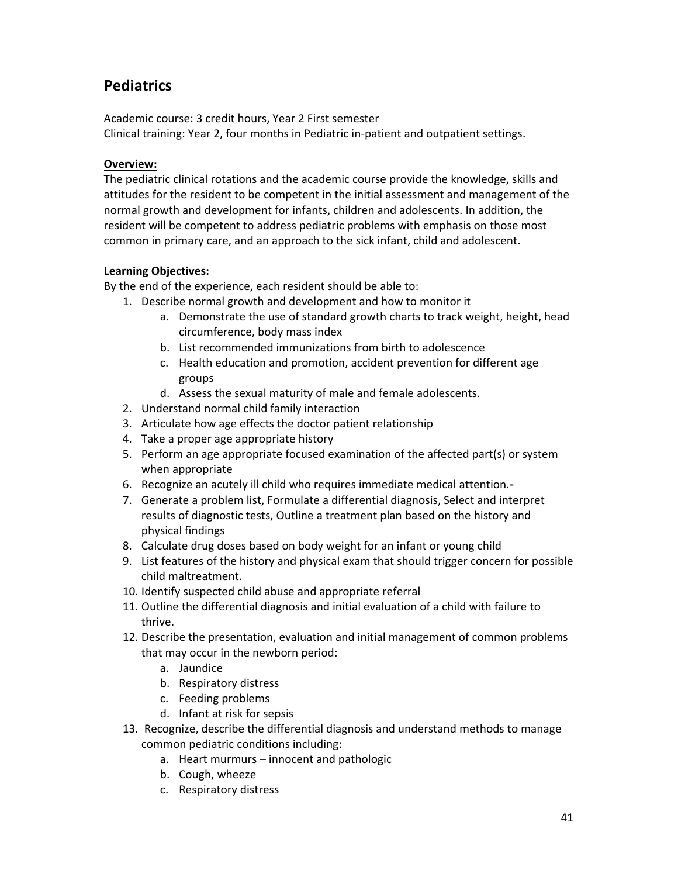## Pediatrics

Academic course: 3 credit hours, Year 2 First semester
Clinical training: Year 2, four months in Pediatric in-patient and outpatient settings.

**Overview:**
The pediatric clinical rotations and the academic course provide the knowledge, skills and attitudes for the resident to be competent in the initial assessment and management of the normal growth and development for infants, children and adolescents. In addition, the resident will be competent to address pediatric problems with emphasis on those most common in primary care, and an approach to the sick infant, child and adolescent.

**Learning Objectives:**
By the end of the experience, each resident should be able to:

1. Describe normal growth and development and how to monitor it
   a. Demonstrate the use of standard growth charts to track weight, height, head circumference, body mass index
   b. List recommended immunizations from birth to adolescence
   c. Health education and promotion, accident prevention for different age groups
   d. Assess the sexual maturity of male and female adolescents.
2. Understand normal child family interaction
3. Articulate how age effects the doctor patient relationship
4. Take a proper age appropriate history
5. Perform an age appropriate focused examination of the affected part(s) or system when appropriate
6. Recognize an acutely ill child who requires immediate medical attention.-
7. Generate a problem list, Formulate a differential diagnosis, Select and interpret results of diagnostic tests, Outline a treatment plan based on the history and physical findings
8. Calculate drug doses based on body weight for an infant or young child
9. List features of the history and physical exam that should trigger concern for possible child maltreatment.
10. Identify suspected child abuse and appropriate referral
11. Outline the differential diagnosis and initial evaluation of a child with failure to thrive.
12. Describe the presentation, evaluation and initial management of common problems that may occur in the newborn period:
    a. Jaundice
    b. Respiratory distress
    c. Feeding problems
    d. Infant at risk for sepsis
13. Recognize, describe the differential diagnosis and understand methods to manage common pediatric conditions including:
    a. Heart murmurs – innocent and pathologic
    b. Cough, wheeze
    c. Respiratory distress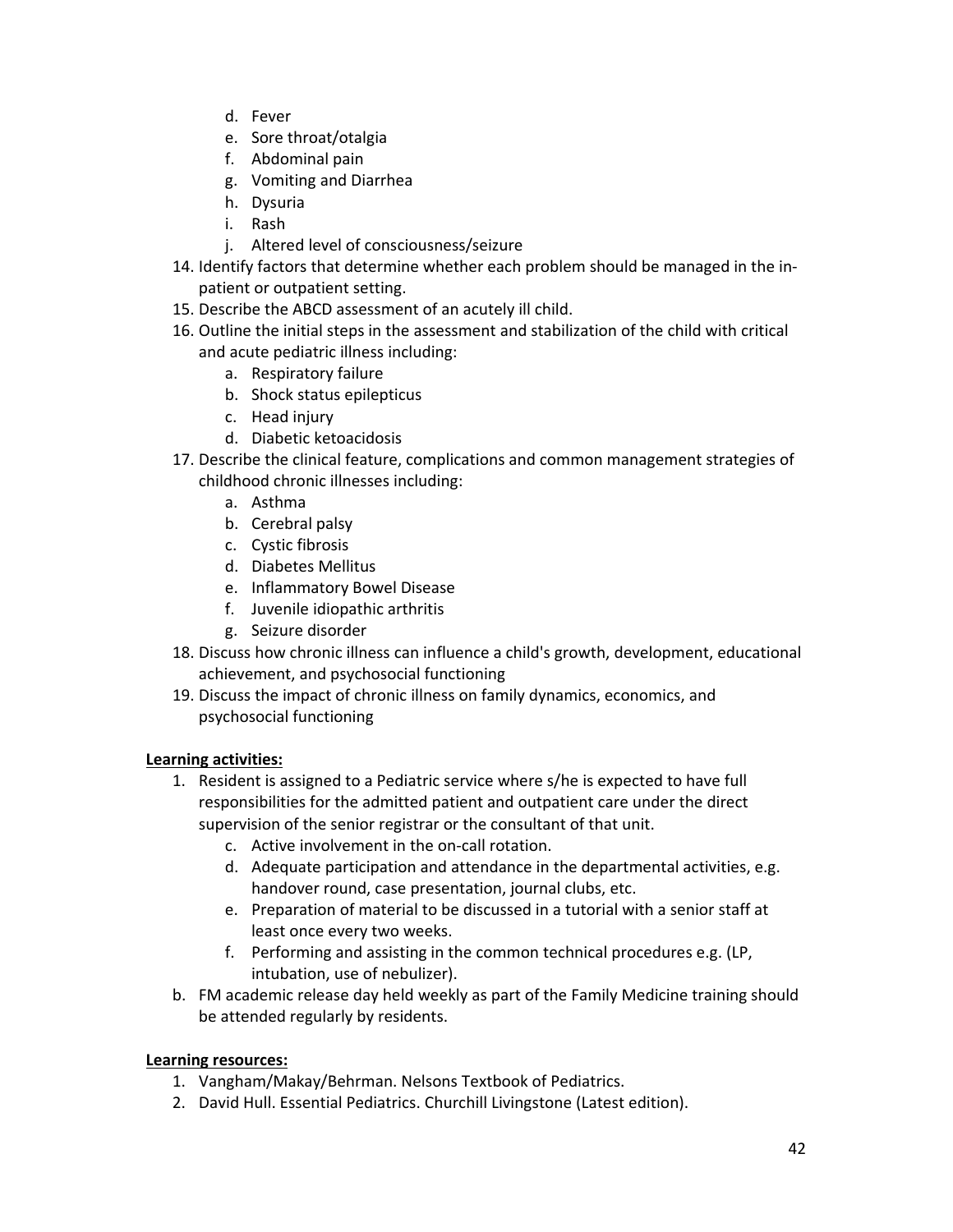d. Fever
   e. Sore throat/otalgia
   f. Abdominal pain
   g. Vomiting and Diarrhea
   h. Dysuria
   i. Rash
   j. Altered level of consciousness/seizure
14. Identify factors that determine whether each problem should be managed in the in-patient or outpatient setting.
15. Describe the ABCD assessment of an acutely ill child.
16. Outline the initial steps in the assessment and stabilization of the child with critical and acute pediatric illness including:
    a. Respiratory failure
    b. Shock status epilepticus
    c. Head injury
    d. Diabetic ketoacidosis
17. Describe the clinical feature, complications and common management strategies of childhood chronic illnesses including:
    a. Asthma
    b. Cerebral palsy
    c. Cystic fibrosis
    d. Diabetes Mellitus
    e. Inflammatory Bowel Disease
    f. Juvenile idiopathic arthritis
    g. Seizure disorder
18. Discuss how chronic illness can influence a child's growth, development, educational achievement, and psychosocial functioning
19. Discuss the impact of chronic illness on family dynamics, economics, and psychosocial functioning

**Learning activities:**

1. Resident is assigned to a Pediatric service where s/he is expected to have full responsibilities for the admitted patient and outpatient care under the direct supervision of the senior registrar or the consultant of that unit.
   c. Active involvement in the on-call rotation.
   d. Adequate participation and attendance in the departmental activities, e.g. handover round, case presentation, journal clubs, etc.
   e. Preparation of material to be discussed in a tutorial with a senior staff at least once every two weeks.
   f. Performing and assisting in the common technical procedures e.g. (LP, intubation, use of nebulizer).

b. FM academic release day held weekly as part of the Family Medicine training should be attended regularly by residents.

**Learning resources:**

1. Vangham/Makay/Behrman. Nelsons Textbook of Pediatrics.
2. David Hull. Essential Pediatrics. Churchill Livingstone (Latest edition).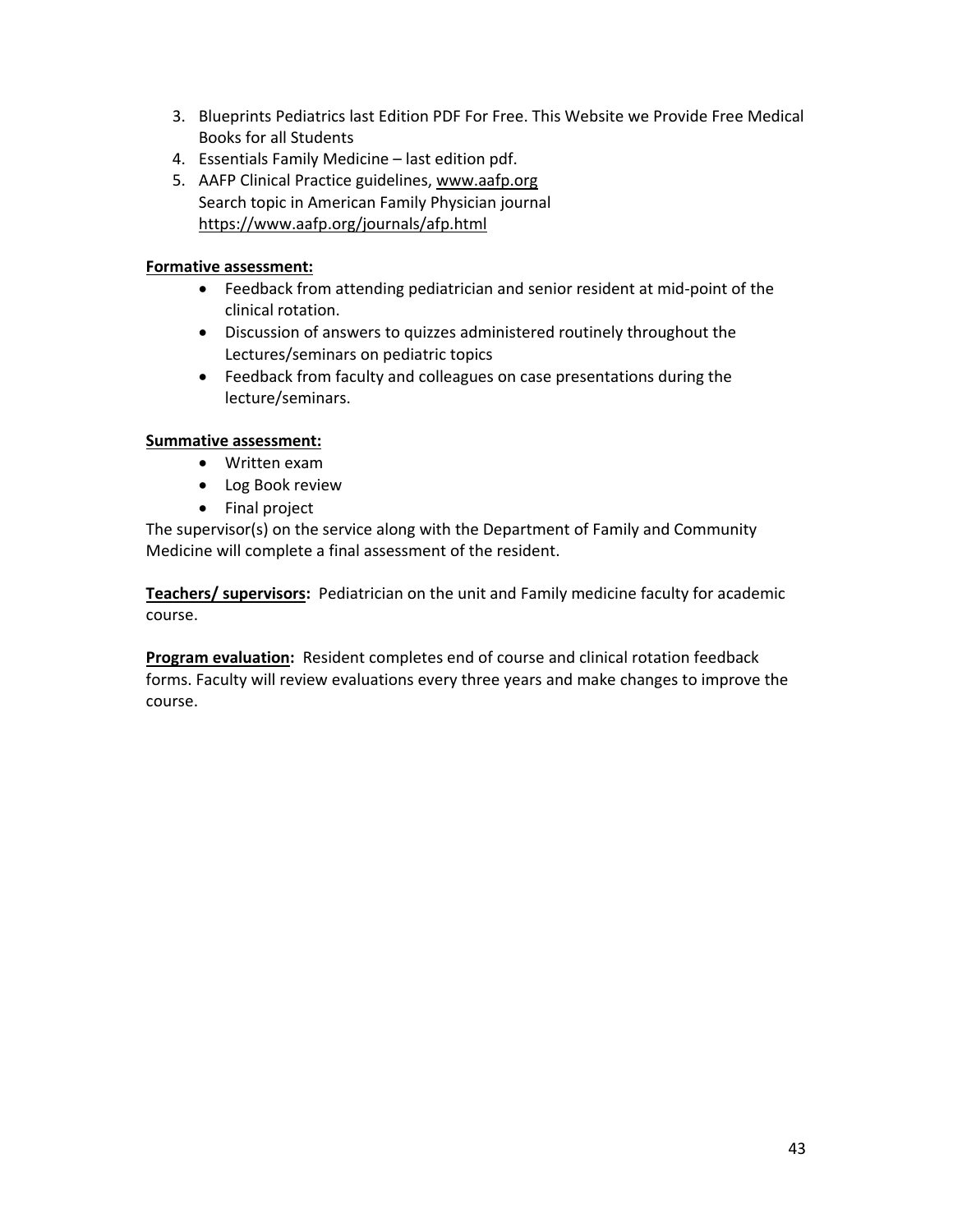3. Blueprints Pediatrics last Edition PDF For Free. This Website we Provide Free Medical Books for all Students
4. Essentials Family Medicine – last edition pdf.
5. AAFP Clinical Practice guidelines, www.aafp.org  
   Search topic in American Family Physician journal  
   https://www.aafp.org/journals/afp.html

**Formative assessment:**

- Feedback from attending pediatrician and senior resident at mid-point of the clinical rotation.
- Discussion of answers to quizzes administered routinely throughout the Lectures/seminars on pediatric topics
- Feedback from faculty and colleagues on case presentations during the lecture/seminars.

**Summative assessment:**

- Written exam
- Log Book review
- Final project

The supervisor(s) on the service along with the Department of Family and Community Medicine will complete a final assessment of the resident.

**Teachers/ supervisors:** Pediatrician on the unit and Family medicine faculty for academic course.

**Program evaluation:** Resident completes end of course and clinical rotation feedback forms. Faculty will review evaluations every three years and make changes to improve the course.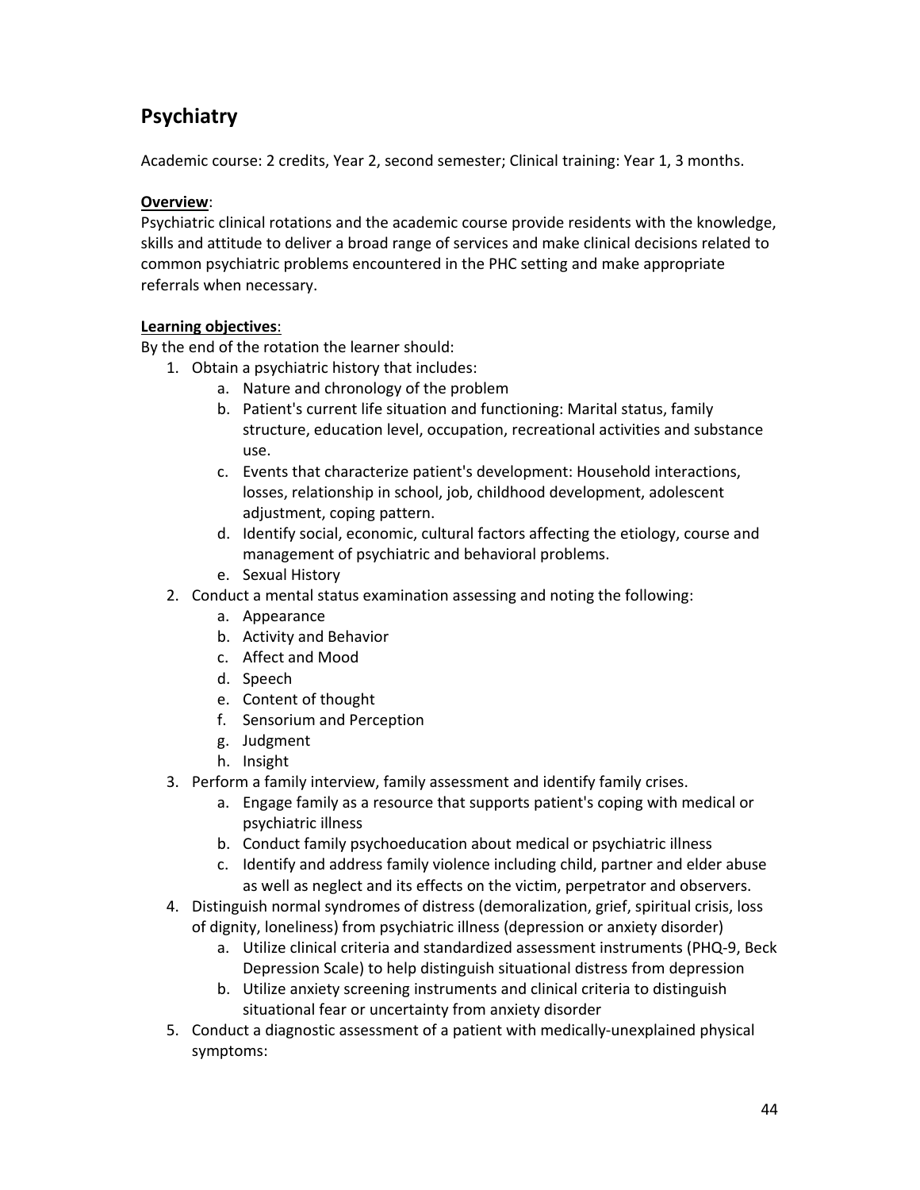## Psychiatry

Academic course: 2 credits, Year 2, second semester; Clinical training: Year 1, 3 months.

**<u>Overview</u>**:
Psychiatric clinical rotations and the academic course provide residents with the knowledge, skills and attitude to deliver a broad range of services and make clinical decisions related to common psychiatric problems encountered in the PHC setting and make appropriate referrals when necessary.

**<u>Learning objectives</u>**:
By the end of the rotation the learner should:

1. Obtain a psychiatric history that includes:
   a. Nature and chronology of the problem
   b. Patient's current life situation and functioning: Marital status, family structure, education level, occupation, recreational activities and substance use.
   c. Events that characterize patient's development: Household interactions, losses, relationship in school, job, childhood development, adolescent adjustment, coping pattern.
   d. Identify social, economic, cultural factors affecting the etiology, course and management of psychiatric and behavioral problems.
   e. Sexual History
2. Conduct a mental status examination assessing and noting the following:
   a. Appearance
   b. Activity and Behavior
   c. Affect and Mood
   d. Speech
   e. Content of thought
   f. Sensorium and Perception
   g. Judgment
   h. Insight
3. Perform a family interview, family assessment and identify family crises.
   a. Engage family as a resource that supports patient's coping with medical or psychiatric illness
   b. Conduct family psychoeducation about medical or psychiatric illness
   c. Identify and address family violence including child, partner and elder abuse as well as neglect and its effects on the victim, perpetrator and observers.
4. Distinguish normal syndromes of distress (demoralization, grief, spiritual crisis, loss of dignity, loneliness) from psychiatric illness (depression or anxiety disorder)
   a. Utilize clinical criteria and standardized assessment instruments (PHQ-9, Beck Depression Scale) to help distinguish situational distress from depression
   b. Utilize anxiety screening instruments and clinical criteria to distinguish situational fear or uncertainty from anxiety disorder
5. Conduct a diagnostic assessment of a patient with medically-unexplained physical symptoms: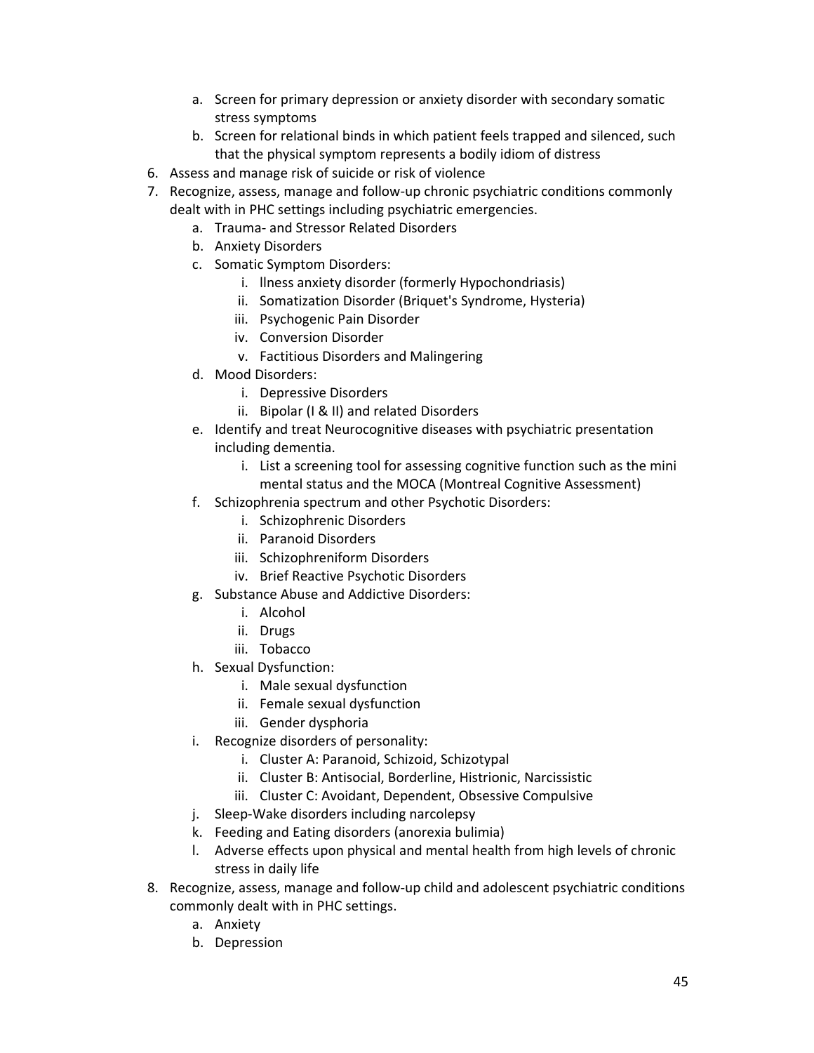a. Screen for primary depression or anxiety disorder with secondary somatic stress symptoms
   b. Screen for relational binds in which patient feels trapped and silenced, such that the physical symptom represents a bodily idiom of distress
6. Assess and manage risk of suicide or risk of violence
7. Recognize, assess, manage and follow-up chronic psychiatric conditions commonly dealt with in PHC settings including psychiatric emergencies.
   a. Trauma- and Stressor Related Disorders
   b. Anxiety Disorders
   c. Somatic Symptom Disorders:
      i. llness anxiety disorder (formerly Hypochondriasis)
      ii. Somatization Disorder (Briquet's Syndrome, Hysteria)
      iii. Psychogenic Pain Disorder
      iv. Conversion Disorder
      v. Factitious Disorders and Malingering
   d. Mood Disorders:
      i. Depressive Disorders
      ii. Bipolar (I & II) and related Disorders
   e. Identify and treat Neurocognitive diseases with psychiatric presentation including dementia.
      i. List a screening tool for assessing cognitive function such as the mini mental status and the MOCA (Montreal Cognitive Assessment)
   f. Schizophrenia spectrum and other Psychotic Disorders:
      i. Schizophrenic Disorders
      ii. Paranoid Disorders
      iii. Schizophreniform Disorders
      iv. Brief Reactive Psychotic Disorders
   g. Substance Abuse and Addictive Disorders:
      i. Alcohol
      ii. Drugs
      iii. Tobacco
   h. Sexual Dysfunction:
      i. Male sexual dysfunction
      ii. Female sexual dysfunction
      iii. Gender dysphoria
   i. Recognize disorders of personality:
      i. Cluster A: Paranoid, Schizoid, Schizotypal
      ii. Cluster B: Antisocial, Borderline, Histrionic, Narcissistic
      iii. Cluster C: Avoidant, Dependent, Obsessive Compulsive
   j. Sleep-Wake disorders including narcolepsy
   k. Feeding and Eating disorders (anorexia bulimia)
   l. Adverse effects upon physical and mental health from high levels of chronic stress in daily life
8. Recognize, assess, manage and follow-up child and adolescent psychiatric conditions commonly dealt with in PHC settings.
   a. Anxiety
   b. Depression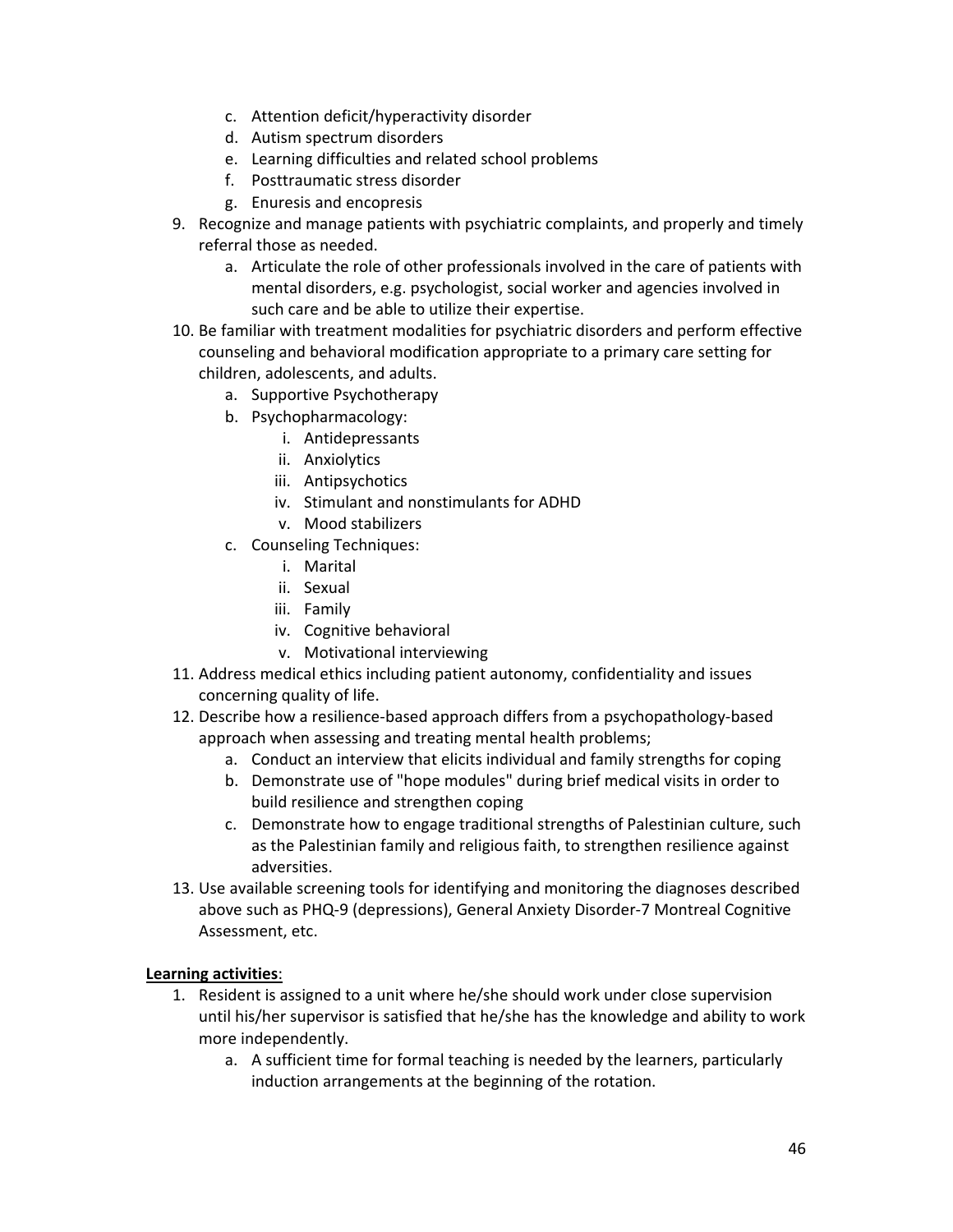c. Attention deficit/hyperactivity disorder
   d. Autism spectrum disorders
   e. Learning difficulties and related school problems
   f. Posttraumatic stress disorder
   g. Enuresis and encopresis

9. Recognize and manage patients with psychiatric complaints, and properly and timely referral those as needed.
   a. Articulate the role of other professionals involved in the care of patients with mental disorders, e.g. psychologist, social worker and agencies involved in such care and be able to utilize their expertise.
10. Be familiar with treatment modalities for psychiatric disorders and perform effective counseling and behavioral modification appropriate to a primary care setting for children, adolescents, and adults.
    a. Supportive Psychotherapy
    b. Psychopharmacology:
       i. Antidepressants
       ii. Anxiolytics
       iii. Antipsychotics
       iv. Stimulant and nonstimulants for ADHD
       v. Mood stabilizers
    c. Counseling Techniques:
       i. Marital
       ii. Sexual
       iii. Family
       iv. Cognitive behavioral
       v. Motivational interviewing
11. Address medical ethics including patient autonomy, confidentiality and issues concerning quality of life.
12. Describe how a resilience-based approach differs from a psychopathology-based approach when assessing and treating mental health problems;
    a. Conduct an interview that elicits individual and family strengths for coping
    b. Demonstrate use of "hope modules" during brief medical visits in order to build resilience and strengthen coping
    c. Demonstrate how to engage traditional strengths of Palestinian culture, such as the Palestinian family and religious faith, to strengthen resilience against adversities.
13. Use available screening tools for identifying and monitoring the diagnoses described above such as PHQ-9 (depressions), General Anxiety Disorder-7 Montreal Cognitive Assessment, etc.

**Learning activities**:

1. Resident is assigned to a unit where he/she should work under close supervision until his/her supervisor is satisfied that he/she has the knowledge and ability to work more independently.
   a. A sufficient time for formal teaching is needed by the learners, particularly induction arrangements at the beginning of the rotation.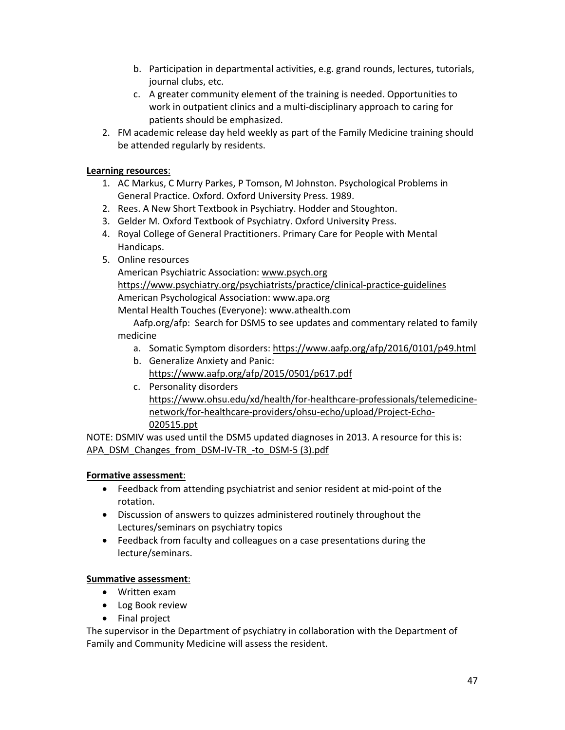b. Participation in departmental activities, e.g. grand rounds, lectures, tutorials, journal clubs, etc.
   c. A greater community element of the training is needed. Opportunities to work in outpatient clinics and a multi-disciplinary approach to caring for patients should be emphasized.
2. FM academic release day held weekly as part of the Family Medicine training should be attended regularly by residents.

**Learning resources**:

1. AC Markus, C Murry Parkes, P Tomson, M Johnston. Psychological Problems in General Practice. Oxford. Oxford University Press. 1989.
2. Rees. A New Short Textbook in Psychiatry. Hodder and Stoughton.
3. Gelder M. Oxford Textbook of Psychiatry. Oxford University Press.
4. Royal College of General Practitioners. Primary Care for People with Mental Handicaps.
5. Online resources
   American Psychiatric Association: www.psych.org
   https://www.psychiatry.org/psychiatrists/practice/clinical-practice-guidelines
   American Psychological Association: www.apa.org
   Mental Health Touches (Everyone): www.athealth.com
   Aafp.org/afp: Search for DSM5 to see updates and commentary related to family medicine
   a. Somatic Symptom disorders: https://www.aafp.org/afp/2016/0101/p49.html
   b. Generalize Anxiety and Panic: https://www.aafp.org/afp/2015/0501/p617.pdf
   c. Personality disorders https://www.ohsu.edu/xd/health/for-healthcare-professionals/telemedicine-network/for-healthcare-providers/ohsu-echo/upload/Project-Echo-020515.ppt

NOTE: DSMIV was used until the DSM5 updated diagnoses in 2013. A resource for this is: APA_DSM_Changes_from_DSM-IV-TR_-to_DSM-5 (3).pdf

**Formative assessment**:

- Feedback from attending psychiatrist and senior resident at mid-point of the rotation.
- Discussion of answers to quizzes administered routinely throughout the Lectures/seminars on psychiatry topics
- Feedback from faculty and colleagues on a case presentations during the lecture/seminars.

**Summative assessment**:

- Written exam
- Log Book review
- Final project

The supervisor in the Department of psychiatry in collaboration with the Department of Family and Community Medicine will assess the resident.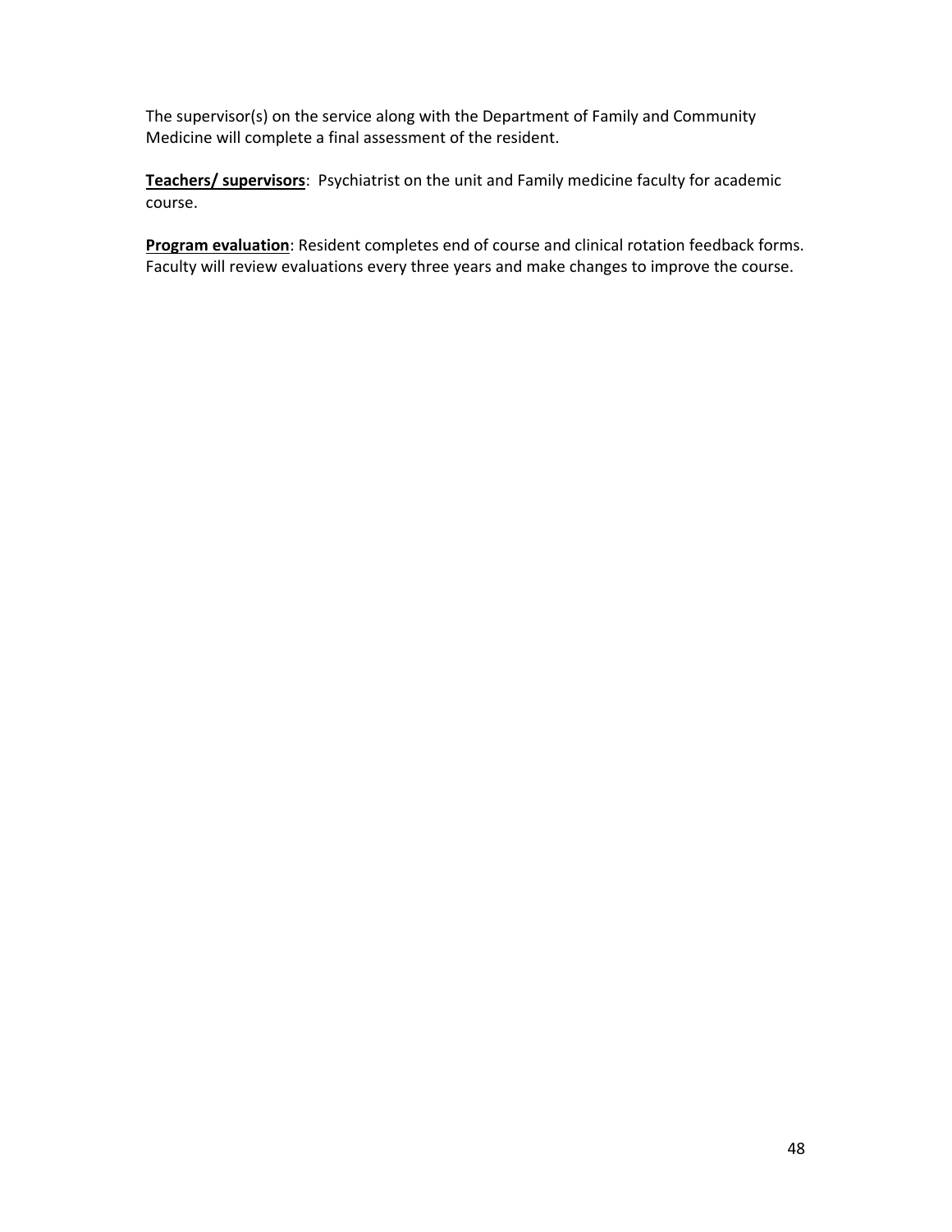The supervisor(s) on the service along with the Department of Family and Community Medicine will complete a final assessment of the resident.

**Teachers/ supervisors**: Psychiatrist on the unit and Family medicine faculty for academic course.

**Program evaluation**: Resident completes end of course and clinical rotation feedback forms. Faculty will review evaluations every three years and make changes to improve the course.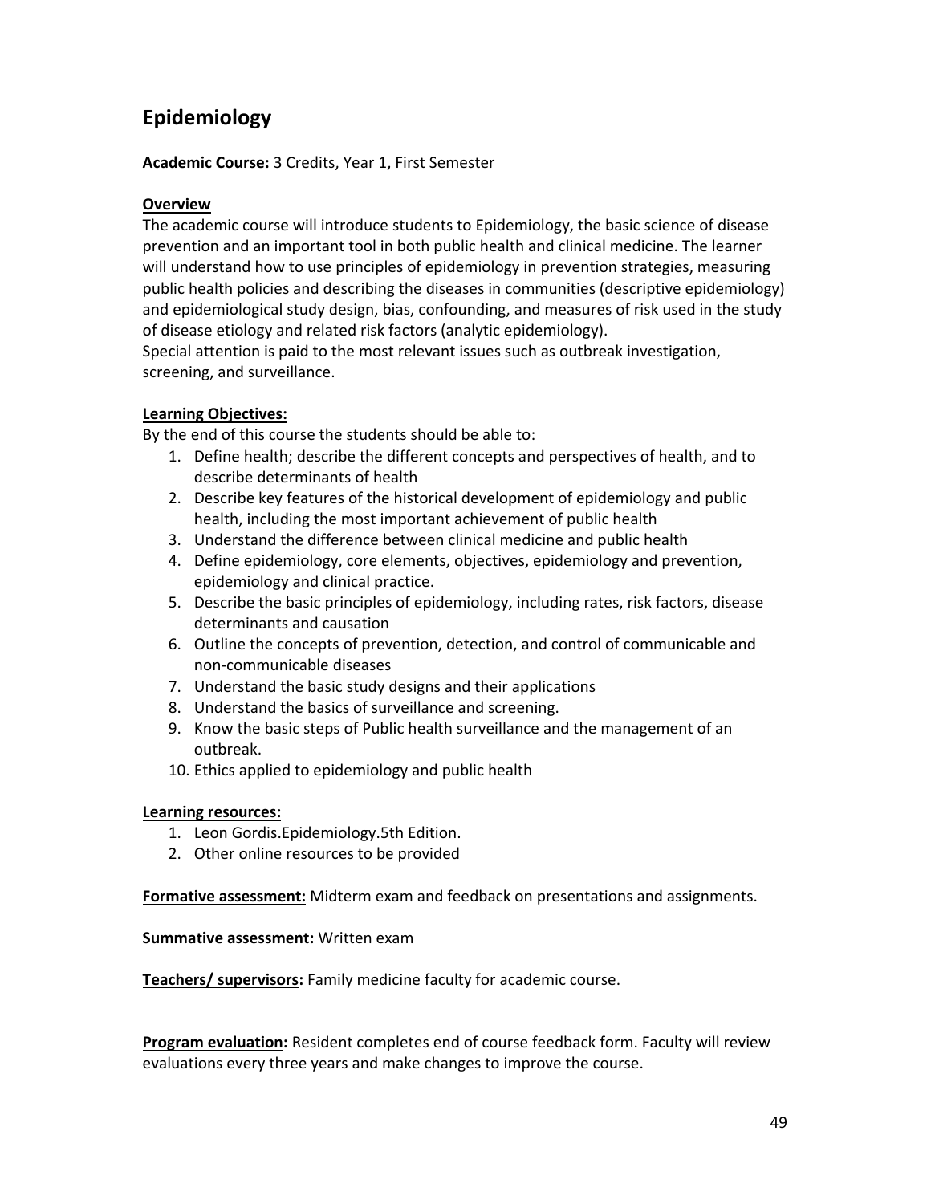# Epidemiology

**Academic Course:** 3 Credits, Year 1, First Semester

**Overview**

The academic course will introduce students to Epidemiology, the basic science of disease prevention and an important tool in both public health and clinical medicine. The learner will understand how to use principles of epidemiology in prevention strategies, measuring public health policies and describing the diseases in communities (descriptive epidemiology) and epidemiological study design, bias, confounding, and measures of risk used in the study of disease etiology and related risk factors (analytic epidemiology).
Special attention is paid to the most relevant issues such as outbreak investigation, screening, and surveillance.

**Learning Objectives:**

By the end of this course the students should be able to:

1. Define health; describe the different concepts and perspectives of health, and to describe determinants of health
2. Describe key features of the historical development of epidemiology and public health, including the most important achievement of public health
3. Understand the difference between clinical medicine and public health
4. Define epidemiology, core elements, objectives, epidemiology and prevention, epidemiology and clinical practice.
5. Describe the basic principles of epidemiology, including rates, risk factors, disease determinants and causation
6. Outline the concepts of prevention, detection, and control of communicable and non-communicable diseases
7. Understand the basic study designs and their applications
8. Understand the basics of surveillance and screening.
9. Know the basic steps of Public health surveillance and the management of an outbreak.
10. Ethics applied to epidemiology and public health

**Learning resources:**

1. Leon Gordis.Epidemiology.5th Edition.
2. Other online resources to be provided

**Formative assessment:** Midterm exam and feedback on presentations and assignments.

**Summative assessment:** Written exam

**Teachers/ supervisors:** Family medicine faculty for academic course.

**Program evaluation:** Resident completes end of course feedback form. Faculty will review evaluations every three years and make changes to improve the course.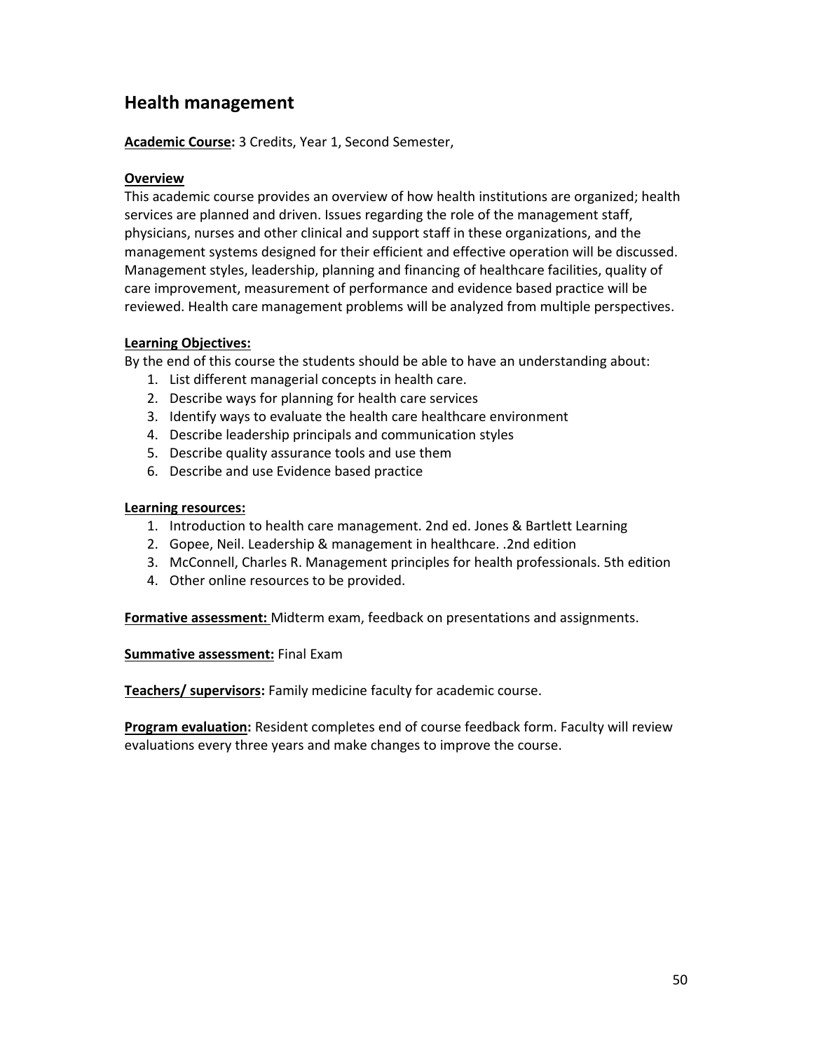## Health management

**Academic Course:** 3 Credits, Year 1, Second Semester,

**Overview**

This academic course provides an overview of how health institutions are organized; health services are planned and driven. Issues regarding the role of the management staff, physicians, nurses and other clinical and support staff in these organizations, and the management systems designed for their efficient and effective operation will be discussed. Management styles, leadership, planning and financing of healthcare facilities, quality of care improvement, measurement of performance and evidence based practice will be reviewed. Health care management problems will be analyzed from multiple perspectives.

**Learning Objectives:**

By the end of this course the students should be able to have an understanding about:

1. List different managerial concepts in health care.
2. Describe ways for planning for health care services
3. Identify ways to evaluate the health care healthcare environment
4. Describe leadership principals and communication styles
5. Describe quality assurance tools and use them
6. Describe and use Evidence based practice

**Learning resources:**

1. Introduction to health care management. 2nd ed. Jones & Bartlett Learning
2. Gopee, Neil. Leadership & management in healthcare. .2nd edition
3. McConnell, Charles R. Management principles for health professionals. 5th edition
4. Other online resources to be provided.

**Formative assessment:** Midterm exam, feedback on presentations and assignments.

**Summative assessment:** Final Exam

**Teachers/ supervisors:** Family medicine faculty for academic course.

**Program evaluation:** Resident completes end of course feedback form. Faculty will review evaluations every three years and make changes to improve the course.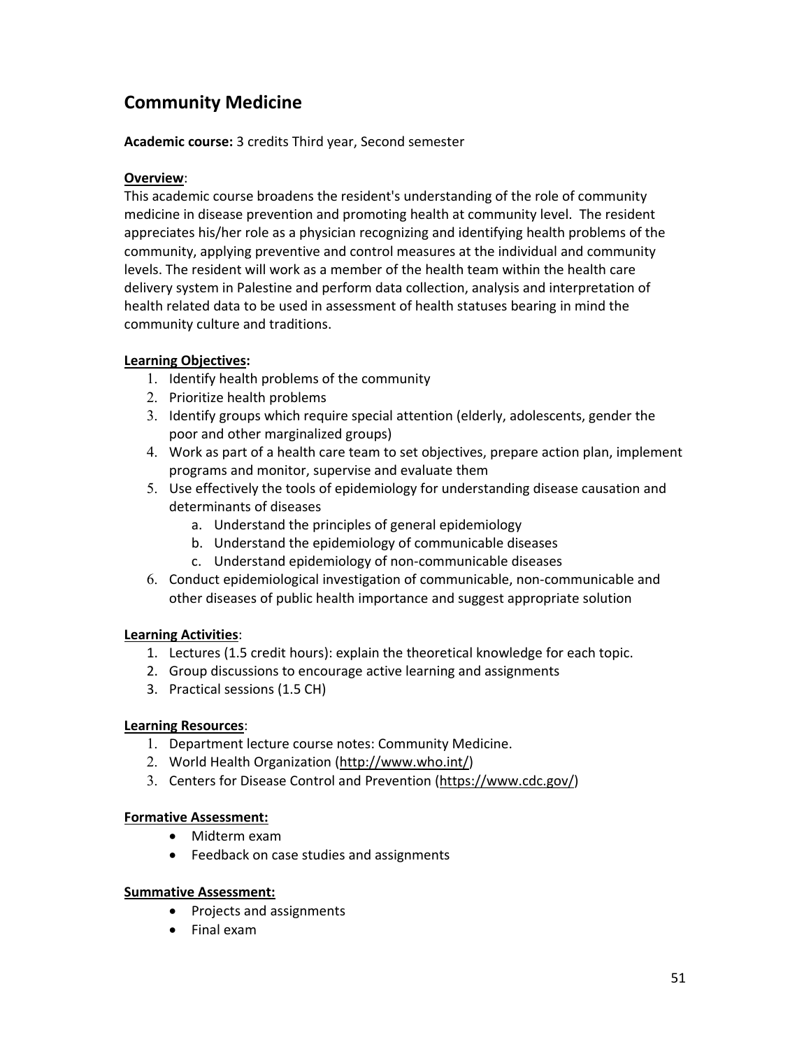## Community Medicine

**Academic course:** 3 credits Third year, Second semester

**Overview**:

This academic course broadens the resident's understanding of the role of community medicine in disease prevention and promoting health at community level. The resident appreciates his/her role as a physician recognizing and identifying health problems of the community, applying preventive and control measures at the individual and community levels. The resident will work as a member of the health team within the health care delivery system in Palestine and perform data collection, analysis and interpretation of health related data to be used in assessment of health statuses bearing in mind the community culture and traditions.

**Learning Objectives:**

1. Identify health problems of the community
2. Prioritize health problems
3. Identify groups which require special attention (elderly, adolescents, gender the poor and other marginalized groups)
4. Work as part of a health care team to set objectives, prepare action plan, implement programs and monitor, supervise and evaluate them
5. Use effectively the tools of epidemiology for understanding disease causation and determinants of diseases
    a. Understand the principles of general epidemiology
    b. Understand the epidemiology of communicable diseases
    c. Understand epidemiology of non-communicable diseases
6. Conduct epidemiological investigation of communicable, non-communicable and other diseases of public health importance and suggest appropriate solution

**Learning Activities**:

1. Lectures (1.5 credit hours): explain the theoretical knowledge for each topic.
2. Group discussions to encourage active learning and assignments
3. Practical sessions (1.5 CH)

**Learning Resources**:

1. Department lecture course notes: Community Medicine.
2. World Health Organization (http://www.who.int/)
3. Centers for Disease Control and Prevention (https://www.cdc.gov/)

**Formative Assessment:**

- Midterm exam
- Feedback on case studies and assignments

**Summative Assessment:**

- Projects and assignments
- Final exam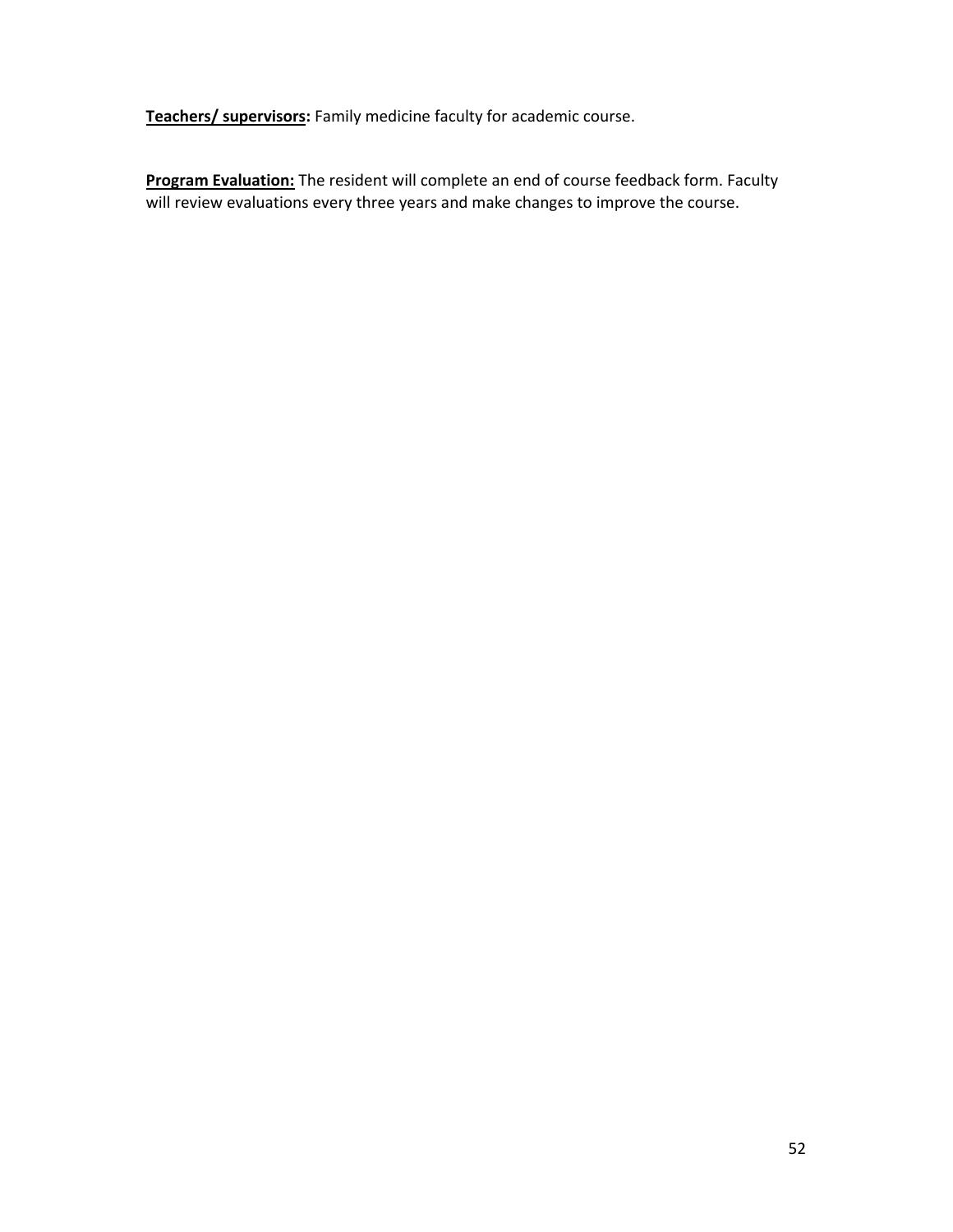**Teachers/ supervisors:** Family medicine faculty for academic course.

**Program Evaluation:** The resident will complete an end of course feedback form. Faculty will review evaluations every three years and make changes to improve the course.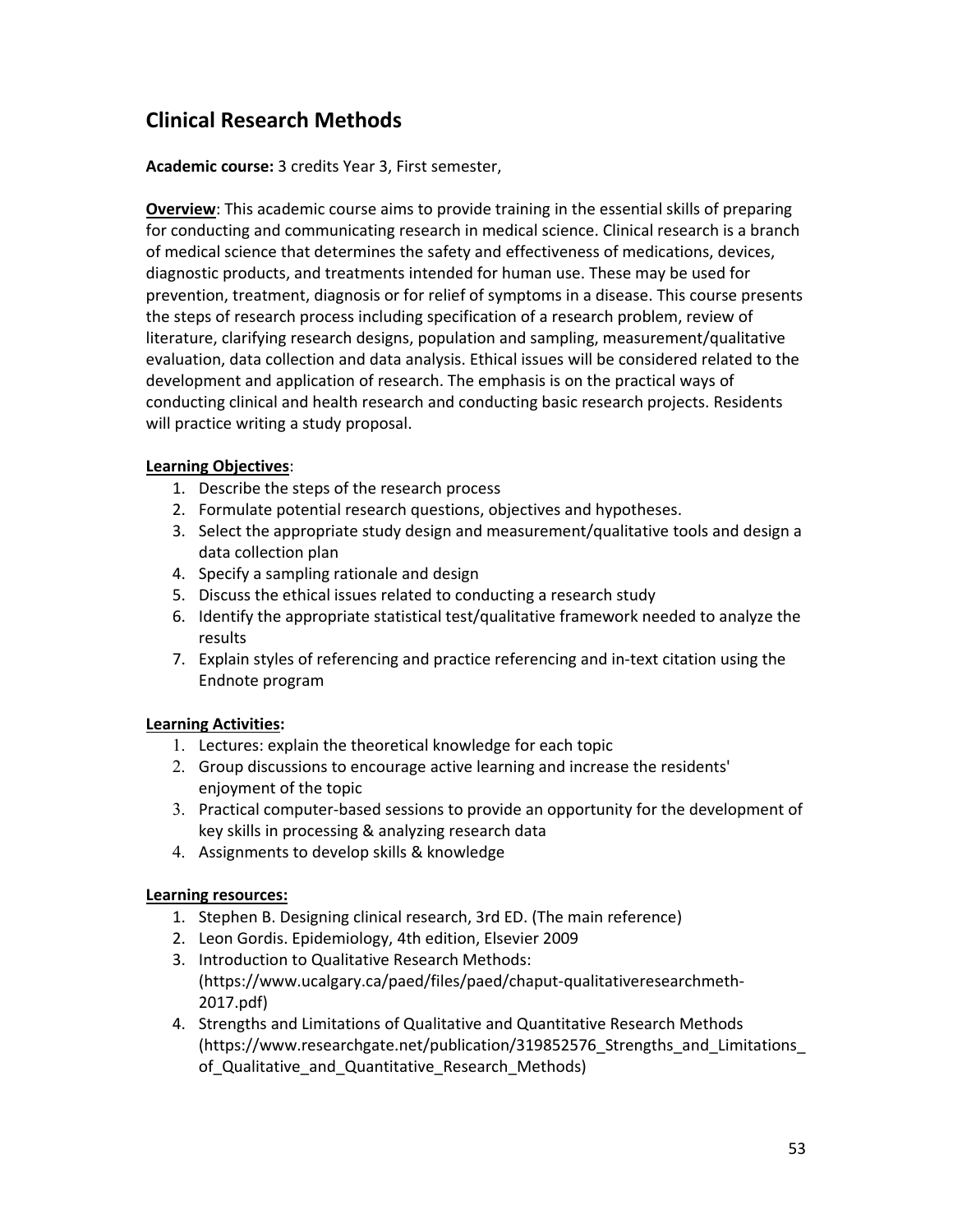## Clinical Research Methods

**Academic course:** 3 credits Year 3, First semester,

**Overview**: This academic course aims to provide training in the essential skills of preparing for conducting and communicating research in medical science. Clinical research is a branch of medical science that determines the safety and effectiveness of medications, devices, diagnostic products, and treatments intended for human use. These may be used for prevention, treatment, diagnosis or for relief of symptoms in a disease. This course presents the steps of research process including specification of a research problem, review of literature, clarifying research designs, population and sampling, measurement/qualitative evaluation, data collection and data analysis. Ethical issues will be considered related to the development and application of research. The emphasis is on the practical ways of conducting clinical and health research and conducting basic research projects. Residents will practice writing a study proposal.

**Learning Objectives**:

1. Describe the steps of the research process
2. Formulate potential research questions, objectives and hypotheses.
3. Select the appropriate study design and measurement/qualitative tools and design a data collection plan
4. Specify a sampling rationale and design
5. Discuss the ethical issues related to conducting a research study
6. Identify the appropriate statistical test/qualitative framework needed to analyze the results
7. Explain styles of referencing and practice referencing and in-text citation using the Endnote program

**Learning Activities:**

1. Lectures: explain the theoretical knowledge for each topic
2. Group discussions to encourage active learning and increase the residents' enjoyment of the topic
3. Practical computer-based sessions to provide an opportunity for the development of key skills in processing & analyzing research data
4. Assignments to develop skills & knowledge

**Learning resources:**

1. Stephen B. Designing clinical research, 3rd ED. (The main reference)
2. Leon Gordis. Epidemiology, 4th edition, Elsevier 2009
3. Introduction to Qualitative Research Methods: (https://www.ucalgary.ca/paed/files/paed/chaput-qualitativeresearchmeth-2017.pdf)
4. Strengths and Limitations of Qualitative and Quantitative Research Methods (https://www.researchgate.net/publication/319852576_Strengths_and_Limitations_of_Qualitative_and_Quantitative_Research_Methods)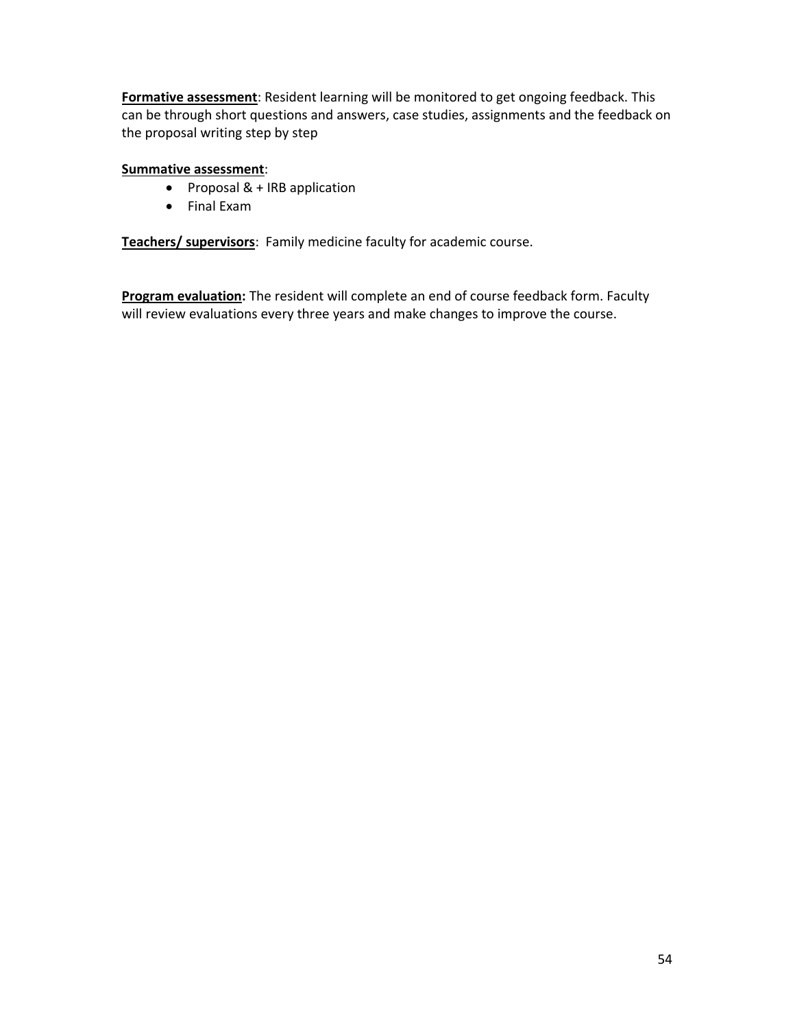**Formative assessment**: Resident learning will be monitored to get ongoing feedback. This can be through short questions and answers, case studies, assignments and the feedback on the proposal writing step by step

**Summative assessment**:

- Proposal & + IRB application
- Final Exam

**Teachers/ supervisors**: Family medicine faculty for academic course.

**Program evaluation:** The resident will complete an end of course feedback form. Faculty will review evaluations every three years and make changes to improve the course.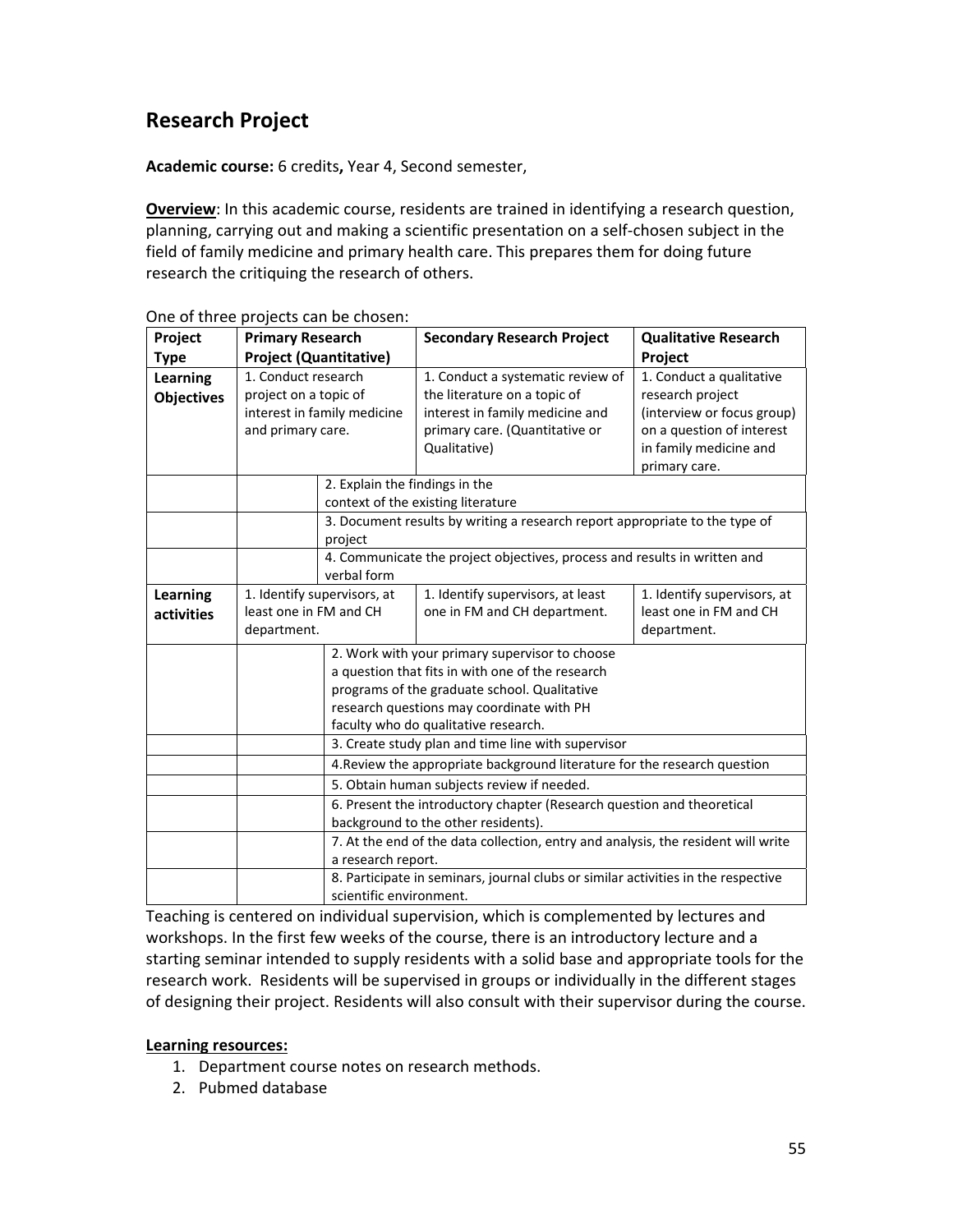## Research Project

**Academic course:** 6 credits**,** Year 4, Second semester,

**Overview**: In this academic course, residents are trained in identifying a research question, planning, carrying out and making a scientific presentation on a self-chosen subject in the field of family medicine and primary health care. This prepares them for doing future research the critiquing the research of others.

One of three projects can be chosen:

| Project Type | Primary Research Project (Quantitative) | Secondary Research Project | Qualitative Research Project |
|---|---|---|---|
| **Learning Objectives** | 1. Conduct research project on a topic of interest in family medicine and primary care. | 1. Conduct a systematic review of the literature on a topic of interest in family medicine and primary care. (Quantitative or Qualitative) | 1. Conduct a qualitative research project (interview or focus group) on a question of interest in family medicine and primary care. |
| | 2. Explain the findings in the context of the existing literature | | |
| | 3. Document results by writing a research report appropriate to the type of project | | |
| | 4. Communicate the project objectives, process and results in written and verbal form | | |
| **Learning activities** | 1. Identify supervisors, at least one in FM and CH department. | 1. Identify supervisors, at least one in FM and CH department. | 1. Identify supervisors, at least one in FM and CH department. |
| | 2. Work with your primary supervisor to choose a question that fits in with one of the research programs of the graduate school. Qualitative research questions may coordinate with PH faculty who do qualitative research. | | |
| | 3. Create study plan and time line with supervisor | | |
| | 4.Review the appropriate background literature for the research question | | |
| | 5. Obtain human subjects review if needed. | | |
| | 6. Present the introductory chapter (Research question and theoretical background to the other residents). | | |
| | 7. At the end of the data collection, entry and analysis, the resident will write a research report. | | |
| | 8. Participate in seminars, journal clubs or similar activities in the respective scientific environment. | | |

Teaching is centered on individual supervision, which is complemented by lectures and workshops. In the first few weeks of the course, there is an introductory lecture and a starting seminar intended to supply residents with a solid base and appropriate tools for the research work. Residents will be supervised in groups or individually in the different stages of designing their project. Residents will also consult with their supervisor during the course.

**Learning resources:**

1. Department course notes on research methods.
2. Pubmed database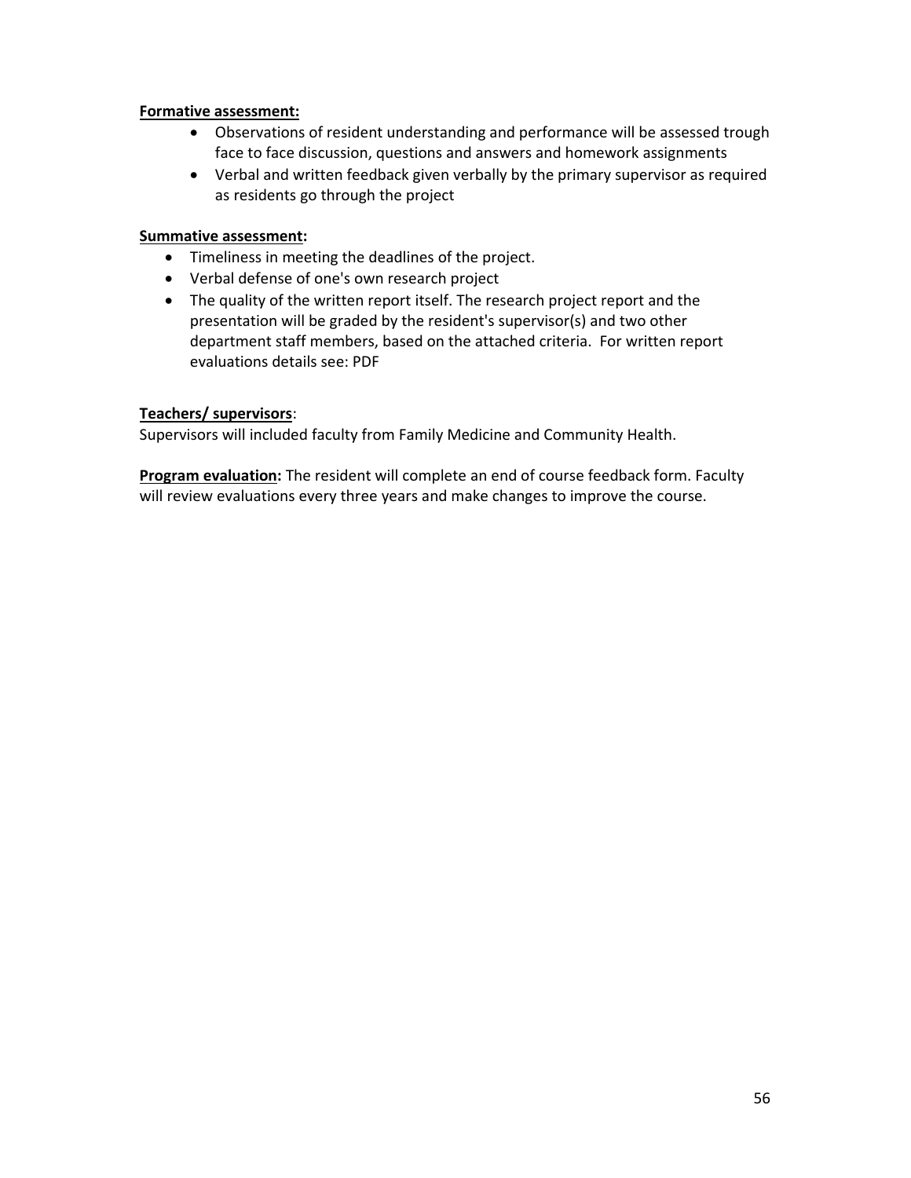**Formative assessment:**

- Observations of resident understanding and performance will be assessed trough face to face discussion, questions and answers and homework assignments
- Verbal and written feedback given verbally by the primary supervisor as required as residents go through the project

**Summative assessment:**

- Timeliness in meeting the deadlines of the project.
- Verbal defense of one's own research project
- The quality of the written report itself. The research project report and the presentation will be graded by the resident's supervisor(s) and two other department staff members, based on the attached criteria. For written report evaluations details see: PDF

**Teachers/ supervisors**:
Supervisors will included faculty from Family Medicine and Community Health.

**Program evaluation:** The resident will complete an end of course feedback form. Faculty will review evaluations every three years and make changes to improve the course.